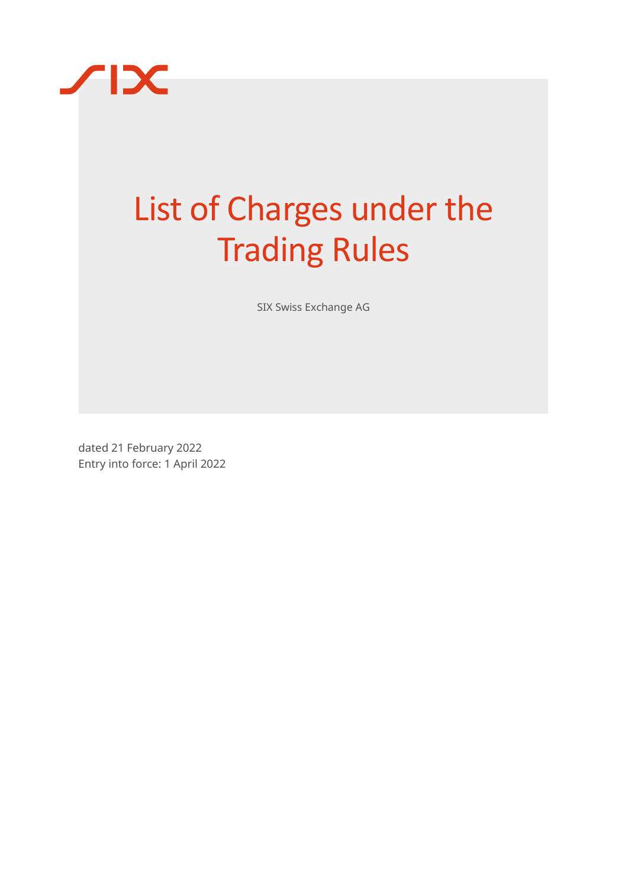# List of Charges under the Trading Rules

SIX Swiss Exchange AG

dated 21 February 2022
Entry into force: 1 April 2022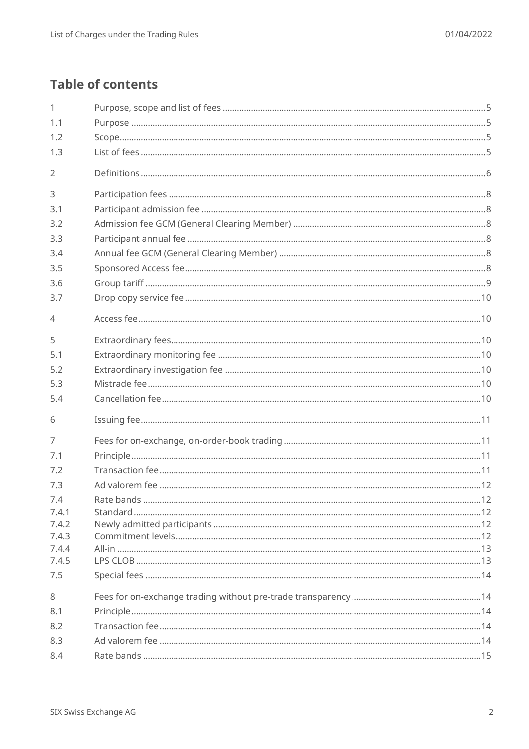## Table of contents

| | | |
|---|---|---|
| 1 | Purpose, scope and list of fees | 5 |
| 1.1 | Purpose | 5 |
| 1.2 | Scope | 5 |
| 1.3 | List of fees | 5 |
| 2 | Definitions | 6 |
| 3 | Participation fees | 8 |
| 3.1 | Participant admission fee | 8 |
| 3.2 | Admission fee GCM (General Clearing Member) | 8 |
| 3.3 | Participant annual fee | 8 |
| 3.4 | Annual fee GCM (General Clearing Member) | 8 |
| 3.5 | Sponsored Access fee | 8 |
| 3.6 | Group tariff | 9 |
| 3.7 | Drop copy service fee | 10 |
| 4 | Access fee | 10 |
| 5 | Extraordinary fees | 10 |
| 5.1 | Extraordinary monitoring fee | 10 |
| 5.2 | Extraordinary investigation fee | 10 |
| 5.3 | Mistrade fee | 10 |
| 5.4 | Cancellation fee | 10 |
| 6 | Issuing fee | 11 |
| 7 | Fees for on-exchange, on-order-book trading | 11 |
| 7.1 | Principle | 11 |
| 7.2 | Transaction fee | 11 |
| 7.3 | Ad valorem fee | 12 |
| 7.4 | Rate bands | 12 |
| 7.4.1 | Standard | 12 |
| 7.4.2 | Newly admitted participants | 12 |
| 7.4.3 | Commitment levels | 12 |
| 7.4.4 | All-in | 13 |
| 7.4.5 | LPS CLOB | 13 |
| 7.5 | Special fees | 14 |
| 8 | Fees for on-exchange trading without pre-trade transparency | 14 |
| 8.1 | Principle | 14 |
| 8.2 | Transaction fee | 14 |
| 8.3 | Ad valorem fee | 14 |
| 8.4 | Rate bands | 15 |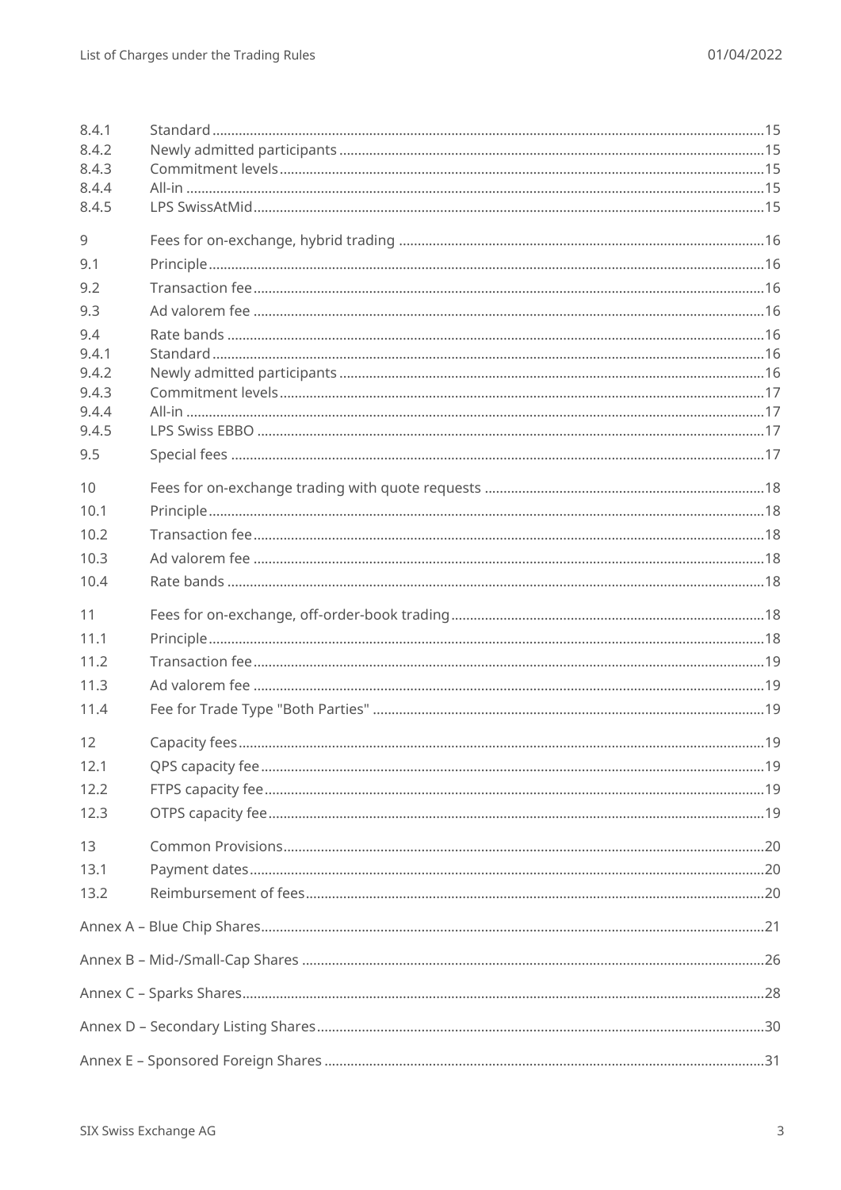| | | |
|---|---|---|
| 8.4.1 | Standard | 15 |
| 8.4.2 | Newly admitted participants | 15 |
| 8.4.3 | Commitment levels | 15 |
| 8.4.4 | All-in | 15 |
| 8.4.5 | LPS SwissAtMid | 15 |
| 9 | Fees for on-exchange, hybrid trading | 16 |
| 9.1 | Principle | 16 |
| 9.2 | Transaction fee | 16 |
| 9.3 | Ad valorem fee | 16 |
| 9.4 | Rate bands | 16 |
| 9.4.1 | Standard | 16 |
| 9.4.2 | Newly admitted participants | 16 |
| 9.4.3 | Commitment levels | 17 |
| 9.4.4 | All-in | 17 |
| 9.4.5 | LPS Swiss EBBO | 17 |
| 9.5 | Special fees | 17 |
| 10 | Fees for on-exchange trading with quote requests | 18 |
| 10.1 | Principle | 18 |
| 10.2 | Transaction fee | 18 |
| 10.3 | Ad valorem fee | 18 |
| 10.4 | Rate bands | 18 |
| 11 | Fees for on-exchange, off-order-book trading | 18 |
| 11.1 | Principle | 18 |
| 11.2 | Transaction fee | 19 |
| 11.3 | Ad valorem fee | 19 |
| 11.4 | Fee for Trade Type "Both Parties" | 19 |
| 12 | Capacity fees | 19 |
| 12.1 | QPS capacity fee | 19 |
| 12.2 | FTPS capacity fee | 19 |
| 12.3 | OTPS capacity fee | 19 |
| 13 | Common Provisions | 20 |
| 13.1 | Payment dates | 20 |
| 13.2 | Reimbursement of fees | 20 |
| Annex A – Blue Chip Shares | | 21 |
| Annex B – Mid-/Small-Cap Shares | | 26 |
| Annex C – Sparks Shares | | 28 |
| Annex D – Secondary Listing Shares | | 30 |
| Annex E – Sponsored Foreign Shares | | 31 |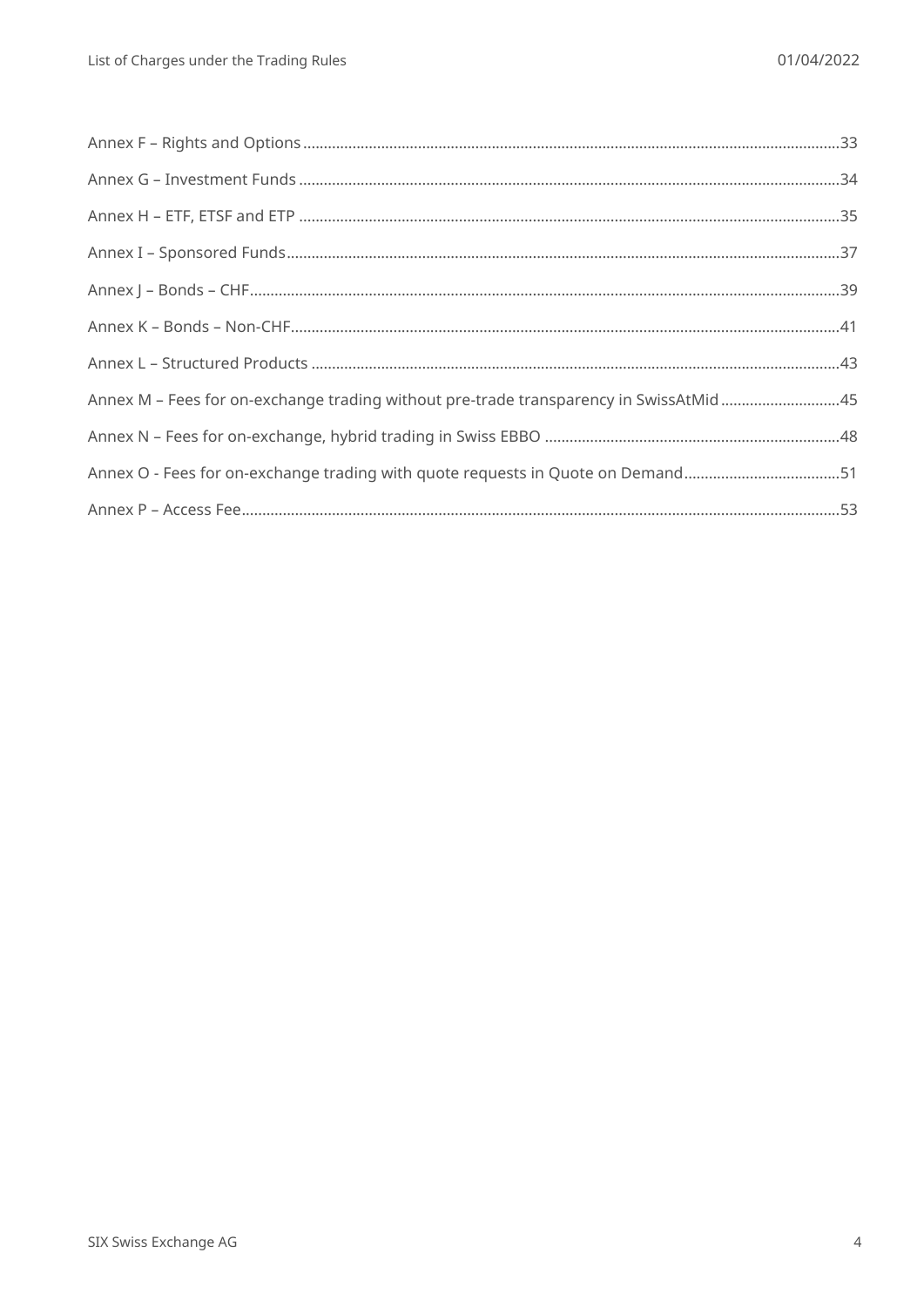Annex F – Rights and Options ..... 33

Annex G – Investment Funds ..... 34

Annex H – ETF, ETSF and ETP ..... 35

Annex I – Sponsored Funds ..... 37

Annex J – Bonds – CHF ..... 39

Annex K – Bonds – Non-CHF ..... 41

Annex L – Structured Products ..... 43

Annex M – Fees for on-exchange trading without pre-trade transparency in SwissAtMid ..... 45

Annex N – Fees for on-exchange, hybrid trading in Swiss EBBO ..... 48

Annex O - Fees for on-exchange trading with quote requests in Quote on Demand ..... 51

Annex P – Access Fee ..... 53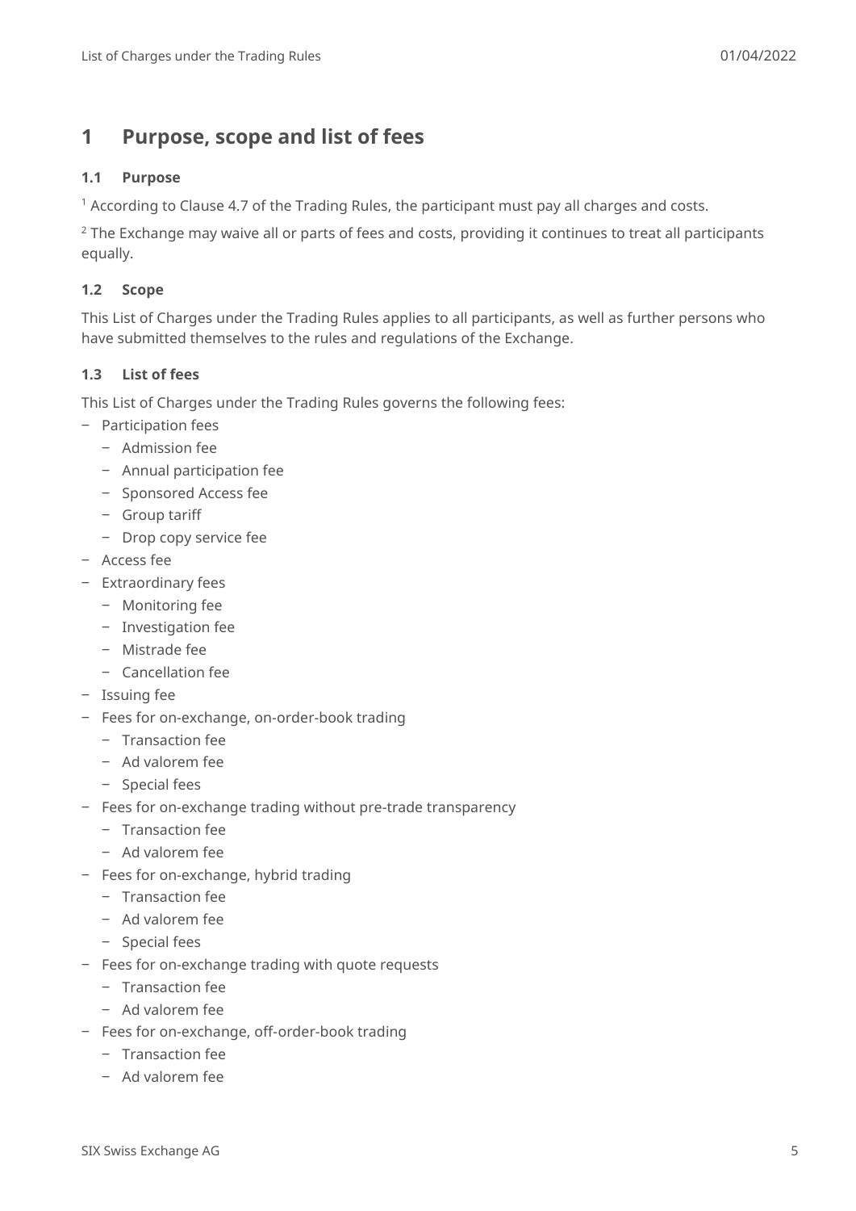# 1 Purpose, scope and list of fees

## 1.1 Purpose

[1] According to Clause 4.7 of the Trading Rules, the participant must pay all charges and costs.

[2] The Exchange may waive all or parts of fees and costs, providing it continues to treat all participants equally.

## 1.2 Scope

This List of Charges under the Trading Rules applies to all participants, as well as further persons who have submitted themselves to the rules and regulations of the Exchange.

## 1.3 List of fees

This List of Charges under the Trading Rules governs the following fees:

- Participation fees
  - Admission fee
  - Annual participation fee
  - Sponsored Access fee
  - Group tariff
  - Drop copy service fee
- Access fee
- Extraordinary fees
  - Monitoring fee
  - Investigation fee
  - Mistrade fee
  - Cancellation fee
- Issuing fee
- Fees for on-exchange, on-order-book trading
  - Transaction fee
  - Ad valorem fee
  - Special fees
- Fees for on-exchange trading without pre-trade transparency
  - Transaction fee
  - Ad valorem fee
- Fees for on-exchange, hybrid trading
  - Transaction fee
  - Ad valorem fee
  - Special fees
- Fees for on-exchange trading with quote requests
  - Transaction fee
  - Ad valorem fee
- Fees for on-exchange, off-order-book trading
  - Transaction fee
  - Ad valorem fee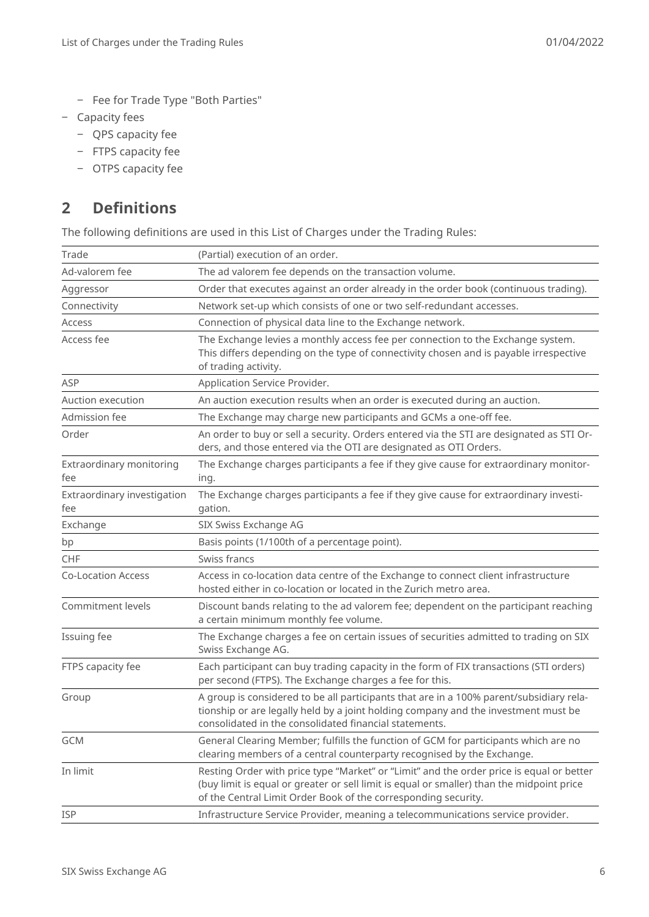- Fee for Trade Type "Both Parties"
- Capacity fees
  - QPS capacity fee
  - FTPS capacity fee
  - OTPS capacity fee

## 2 Definitions

The following definitions are used in this List of Charges under the Trading Rules:

| Trade | (Partial) execution of an order. |
|---|---|
| Ad-valorem fee | The ad valorem fee depends on the transaction volume. |
| Aggressor | Order that executes against an order already in the order book (continuous trading). |
| Connectivity | Network set-up which consists of one or two self-redundant accesses. |
| Access | Connection of physical data line to the Exchange network. |
| Access fee | The Exchange levies a monthly access fee per connection to the Exchange system. This differs depending on the type of connectivity chosen and is payable irrespective of trading activity. |
| ASP | Application Service Provider. |
| Auction execution | An auction execution results when an order is executed during an auction. |
| Admission fee | The Exchange may charge new participants and GCMs a one-off fee. |
| Order | An order to buy or sell a security. Orders entered via the STI are designated as STI Orders, and those entered via the OTI are designated as OTI Orders. |
| Extraordinary monitoring fee | The Exchange charges participants a fee if they give cause for extraordinary monitoring. |
| Extraordinary investigation fee | The Exchange charges participants a fee if they give cause for extraordinary investigation. |
| Exchange | SIX Swiss Exchange AG |
| bp | Basis points (1/100th of a percentage point). |
| CHF | Swiss francs |
| Co-Location Access | Access in co-location data centre of the Exchange to connect client infrastructure hosted either in co-location or located in the Zurich metro area. |
| Commitment levels | Discount bands relating to the ad valorem fee; dependent on the participant reaching a certain minimum monthly fee volume. |
| Issuing fee | The Exchange charges a fee on certain issues of securities admitted to trading on SIX Swiss Exchange AG. |
| FTPS capacity fee | Each participant can buy trading capacity in the form of FIX transactions (STI orders) per second (FTPS). The Exchange charges a fee for this. |
| Group | A group is considered to be all participants that are in a 100% parent/subsidiary relationship or are legally held by a joint holding company and the investment must be consolidated in the consolidated financial statements. |
| GCM | General Clearing Member; fulfills the function of GCM for participants which are no clearing members of a central counterparty recognised by the Exchange. |
| In limit | Resting Order with price type "Market" or "Limit" and the order price is equal or better (buy limit is equal or greater or sell limit is equal or smaller) than the midpoint price of the Central Limit Order Book of the corresponding security. |
| ISP | Infrastructure Service Provider, meaning a telecommunications service provider. |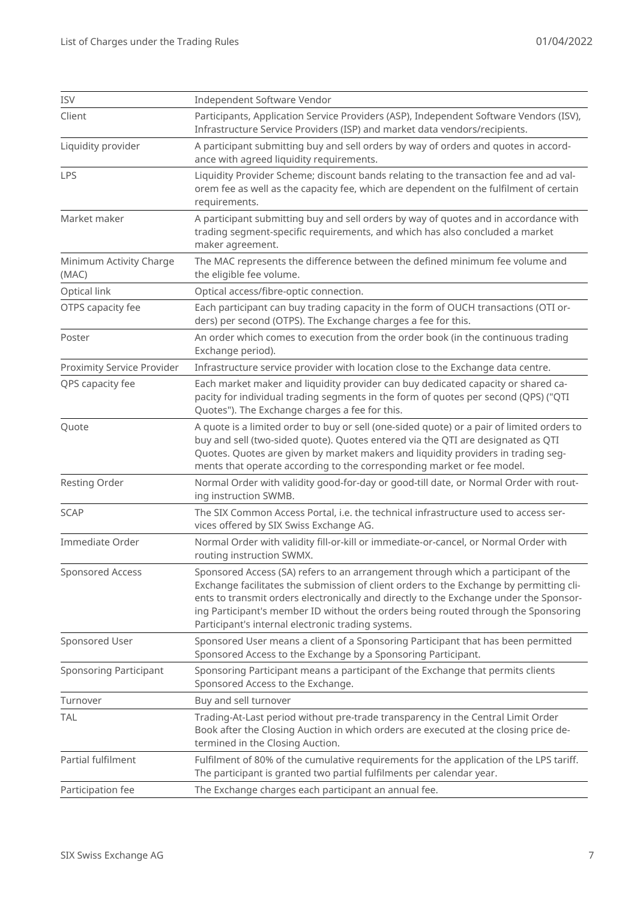| | |
|---|---|
| ISV | Independent Software Vendor |
| Client | Participants, Application Service Providers (ASP), Independent Software Vendors (ISV), Infrastructure Service Providers (ISP) and market data vendors/recipients. |
| Liquidity provider | A participant submitting buy and sell orders by way of orders and quotes in accordance with agreed liquidity requirements. |
| LPS | Liquidity Provider Scheme; discount bands relating to the transaction fee and ad valorem fee as well as the capacity fee, which are dependent on the fulfilment of certain requirements. |
| Market maker | A participant submitting buy and sell orders by way of quotes and in accordance with trading segment-specific requirements, and which has also concluded a market maker agreement. |
| Minimum Activity Charge (MAC) | The MAC represents the difference between the defined minimum fee volume and the eligible fee volume. |
| Optical link | Optical access/fibre-optic connection. |
| OTPS capacity fee | Each participant can buy trading capacity in the form of OUCH transactions (OTI orders) per second (OTPS). The Exchange charges a fee for this. |
| Poster | An order which comes to execution from the order book (in the continuous trading Exchange period). |
| Proximity Service Provider | Infrastructure service provider with location close to the Exchange data centre. |
| QPS capacity fee | Each market maker and liquidity provider can buy dedicated capacity or shared capacity for individual trading segments in the form of quotes per second (QPS) ("QTI Quotes"). The Exchange charges a fee for this. |
| Quote | A quote is a limited order to buy or sell (one-sided quote) or a pair of limited orders to buy and sell (two-sided quote). Quotes entered via the QTI are designated as QTI Quotes. Quotes are given by market makers and liquidity providers in trading segments that operate according to the corresponding market or fee model. |
| Resting Order | Normal Order with validity good-for-day or good-till date, or Normal Order with routing instruction SWMB. |
| SCAP | The SIX Common Access Portal, i.e. the technical infrastructure used to access services offered by SIX Swiss Exchange AG. |
| Immediate Order | Normal Order with validity fill-or-kill or immediate-or-cancel, or Normal Order with routing instruction SWMX. |
| Sponsored Access | Sponsored Access (SA) refers to an arrangement through which a participant of the Exchange facilitates the submission of client orders to the Exchange by permitting clients to transmit orders electronically and directly to the Exchange under the Sponsoring Participant's member ID without the orders being routed through the Sponsoring Participant's internal electronic trading systems. |
| Sponsored User | Sponsored User means a client of a Sponsoring Participant that has been permitted Sponsored Access to the Exchange by a Sponsoring Participant. |
| Sponsoring Participant | Sponsoring Participant means a participant of the Exchange that permits clients Sponsored Access to the Exchange. |
| Turnover | Buy and sell turnover |
| TAL | Trading-At-Last period without pre-trade transparency in the Central Limit Order Book after the Closing Auction in which orders are executed at the closing price determined in the Closing Auction. |
| Partial fulfilment | Fulfilment of 80% of the cumulative requirements for the application of the LPS tariff. The participant is granted two partial fulfilments per calendar year. |
| Participation fee | The Exchange charges each participant an annual fee. |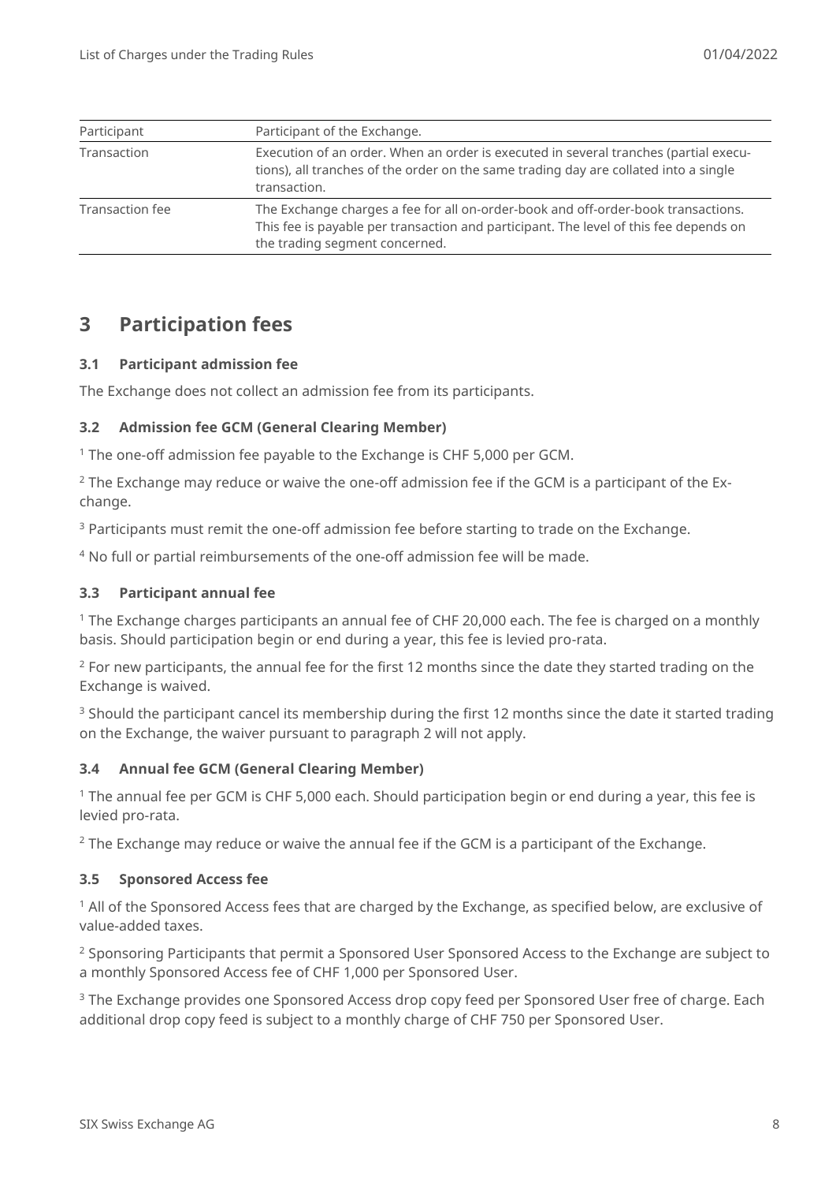| Participant | Participant of the Exchange. |
|---|---|
| Transaction | Execution of an order. When an order is executed in several tranches (partial executions), all tranches of the order on the same trading day are collated into a single transaction. |
| Transaction fee | The Exchange charges a fee for all on-order-book and off-order-book transactions. This fee is payable per transaction and participant. The level of this fee depends on the trading segment concerned. |

# 3 Participation fees

### 3.1 Participant admission fee

The Exchange does not collect an admission fee from its participants.

### 3.2 Admission fee GCM (General Clearing Member)

[1] The one-off admission fee payable to the Exchange is CHF 5,000 per GCM.

[2] The Exchange may reduce or waive the one-off admission fee if the GCM is a participant of the Exchange.

[3] Participants must remit the one-off admission fee before starting to trade on the Exchange.

[4] No full or partial reimbursements of the one-off admission fee will be made.

### 3.3 Participant annual fee

[1] The Exchange charges participants an annual fee of CHF 20,000 each. The fee is charged on a monthly basis. Should participation begin or end during a year, this fee is levied pro-rata.

[2] For new participants, the annual fee for the first 12 months since the date they started trading on the Exchange is waived.

[3] Should the participant cancel its membership during the first 12 months since the date it started trading on the Exchange, the waiver pursuant to paragraph 2 will not apply.

### 3.4 Annual fee GCM (General Clearing Member)

[1] The annual fee per GCM is CHF 5,000 each. Should participation begin or end during a year, this fee is levied pro-rata.

[2] The Exchange may reduce or waive the annual fee if the GCM is a participant of the Exchange.

### 3.5 Sponsored Access fee

[1] All of the Sponsored Access fees that are charged by the Exchange, as specified below, are exclusive of value-added taxes.

[2] Sponsoring Participants that permit a Sponsored User Sponsored Access to the Exchange are subject to a monthly Sponsored Access fee of CHF 1,000 per Sponsored User.

[3] The Exchange provides one Sponsored Access drop copy feed per Sponsored User free of charge. Each additional drop copy feed is subject to a monthly charge of CHF 750 per Sponsored User.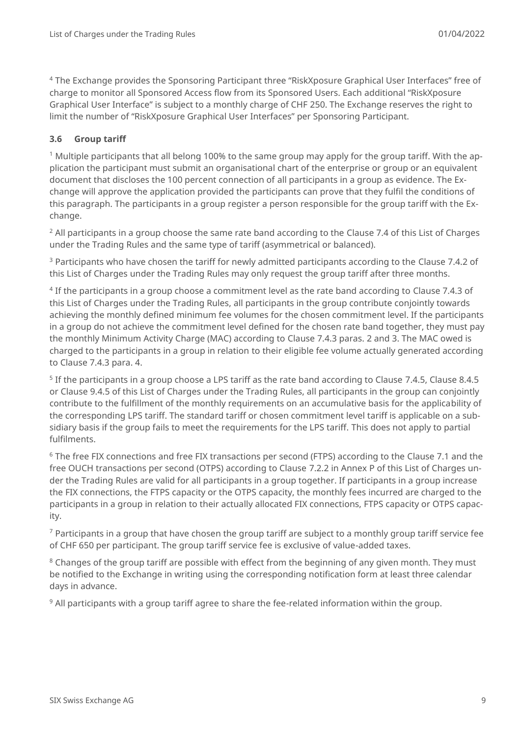[4] The Exchange provides the Sponsoring Participant three "RiskXposure Graphical User Interfaces" free of charge to monitor all Sponsored Access flow from its Sponsored Users. Each additional "RiskXposure Graphical User Interface" is subject to a monthly charge of CHF 250. The Exchange reserves the right to limit the number of "RiskXposure Graphical User Interfaces" per Sponsoring Participant.

### 3.6 Group tariff

[1] Multiple participants that all belong 100% to the same group may apply for the group tariff. With the application the participant must submit an organisational chart of the enterprise or group or an equivalent document that discloses the 100 percent connection of all participants in a group as evidence. The Exchange will approve the application provided the participants can prove that they fulfil the conditions of this paragraph. The participants in a group register a person responsible for the group tariff with the Exchange.

[2] All participants in a group choose the same rate band according to the Clause 7.4 of this List of Charges under the Trading Rules and the same type of tariff (asymmetrical or balanced).

[3] Participants who have chosen the tariff for newly admitted participants according to the Clause 7.4.2 of this List of Charges under the Trading Rules may only request the group tariff after three months.

[4] If the participants in a group choose a commitment level as the rate band according to Clause 7.4.3 of this List of Charges under the Trading Rules, all participants in the group contribute conjointly towards achieving the monthly defined minimum fee volumes for the chosen commitment level. If the participants in a group do not achieve the commitment level defined for the chosen rate band together, they must pay the monthly Minimum Activity Charge (MAC) according to Clause 7.4.3 paras. 2 and 3. The MAC owed is charged to the participants in a group in relation to their eligible fee volume actually generated according to Clause 7.4.3 para. 4.

[5] If the participants in a group choose a LPS tariff as the rate band according to Clause 7.4.5, Clause 8.4.5 or Clause 9.4.5 of this List of Charges under the Trading Rules, all participants in the group can conjointly contribute to the fulfillment of the monthly requirements on an accumulative basis for the applicability of the corresponding LPS tariff. The standard tariff or chosen commitment level tariff is applicable on a subsidiary basis if the group fails to meet the requirements for the LPS tariff. This does not apply to partial fulfilments.

[6] The free FIX connections and free FIX transactions per second (FTPS) according to the Clause 7.1 and the free OUCH transactions per second (OTPS) according to Clause 7.2.2 in Annex P of this List of Charges under the Trading Rules are valid for all participants in a group together. If participants in a group increase the FIX connections, the FTPS capacity or the OTPS capacity, the monthly fees incurred are charged to the participants in a group in relation to their actually allocated FIX connections, FTPS capacity or OTPS capacity.

[7] Participants in a group that have chosen the group tariff are subject to a monthly group tariff service fee of CHF 650 per participant. The group tariff service fee is exclusive of value-added taxes.

[8] Changes of the group tariff are possible with effect from the beginning of any given month. They must be notified to the Exchange in writing using the corresponding notification form at least three calendar days in advance.

[9] All participants with a group tariff agree to share the fee-related information within the group.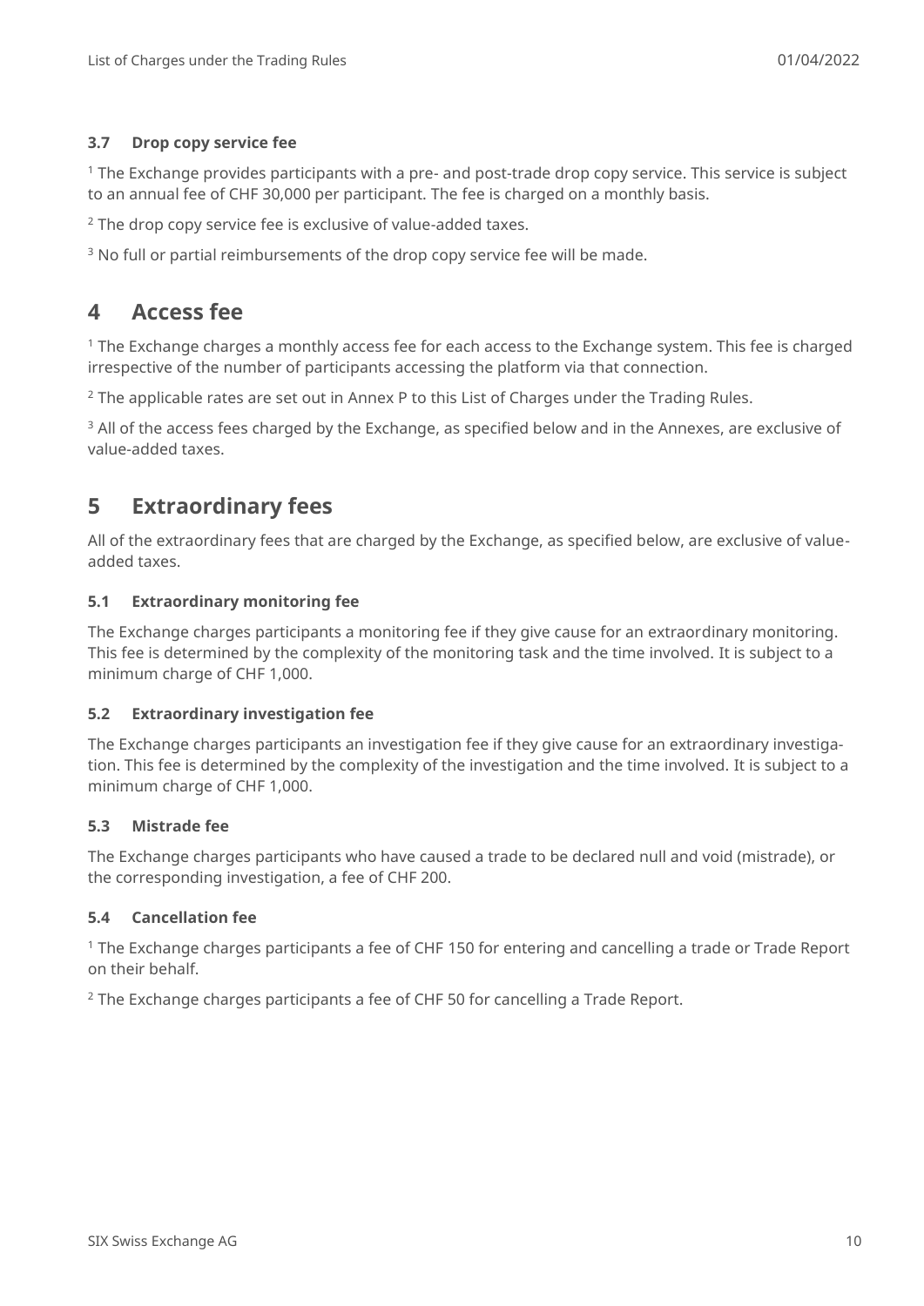### 3.7 Drop copy service fee

[1] The Exchange provides participants with a pre- and post-trade drop copy service. This service is subject to an annual fee of CHF 30,000 per participant. The fee is charged on a monthly basis.

[2] The drop copy service fee is exclusive of value-added taxes.

[3] No full or partial reimbursements of the drop copy service fee will be made.

## 4 Access fee

[1] The Exchange charges a monthly access fee for each access to the Exchange system. This fee is charged irrespective of the number of participants accessing the platform via that connection.

[2] The applicable rates are set out in Annex P to this List of Charges under the Trading Rules.

[3] All of the access fees charged by the Exchange, as specified below and in the Annexes, are exclusive of value-added taxes.

## 5 Extraordinary fees

All of the extraordinary fees that are charged by the Exchange, as specified below, are exclusive of value-added taxes.

### 5.1 Extraordinary monitoring fee

The Exchange charges participants a monitoring fee if they give cause for an extraordinary monitoring. This fee is determined by the complexity of the monitoring task and the time involved. It is subject to a minimum charge of CHF 1,000.

### 5.2 Extraordinary investigation fee

The Exchange charges participants an investigation fee if they give cause for an extraordinary investigation. This fee is determined by the complexity of the investigation and the time involved. It is subject to a minimum charge of CHF 1,000.

### 5.3 Mistrade fee

The Exchange charges participants who have caused a trade to be declared null and void (mistrade), or the corresponding investigation, a fee of CHF 200.

### 5.4 Cancellation fee

[1] The Exchange charges participants a fee of CHF 150 for entering and cancelling a trade or Trade Report on their behalf.

[2] The Exchange charges participants a fee of CHF 50 for cancelling a Trade Report.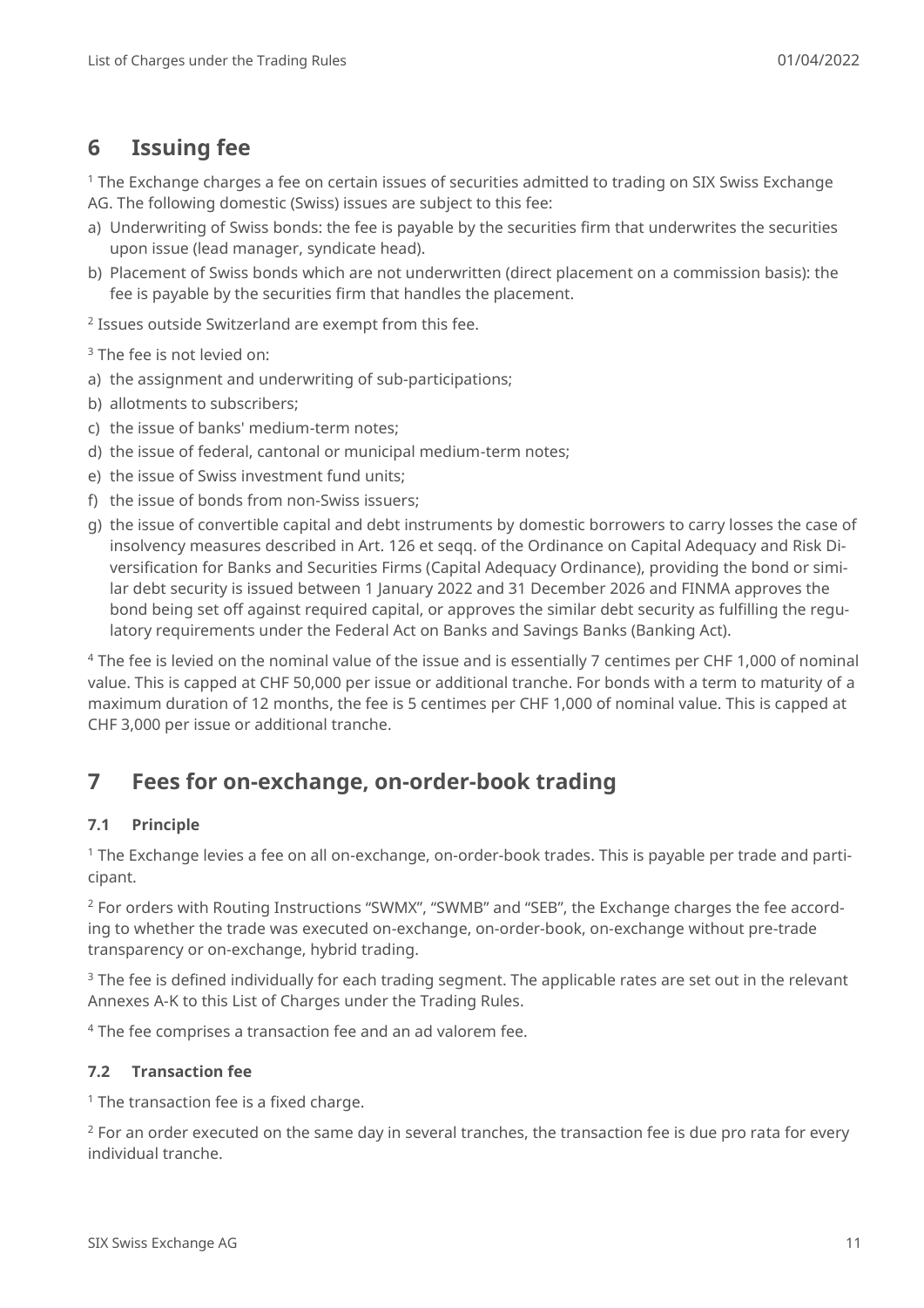## 6 Issuing fee

[1] The Exchange charges a fee on certain issues of securities admitted to trading on SIX Swiss Exchange AG. The following domestic (Swiss) issues are subject to this fee:

a) Underwriting of Swiss bonds: the fee is payable by the securities firm that underwrites the securities upon issue (lead manager, syndicate head).
b) Placement of Swiss bonds which are not underwritten (direct placement on a commission basis): the fee is payable by the securities firm that handles the placement.

[2] Issues outside Switzerland are exempt from this fee.

[3] The fee is not levied on:

a) the assignment and underwriting of sub-participations;
b) allotments to subscribers;
c) the issue of banks' medium-term notes;
d) the issue of federal, cantonal or municipal medium-term notes;
e) the issue of Swiss investment fund units;
f) the issue of bonds from non-Swiss issuers;
g) the issue of convertible capital and debt instruments by domestic borrowers to carry losses the case of insolvency measures described in Art. 126 et seqq. of the Ordinance on Capital Adequacy and Risk Diversification for Banks and Securities Firms (Capital Adequacy Ordinance), providing the bond or similar debt security is issued between 1 January 2022 and 31 December 2026 and FINMA approves the bond being set off against required capital, or approves the similar debt security as fulfilling the regulatory requirements under the Federal Act on Banks and Savings Banks (Banking Act).

[4] The fee is levied on the nominal value of the issue and is essentially 7 centimes per CHF 1,000 of nominal value. This is capped at CHF 50,000 per issue or additional tranche. For bonds with a term to maturity of a maximum duration of 12 months, the fee is 5 centimes per CHF 1,000 of nominal value. This is capped at CHF 3,000 per issue or additional tranche.

## 7 Fees for on-exchange, on-order-book trading

### 7.1 Principle

[1] The Exchange levies a fee on all on-exchange, on-order-book trades. This is payable per trade and participant.

[2] For orders with Routing Instructions “SWMX”, “SWMB” and “SEB”, the Exchange charges the fee according to whether the trade was executed on-exchange, on-order-book, on-exchange without pre-trade transparency or on-exchange, hybrid trading.

[3] The fee is defined individually for each trading segment. The applicable rates are set out in the relevant Annexes A-K to this List of Charges under the Trading Rules.

[4] The fee comprises a transaction fee and an ad valorem fee.

### 7.2 Transaction fee

[1] The transaction fee is a fixed charge.

[2] For an order executed on the same day in several tranches, the transaction fee is due pro rata for every individual tranche.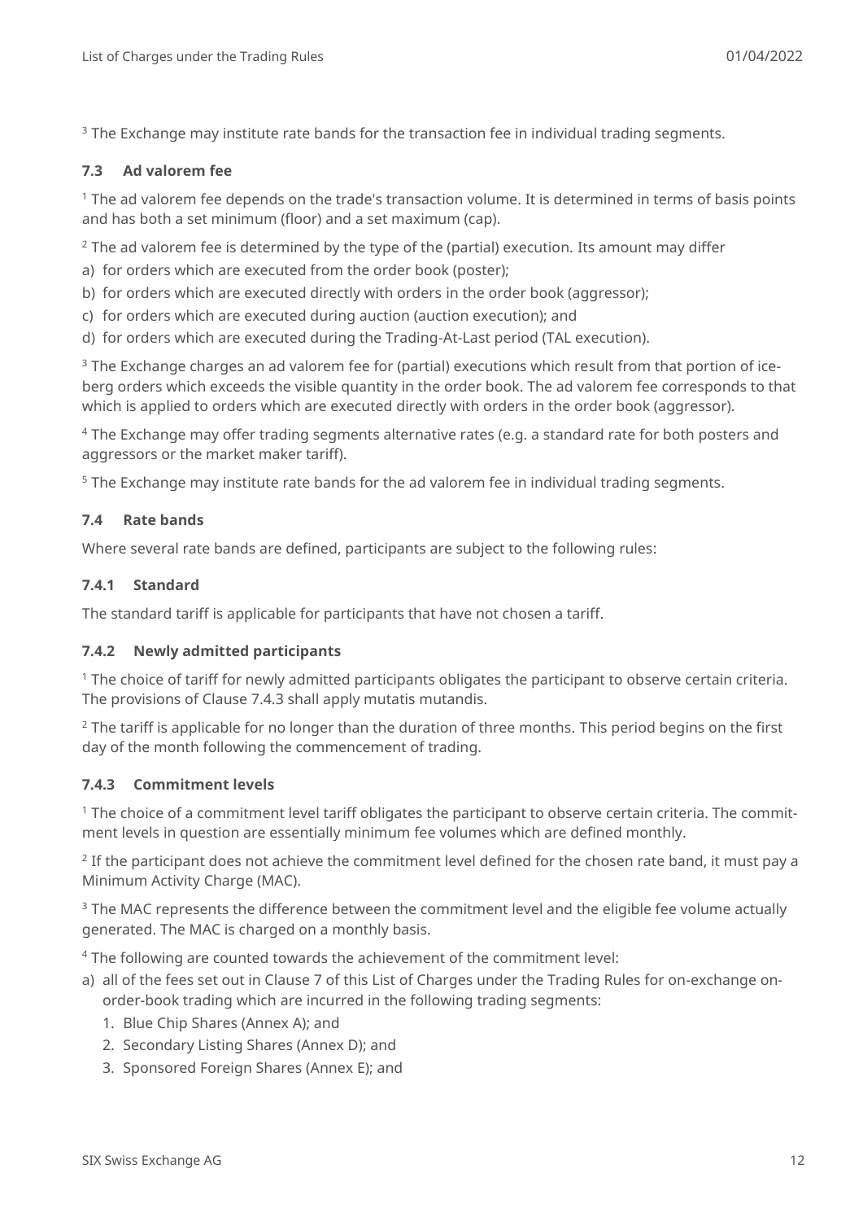[3] The Exchange may institute rate bands for the transaction fee in individual trading segments.

### 7.3 Ad valorem fee

[1] The ad valorem fee depends on the trade's transaction volume. It is determined in terms of basis points and has both a set minimum (floor) and a set maximum (cap).

[2] The ad valorem fee is determined by the type of the (partial) execution. Its amount may differ

a) for orders which are executed from the order book (poster);
b) for orders which are executed directly with orders in the order book (aggressor);
c) for orders which are executed during auction (auction execution); and
d) for orders which are executed during the Trading-At-Last period (TAL execution).

[3] The Exchange charges an ad valorem fee for (partial) executions which result from that portion of iceberg orders which exceeds the visible quantity in the order book. The ad valorem fee corresponds to that which is applied to orders which are executed directly with orders in the order book (aggressor).

[4] The Exchange may offer trading segments alternative rates (e.g. a standard rate for both posters and aggressors or the market maker tariff).

[5] The Exchange may institute rate bands for the ad valorem fee in individual trading segments.

### 7.4 Rate bands

Where several rate bands are defined, participants are subject to the following rules:

#### 7.4.1 Standard

The standard tariff is applicable for participants that have not chosen a tariff.

#### 7.4.2 Newly admitted participants

[1] The choice of tariff for newly admitted participants obligates the participant to observe certain criteria. The provisions of Clause 7.4.3 shall apply mutatis mutandis.

[2] The tariff is applicable for no longer than the duration of three months. This period begins on the first day of the month following the commencement of trading.

#### 7.4.3 Commitment levels

[1] The choice of a commitment level tariff obligates the participant to observe certain criteria. The commitment levels in question are essentially minimum fee volumes which are defined monthly.

[2] If the participant does not achieve the commitment level defined for the chosen rate band, it must pay a Minimum Activity Charge (MAC).

[3] The MAC represents the difference between the commitment level and the eligible fee volume actually generated. The MAC is charged on a monthly basis.

[4] The following are counted towards the achievement of the commitment level:

a) all of the fees set out in Clause 7 of this List of Charges under the Trading Rules for on-exchange on-order-book trading which are incurred in the following trading segments:
   1. Blue Chip Shares (Annex A); and
   2. Secondary Listing Shares (Annex D); and
   3. Sponsored Foreign Shares (Annex E); and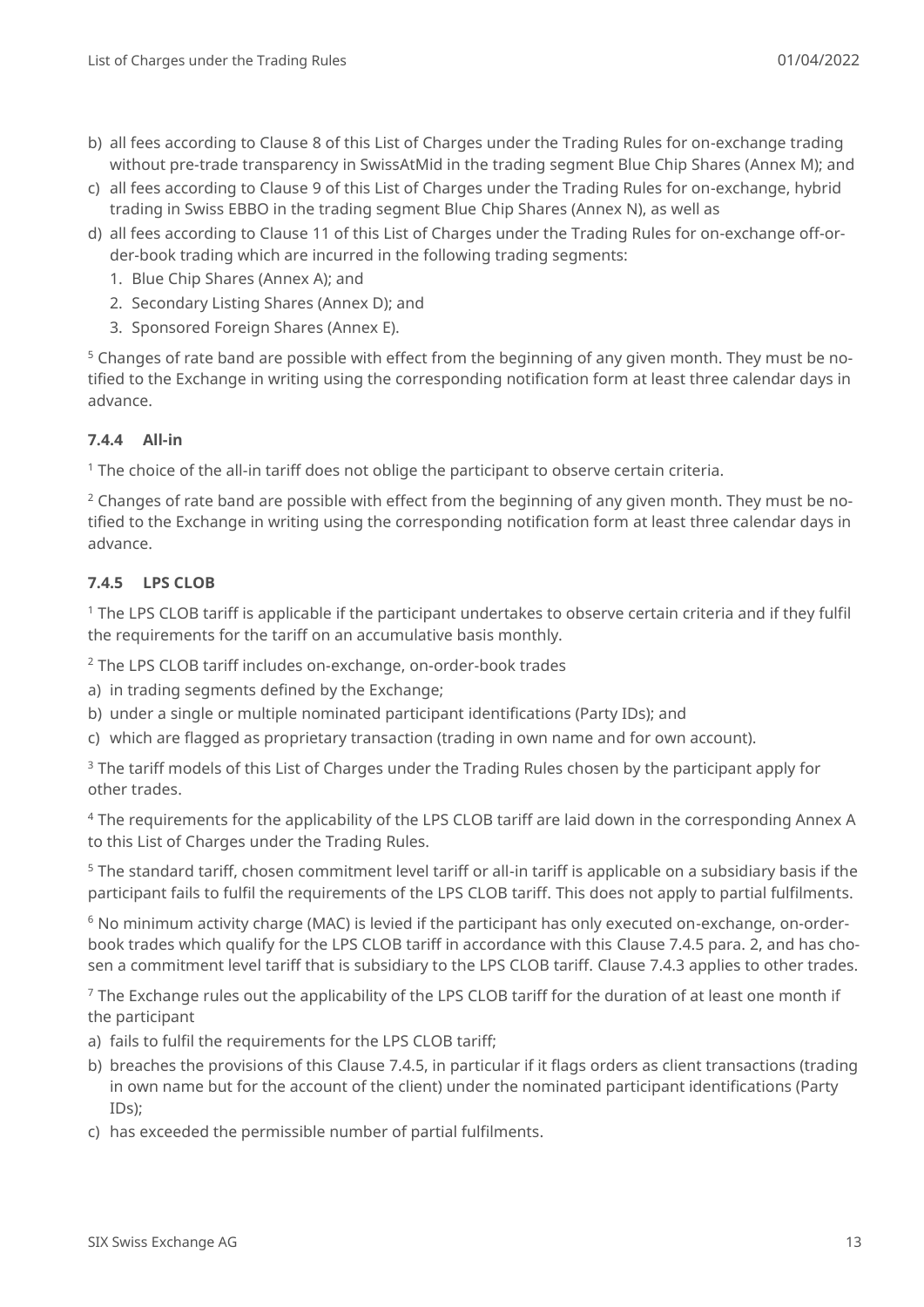b) all fees according to Clause 8 of this List of Charges under the Trading Rules for on-exchange trading without pre-trade transparency in SwissAtMid in the trading segment Blue Chip Shares (Annex M); and
c) all fees according to Clause 9 of this List of Charges under the Trading Rules for on-exchange, hybrid trading in Swiss EBBO in the trading segment Blue Chip Shares (Annex N), as well as
d) all fees according to Clause 11 of this List of Charges under the Trading Rules for on-exchange off-order-book trading which are incurred in the following trading segments:
   1. Blue Chip Shares (Annex A); and
   2. Secondary Listing Shares (Annex D); and
   3. Sponsored Foreign Shares (Annex E).

[5] Changes of rate band are possible with effect from the beginning of any given month. They must be notified to the Exchange in writing using the corresponding notification form at least three calendar days in advance.

#### 7.4.4 All-in

[1] The choice of the all-in tariff does not oblige the participant to observe certain criteria.

[2] Changes of rate band are possible with effect from the beginning of any given month. They must be notified to the Exchange in writing using the corresponding notification form at least three calendar days in advance.

#### 7.4.5 LPS CLOB

[1] The LPS CLOB tariff is applicable if the participant undertakes to observe certain criteria and if they fulfil the requirements for the tariff on an accumulative basis monthly.

[2] The LPS CLOB tariff includes on-exchange, on-order-book trades

a) in trading segments defined by the Exchange;
b) under a single or multiple nominated participant identifications (Party IDs); and
c) which are flagged as proprietary transaction (trading in own name and for own account).

[3] The tariff models of this List of Charges under the Trading Rules chosen by the participant apply for other trades.

[4] The requirements for the applicability of the LPS CLOB tariff are laid down in the corresponding Annex A to this List of Charges under the Trading Rules.

[5] The standard tariff, chosen commitment level tariff or all-in tariff is applicable on a subsidiary basis if the participant fails to fulfil the requirements of the LPS CLOB tariff. This does not apply to partial fulfilments.

[6] No minimum activity charge (MAC) is levied if the participant has only executed on-exchange, on-order-book trades which qualify for the LPS CLOB tariff in accordance with this Clause 7.4.5 para. 2, and has chosen a commitment level tariff that is subsidiary to the LPS CLOB tariff. Clause 7.4.3 applies to other trades.

[7] The Exchange rules out the applicability of the LPS CLOB tariff for the duration of at least one month if the participant

a) fails to fulfil the requirements for the LPS CLOB tariff;
b) breaches the provisions of this Clause 7.4.5, in particular if it flags orders as client transactions (trading in own name but for the account of the client) under the nominated participant identifications (Party IDs);
c) has exceeded the permissible number of partial fulfilments.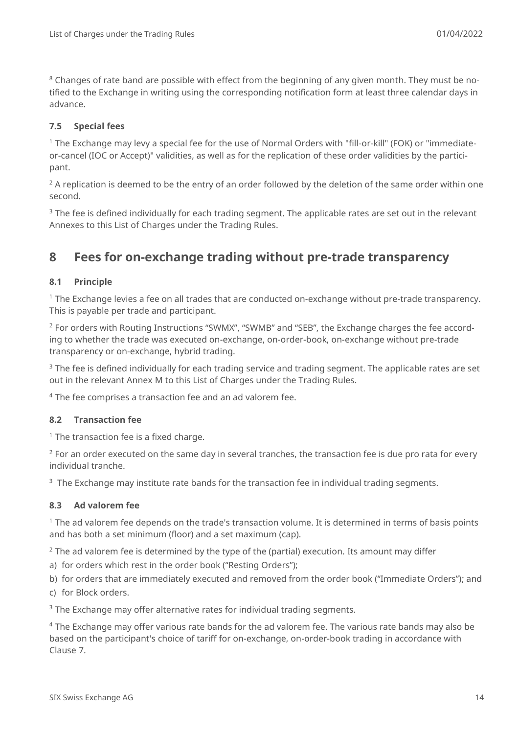[8] Changes of rate band are possible with effect from the beginning of any given month. They must be notified to the Exchange in writing using the corresponding notification form at least three calendar days in advance.

### 7.5 Special fees

[1] The Exchange may levy a special fee for the use of Normal Orders with "fill-or-kill" (FOK) or "immediate-or-cancel (IOC or Accept)" validities, as well as for the replication of these order validities by the participant.

[2] A replication is deemed to be the entry of an order followed by the deletion of the same order within one second.

[3] The fee is defined individually for each trading segment. The applicable rates are set out in the relevant Annexes to this List of Charges under the Trading Rules.

## 8 Fees for on-exchange trading without pre-trade transparency

### 8.1 Principle

[1] The Exchange levies a fee on all trades that are conducted on-exchange without pre-trade transparency. This is payable per trade and participant.

[2] For orders with Routing Instructions “SWMX”, “SWMB” and “SEB”, the Exchange charges the fee according to whether the trade was executed on-exchange, on-order-book, on-exchange without pre-trade transparency or on-exchange, hybrid trading.

[3] The fee is defined individually for each trading service and trading segment. The applicable rates are set out in the relevant Annex M to this List of Charges under the Trading Rules.

[4] The fee comprises a transaction fee and an ad valorem fee.

### 8.2 Transaction fee

[1] The transaction fee is a fixed charge.

[2] For an order executed on the same day in several tranches, the transaction fee is due pro rata for every individual tranche.

[3] The Exchange may institute rate bands for the transaction fee in individual trading segments.

### 8.3 Ad valorem fee

[1] The ad valorem fee depends on the trade's transaction volume. It is determined in terms of basis points and has both a set minimum (floor) and a set maximum (cap).

[2] The ad valorem fee is determined by the type of the (partial) execution. Its amount may differ

a) for orders which rest in the order book (“Resting Orders”);

b) for orders that are immediately executed and removed from the order book (“Immediate Orders”); and

c) for Block orders.

[3] The Exchange may offer alternative rates for individual trading segments.

[4] The Exchange may offer various rate bands for the ad valorem fee. The various rate bands may also be based on the participant's choice of tariff for on-exchange, on-order-book trading in accordance with Clause 7.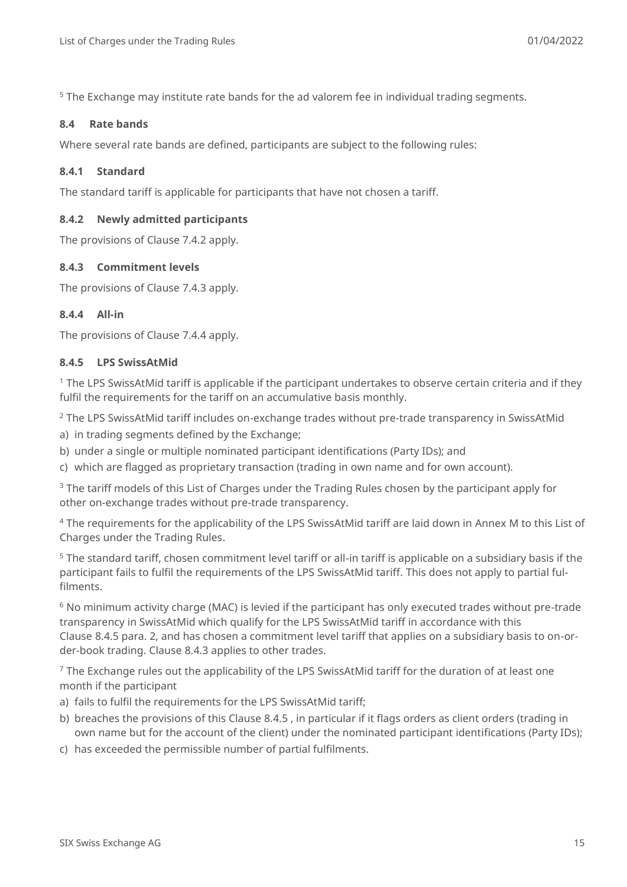[5] The Exchange may institute rate bands for the ad valorem fee in individual trading segments.

### 8.4 Rate bands

Where several rate bands are defined, participants are subject to the following rules:

#### 8.4.1 Standard

The standard tariff is applicable for participants that have not chosen a tariff.

#### 8.4.2 Newly admitted participants

The provisions of Clause 7.4.2 apply.

#### 8.4.3 Commitment levels

The provisions of Clause 7.4.3 apply.

#### 8.4.4 All-in

The provisions of Clause 7.4.4 apply.

#### 8.4.5 LPS SwissAtMid

[1] The LPS SwissAtMid tariff is applicable if the participant undertakes to observe certain criteria and if they fulfil the requirements for the tariff on an accumulative basis monthly.

[2] The LPS SwissAtMid tariff includes on-exchange trades without pre-trade transparency in SwissAtMid

a) in trading segments defined by the Exchange;
b) under a single or multiple nominated participant identifications (Party IDs); and
c) which are flagged as proprietary transaction (trading in own name and for own account).

[3] The tariff models of this List of Charges under the Trading Rules chosen by the participant apply for other on-exchange trades without pre-trade transparency.

[4] The requirements for the applicability of the LPS SwissAtMid tariff are laid down in Annex M to this List of Charges under the Trading Rules.

[5] The standard tariff, chosen commitment level tariff or all-in tariff is applicable on a subsidiary basis if the participant fails to fulfil the requirements of the LPS SwissAtMid tariff. This does not apply to partial fulfilments.

[6] No minimum activity charge (MAC) is levied if the participant has only executed trades without pre-trade transparency in SwissAtMid which qualify for the LPS SwissAtMid tariff in accordance with this Clause 8.4.5 para. 2, and has chosen a commitment level tariff that applies on a subsidiary basis to on-order-book trading. Clause 8.4.3 applies to other trades.

[7] The Exchange rules out the applicability of the LPS SwissAtMid tariff for the duration of at least one month if the participant

a) fails to fulfil the requirements for the LPS SwissAtMid tariff;
b) breaches the provisions of this Clause 8.4.5 , in particular if it flags orders as client orders (trading in own name but for the account of the client) under the nominated participant identifications (Party IDs);
c) has exceeded the permissible number of partial fulfilments.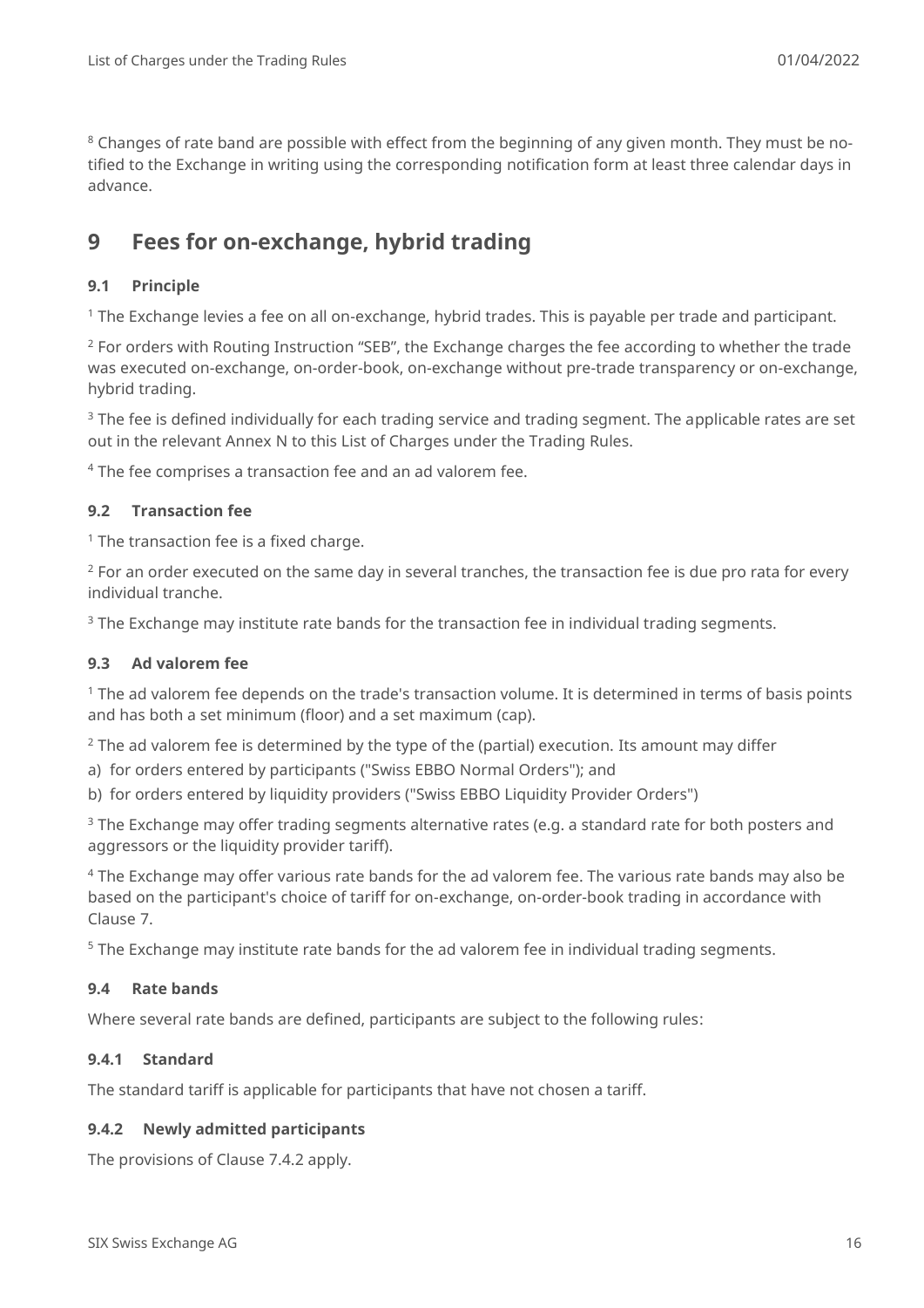[8] Changes of rate band are possible with effect from the beginning of any given month. They must be notified to the Exchange in writing using the corresponding notification form at least three calendar days in advance.

# 9 Fees for on-exchange, hybrid trading

### 9.1 Principle

[1] The Exchange levies a fee on all on-exchange, hybrid trades. This is payable per trade and participant.

[2] For orders with Routing Instruction “SEB”, the Exchange charges the fee according to whether the trade was executed on-exchange, on-order-book, on-exchange without pre-trade transparency or on-exchange, hybrid trading.

[3] The fee is defined individually for each trading service and trading segment. The applicable rates are set out in the relevant Annex N to this List of Charges under the Trading Rules.

[4] The fee comprises a transaction fee and an ad valorem fee.

### 9.2 Transaction fee

[1] The transaction fee is a fixed charge.

[2] For an order executed on the same day in several tranches, the transaction fee is due pro rata for every individual tranche.

[3] The Exchange may institute rate bands for the transaction fee in individual trading segments.

### 9.3 Ad valorem fee

[1] The ad valorem fee depends on the trade's transaction volume. It is determined in terms of basis points and has both a set minimum (floor) and a set maximum (cap).

[2] The ad valorem fee is determined by the type of the (partial) execution. Its amount may differ

a) for orders entered by participants ("Swiss EBBO Normal Orders"); and

b) for orders entered by liquidity providers ("Swiss EBBO Liquidity Provider Orders")

[3] The Exchange may offer trading segments alternative rates (e.g. a standard rate for both posters and aggressors or the liquidity provider tariff).

[4] The Exchange may offer various rate bands for the ad valorem fee. The various rate bands may also be based on the participant's choice of tariff for on-exchange, on-order-book trading in accordance with Clause 7.

[5] The Exchange may institute rate bands for the ad valorem fee in individual trading segments.

### 9.4 Rate bands

Where several rate bands are defined, participants are subject to the following rules:

#### 9.4.1 Standard

The standard tariff is applicable for participants that have not chosen a tariff.

#### 9.4.2 Newly admitted participants

The provisions of Clause 7.4.2 apply.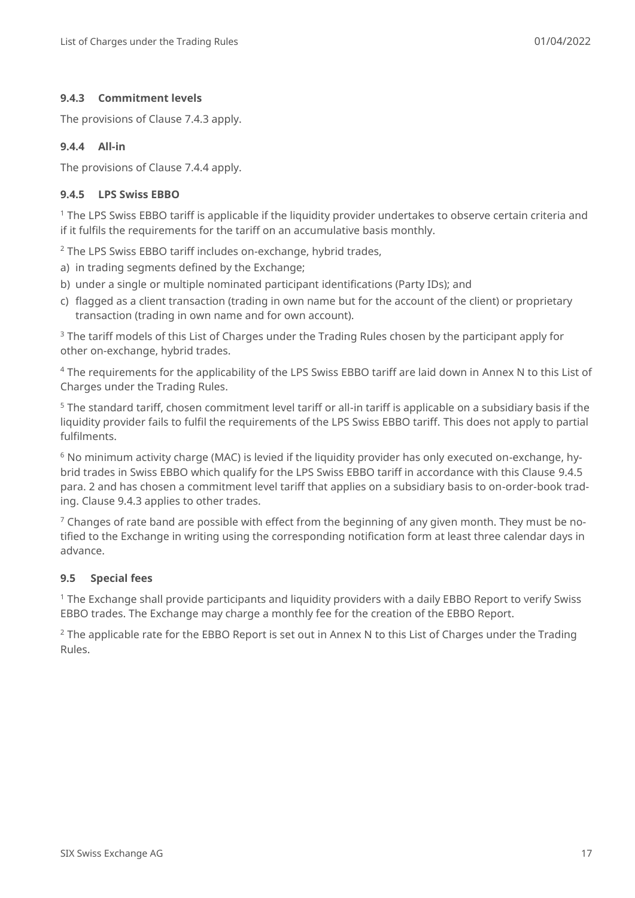#### 9.4.3 Commitment levels

The provisions of Clause 7.4.3 apply.

#### 9.4.4 All-in

The provisions of Clause 7.4.4 apply.

#### 9.4.5 LPS Swiss EBBO

[1] The LPS Swiss EBBO tariff is applicable if the liquidity provider undertakes to observe certain criteria and if it fulfils the requirements for the tariff on an accumulative basis monthly.

[2] The LPS Swiss EBBO tariff includes on-exchange, hybrid trades,

a) in trading segments defined by the Exchange;
b) under a single or multiple nominated participant identifications (Party IDs); and
c) flagged as a client transaction (trading in own name but for the account of the client) or proprietary transaction (trading in own name and for own account).

[3] The tariff models of this List of Charges under the Trading Rules chosen by the participant apply for other on-exchange, hybrid trades.

[4] The requirements for the applicability of the LPS Swiss EBBO tariff are laid down in Annex N to this List of Charges under the Trading Rules.

[5] The standard tariff, chosen commitment level tariff or all-in tariff is applicable on a subsidiary basis if the liquidity provider fails to fulfil the requirements of the LPS Swiss EBBO tariff. This does not apply to partial fulfilments.

[6] No minimum activity charge (MAC) is levied if the liquidity provider has only executed on-exchange, hybrid trades in Swiss EBBO which qualify for the LPS Swiss EBBO tariff in accordance with this Clause 9.4.5 para. 2 and has chosen a commitment level tariff that applies on a subsidiary basis to on-order-book trading. Clause 9.4.3 applies to other trades.

[7] Changes of rate band are possible with effect from the beginning of any given month. They must be notified to the Exchange in writing using the corresponding notification form at least three calendar days in advance.

### 9.5 Special fees

[1] The Exchange shall provide participants and liquidity providers with a daily EBBO Report to verify Swiss EBBO trades. The Exchange may charge a monthly fee for the creation of the EBBO Report.

[2] The applicable rate for the EBBO Report is set out in Annex N to this List of Charges under the Trading Rules.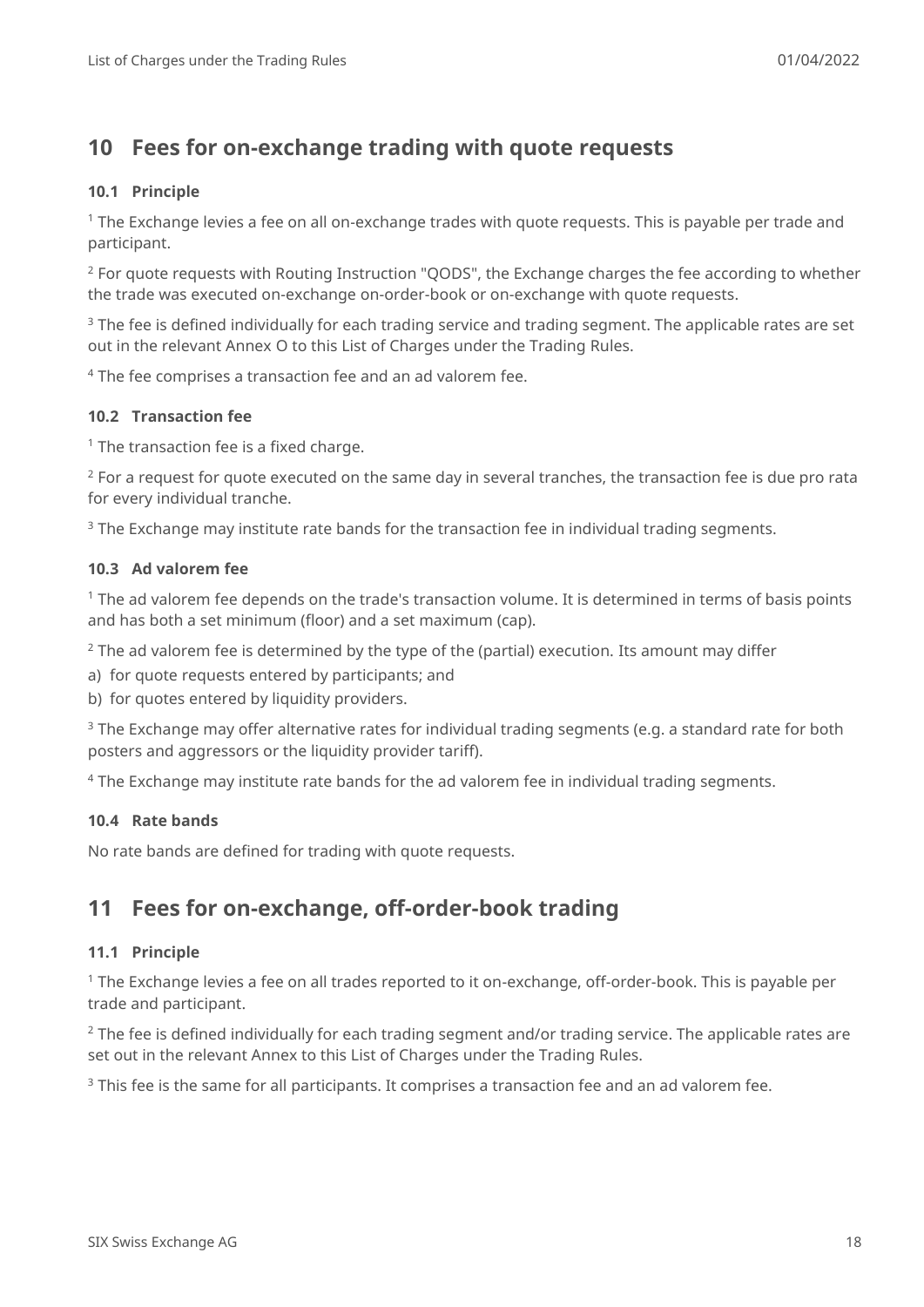# 10 Fees for on-exchange trading with quote requests

### 10.1 Principle

[1] The Exchange levies a fee on all on-exchange trades with quote requests. This is payable per trade and participant.

[2] For quote requests with Routing Instruction "QODS", the Exchange charges the fee according to whether the trade was executed on-exchange on-order-book or on-exchange with quote requests.

[3] The fee is defined individually for each trading service and trading segment. The applicable rates are set out in the relevant Annex O to this List of Charges under the Trading Rules.

[4] The fee comprises a transaction fee and an ad valorem fee.

### 10.2 Transaction fee

[1] The transaction fee is a fixed charge.

[2] For a request for quote executed on the same day in several tranches, the transaction fee is due pro rata for every individual tranche.

[3] The Exchange may institute rate bands for the transaction fee in individual trading segments.

### 10.3 Ad valorem fee

[1] The ad valorem fee depends on the trade's transaction volume. It is determined in terms of basis points and has both a set minimum (floor) and a set maximum (cap).

[2] The ad valorem fee is determined by the type of the (partial) execution. Its amount may differ

a) for quote requests entered by participants; and

b) for quotes entered by liquidity providers.

[3] The Exchange may offer alternative rates for individual trading segments (e.g. a standard rate for both posters and aggressors or the liquidity provider tariff).

[4] The Exchange may institute rate bands for the ad valorem fee in individual trading segments.

### 10.4 Rate bands

No rate bands are defined for trading with quote requests.

# 11 Fees for on-exchange, off-order-book trading

### 11.1 Principle

[1] The Exchange levies a fee on all trades reported to it on-exchange, off-order-book. This is payable per trade and participant.

[2] The fee is defined individually for each trading segment and/or trading service. The applicable rates are set out in the relevant Annex to this List of Charges under the Trading Rules.

[3] This fee is the same for all participants. It comprises a transaction fee and an ad valorem fee.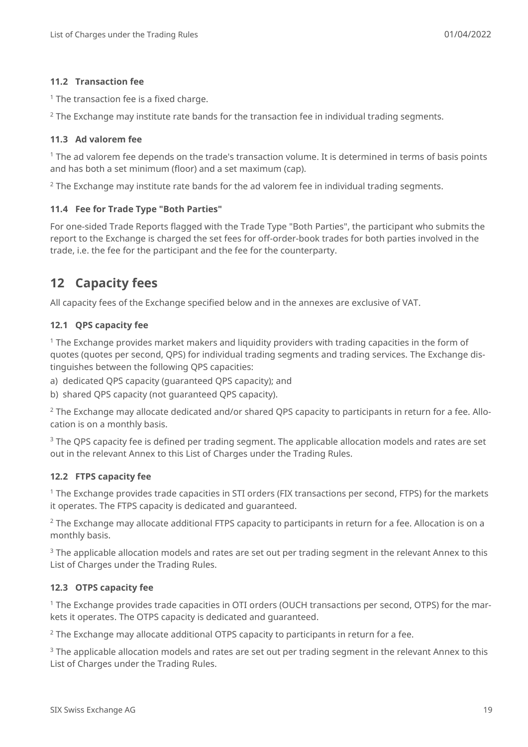### 11.2 Transaction fee

[1] The transaction fee is a fixed charge.

[2] The Exchange may institute rate bands for the transaction fee in individual trading segments.

### 11.3 Ad valorem fee

[1] The ad valorem fee depends on the trade's transaction volume. It is determined in terms of basis points and has both a set minimum (floor) and a set maximum (cap).

[2] The Exchange may institute rate bands for the ad valorem fee in individual trading segments.

### 11.4 Fee for Trade Type "Both Parties"

For one-sided Trade Reports flagged with the Trade Type "Both Parties", the participant who submits the report to the Exchange is charged the set fees for off-order-book trades for both parties involved in the trade, i.e. the fee for the participant and the fee for the counterparty.

## 12 Capacity fees

All capacity fees of the Exchange specified below and in the annexes are exclusive of VAT.

### 12.1 QPS capacity fee

[1] The Exchange provides market makers and liquidity providers with trading capacities in the form of quotes (quotes per second, QPS) for individual trading segments and trading services. The Exchange distinguishes between the following QPS capacities:

a) dedicated QPS capacity (guaranteed QPS capacity); and
b) shared QPS capacity (not guaranteed QPS capacity).

[2] The Exchange may allocate dedicated and/or shared QPS capacity to participants in return for a fee. Allocation is on a monthly basis.

[3] The QPS capacity fee is defined per trading segment. The applicable allocation models and rates are set out in the relevant Annex to this List of Charges under the Trading Rules.

### 12.2 FTPS capacity fee

[1] The Exchange provides trade capacities in STI orders (FIX transactions per second, FTPS) for the markets it operates. The FTPS capacity is dedicated and guaranteed.

[2] The Exchange may allocate additional FTPS capacity to participants in return for a fee. Allocation is on a monthly basis.

[3] The applicable allocation models and rates are set out per trading segment in the relevant Annex to this List of Charges under the Trading Rules.

### 12.3 OTPS capacity fee

[1] The Exchange provides trade capacities in OTI orders (OUCH transactions per second, OTPS) for the markets it operates. The OTPS capacity is dedicated and guaranteed.

[2] The Exchange may allocate additional OTPS capacity to participants in return for a fee.

[3] The applicable allocation models and rates are set out per trading segment in the relevant Annex to this List of Charges under the Trading Rules.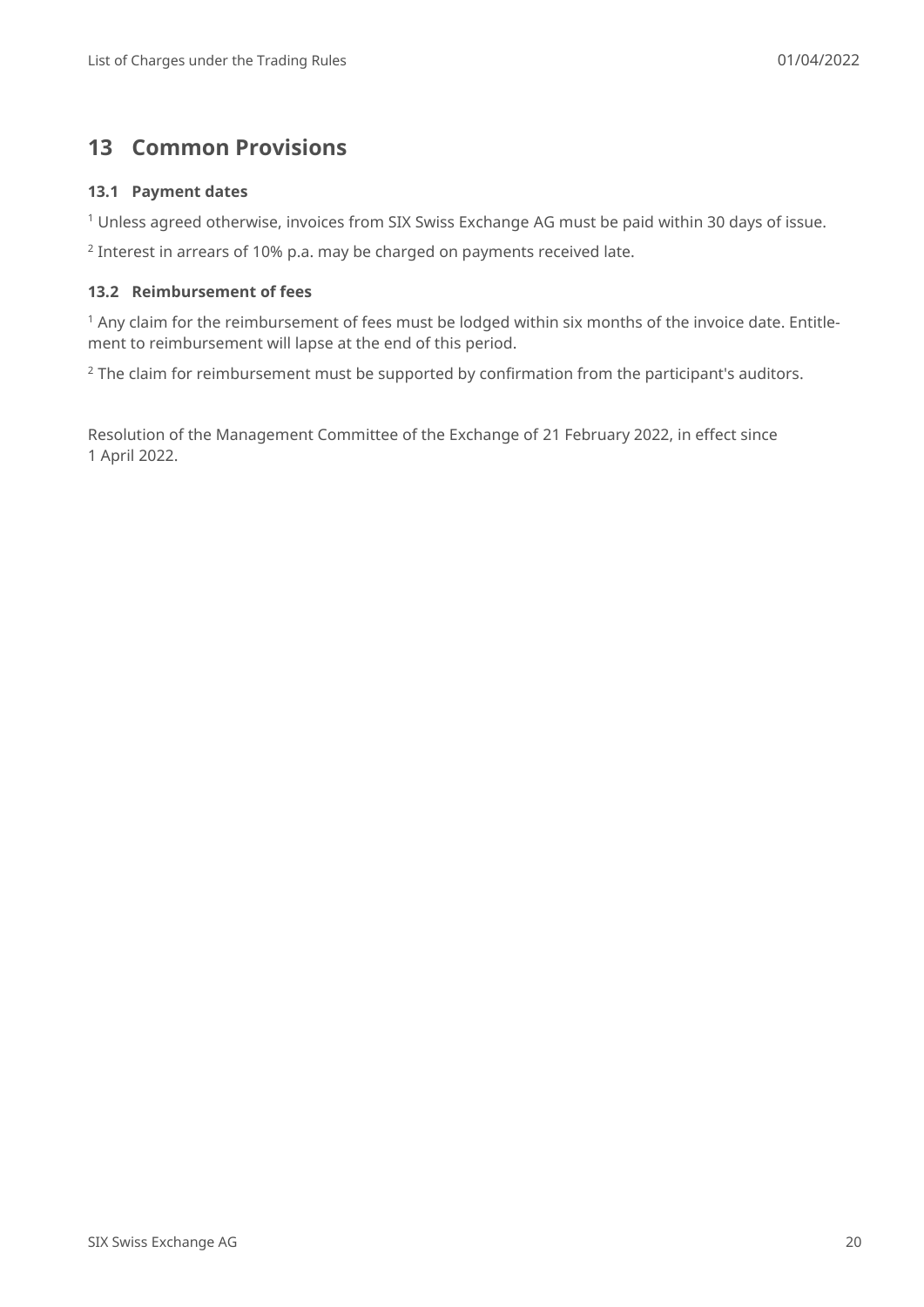# 13 Common Provisions

### 13.1 Payment dates

[1] Unless agreed otherwise, invoices from SIX Swiss Exchange AG must be paid within 30 days of issue.

[2] Interest in arrears of 10% p.a. may be charged on payments received late.

### 13.2 Reimbursement of fees

[1] Any claim for the reimbursement of fees must be lodged within six months of the invoice date. Entitlement to reimbursement will lapse at the end of this period.

[2] The claim for reimbursement must be supported by confirmation from the participant's auditors.

Resolution of the Management Committee of the Exchange of 21 February 2022, in effect since 1 April 2022.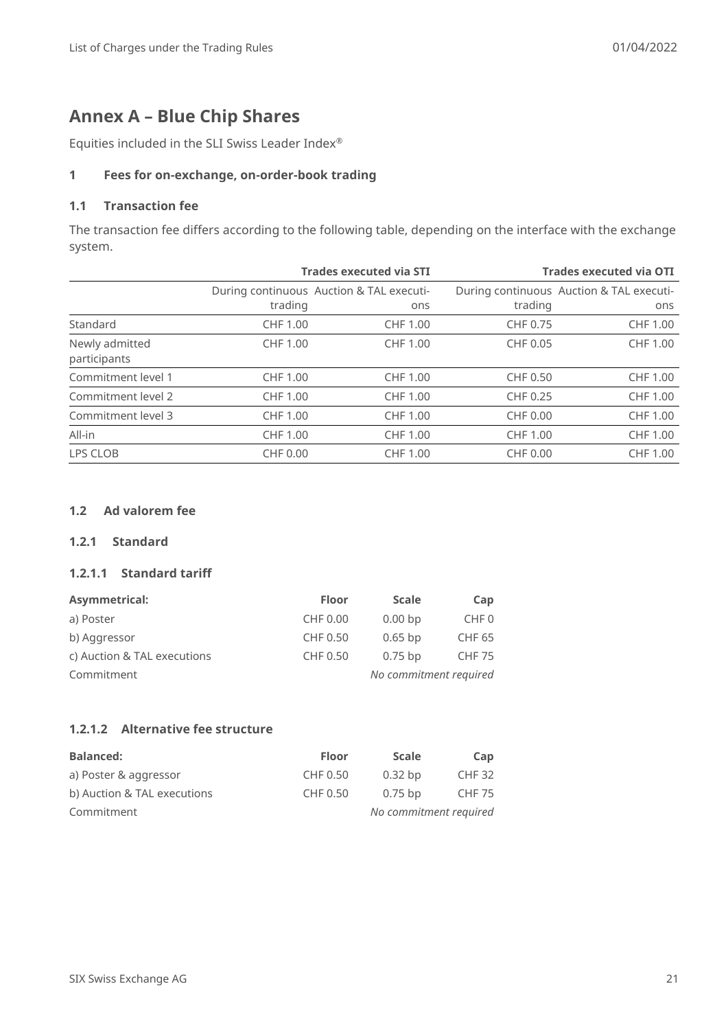# Annex A – Blue Chip Shares

Equities included in the SLI Swiss Leader Index®

## 1 Fees for on-exchange, on-order-book trading

### 1.1 Transaction fee

The transaction fee differs according to the following table, depending on the interface with the exchange system.

| | Trades executed via STI | | Trades executed via OTI | |
|---|---|---|---|---|
| | During continuous trading | Auction & TAL executions | During continuous trading | Auction & TAL executions |
| Standard | CHF 1.00 | CHF 1.00 | CHF 0.75 | CHF 1.00 |
| Newly admitted participants | CHF 1.00 | CHF 1.00 | CHF 0.05 | CHF 1.00 |
| Commitment level 1 | CHF 1.00 | CHF 1.00 | CHF 0.50 | CHF 1.00 |
| Commitment level 2 | CHF 1.00 | CHF 1.00 | CHF 0.25 | CHF 1.00 |
| Commitment level 3 | CHF 1.00 | CHF 1.00 | CHF 0.00 | CHF 1.00 |
| All-in | CHF 1.00 | CHF 1.00 | CHF 1.00 | CHF 1.00 |
| LPS CLOB | CHF 0.00 | CHF 1.00 | CHF 0.00 | CHF 1.00 |

### 1.2 Ad valorem fee

#### 1.2.1 Standard

##### 1.2.1.1 Standard tariff

| Asymmetrical: | Floor | Scale | Cap |
|---|---|---|---|
| a) Poster | CHF 0.00 | 0.00 bp | CHF 0 |
| b) Aggressor | CHF 0.50 | 0.65 bp | CHF 65 |
| c) Auction & TAL executions | CHF 0.50 | 0.75 bp | CHF 75 |
| Commitment | | *No commitment required* | |

##### 1.2.1.2 Alternative fee structure

| Balanced: | Floor | Scale | Cap |
|---|---|---|---|
| a) Poster & aggressor | CHF 0.50 | 0.32 bp | CHF 32 |
| b) Auction & TAL executions | CHF 0.50 | 0.75 bp | CHF 75 |
| Commitment | | *No commitment required* | |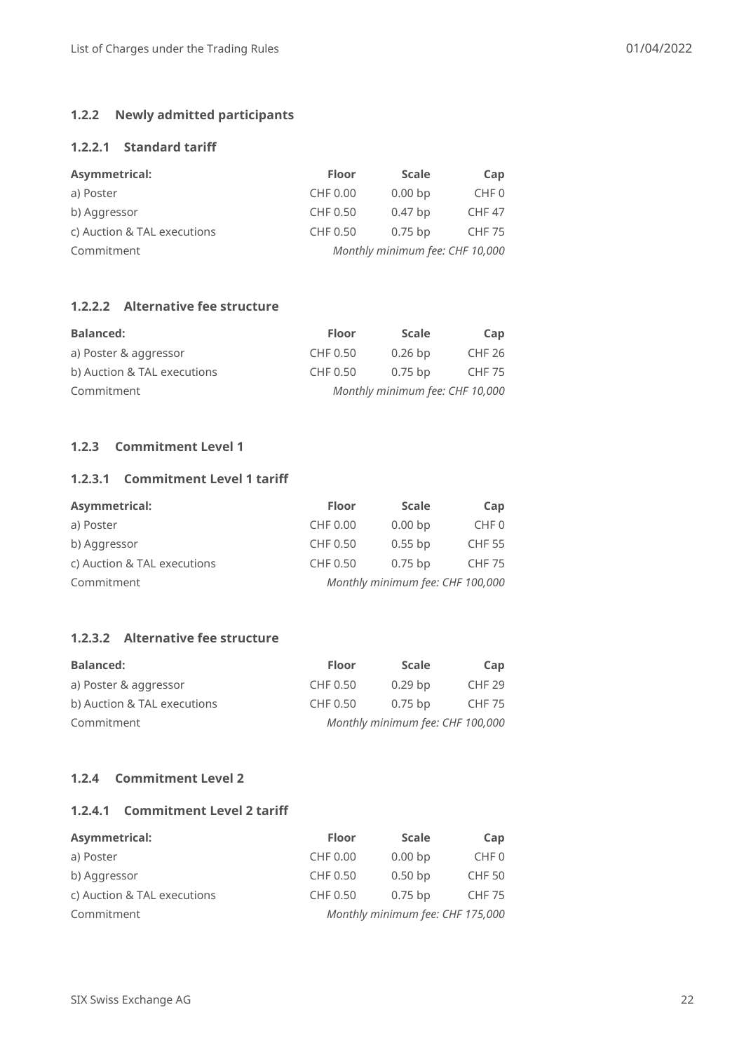### 1.2.2 Newly admitted participants

#### 1.2.2.1 Standard tariff

| Asymmetrical: | Floor | Scale | Cap |
|---|---|---|---|
| a) Poster | CHF 0.00 | 0.00 bp | CHF 0 |
| b) Aggressor | CHF 0.50 | 0.47 bp | CHF 47 |
| c) Auction & TAL executions | CHF 0.50 | 0.75 bp | CHF 75 |
| Commitment | *Monthly minimum fee: CHF 10,000* | | |

#### 1.2.2.2 Alternative fee structure

| Balanced: | Floor | Scale | Cap |
|---|---|---|---|
| a) Poster & aggressor | CHF 0.50 | 0.26 bp | CHF 26 |
| b) Auction & TAL executions | CHF 0.50 | 0.75 bp | CHF 75 |
| Commitment | *Monthly minimum fee: CHF 10,000* | | |

### 1.2.3 Commitment Level 1

#### 1.2.3.1 Commitment Level 1 tariff

| Asymmetrical: | Floor | Scale | Cap |
|---|---|---|---|
| a) Poster | CHF 0.00 | 0.00 bp | CHF 0 |
| b) Aggressor | CHF 0.50 | 0.55 bp | CHF 55 |
| c) Auction & TAL executions | CHF 0.50 | 0.75 bp | CHF 75 |
| Commitment | *Monthly minimum fee: CHF 100,000* | | |

#### 1.2.3.2 Alternative fee structure

| Balanced: | Floor | Scale | Cap |
|---|---|---|---|
| a) Poster & aggressor | CHF 0.50 | 0.29 bp | CHF 29 |
| b) Auction & TAL executions | CHF 0.50 | 0.75 bp | CHF 75 |
| Commitment | *Monthly minimum fee: CHF 100,000* | | |

### 1.2.4 Commitment Level 2

#### 1.2.4.1 Commitment Level 2 tariff

| Asymmetrical: | Floor | Scale | Cap |
|---|---|---|---|
| a) Poster | CHF 0.00 | 0.00 bp | CHF 0 |
| b) Aggressor | CHF 0.50 | 0.50 bp | CHF 50 |
| c) Auction & TAL executions | CHF 0.50 | 0.75 bp | CHF 75 |
| Commitment | *Monthly minimum fee: CHF 175,000* | | |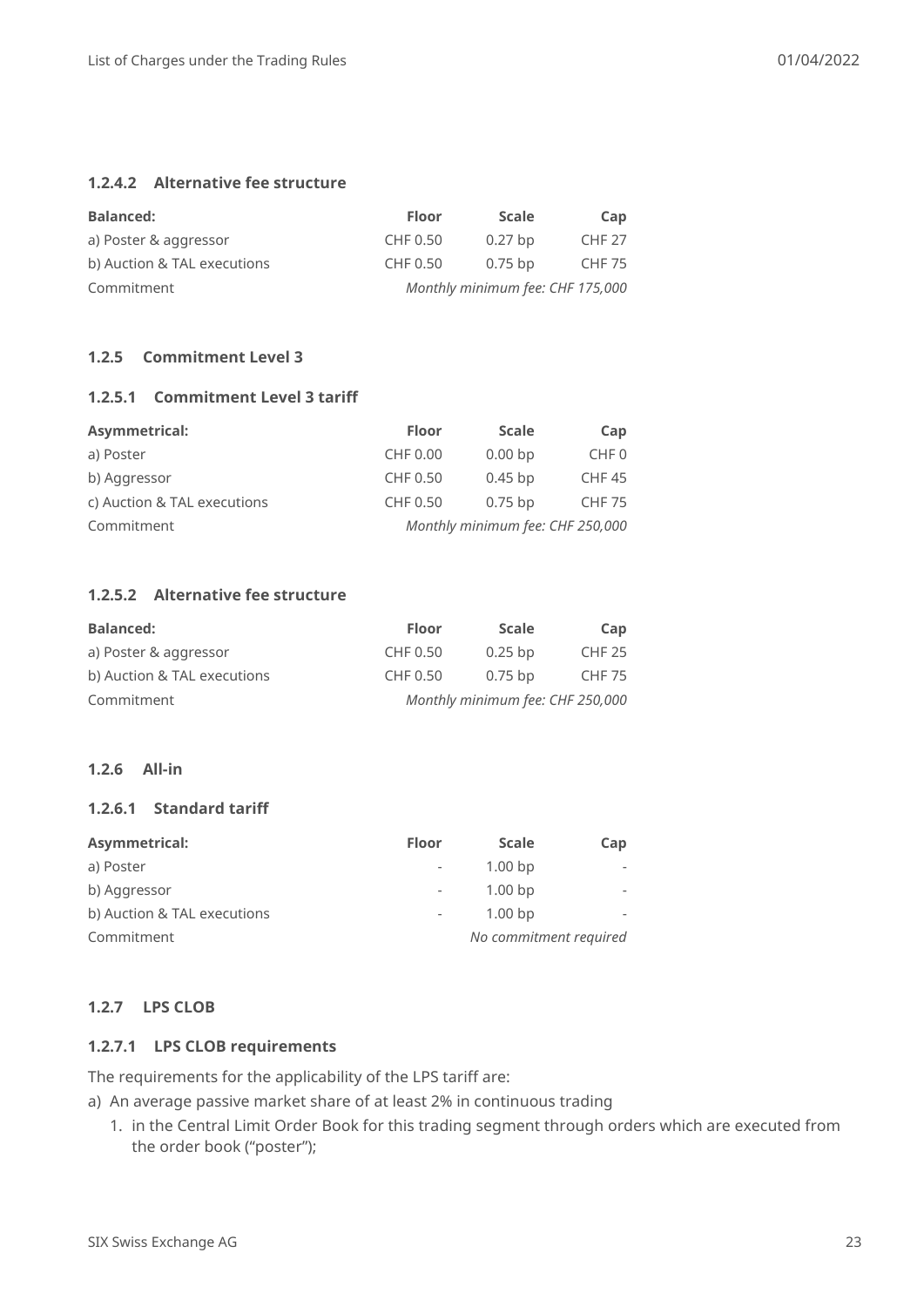#### 1.2.4.2 Alternative fee structure

| Balanced: | Floor | Scale | Cap |
|---|---|---|---|
| a) Poster & aggressor | CHF 0.50 | 0.27 bp | CHF 27 |
| b) Auction & TAL executions | CHF 0.50 | 0.75 bp | CHF 75 |
| Commitment | *Monthly minimum fee: CHF 175,000* | | |

### 1.2.5 Commitment Level 3

#### 1.2.5.1 Commitment Level 3 tariff

| Asymmetrical: | Floor | Scale | Cap |
|---|---|---|---|
| a) Poster | CHF 0.00 | 0.00 bp | CHF 0 |
| b) Aggressor | CHF 0.50 | 0.45 bp | CHF 45 |
| c) Auction & TAL executions | CHF 0.50 | 0.75 bp | CHF 75 |
| Commitment | *Monthly minimum fee: CHF 250,000* | | |

#### 1.2.5.2 Alternative fee structure

| Balanced: | Floor | Scale | Cap |
|---|---|---|---|
| a) Poster & aggressor | CHF 0.50 | 0.25 bp | CHF 25 |
| b) Auction & TAL executions | CHF 0.50 | 0.75 bp | CHF 75 |
| Commitment | *Monthly minimum fee: CHF 250,000* | | |

### 1.2.6 All-in

#### 1.2.6.1 Standard tariff

| Asymmetrical: | Floor | Scale | Cap |
|---|---|---|---|
| a) Poster | - | 1.00 bp | - |
| b) Aggressor | - | 1.00 bp | - |
| b) Auction & TAL executions | - | 1.00 bp | - |
| Commitment | *No commitment required* | | |

### 1.2.7 LPS CLOB

#### 1.2.7.1 LPS CLOB requirements

The requirements for the applicability of the LPS tariff are:

a) An average passive market share of at least 2% in continuous trading
   1. in the Central Limit Order Book for this trading segment through orders which are executed from the order book ("poster");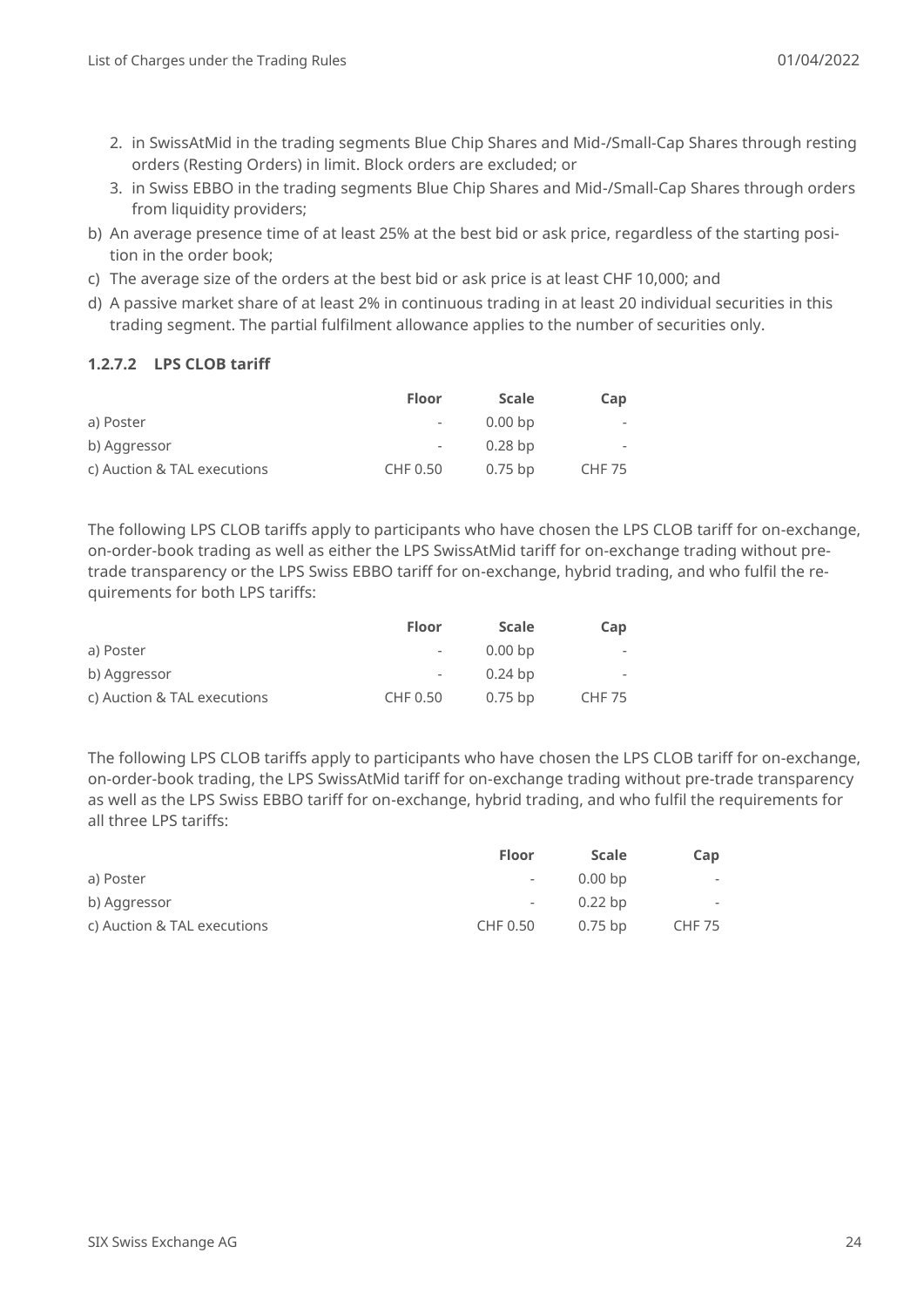2. in SwissAtMid in the trading segments Blue Chip Shares and Mid-/Small-Cap Shares through resting orders (Resting Orders) in limit. Block orders are excluded; or
3. in Swiss EBBO in the trading segments Blue Chip Shares and Mid-/Small-Cap Shares through orders from liquidity providers;

b) An average presence time of at least 25% at the best bid or ask price, regardless of the starting position in the order book;

c) The average size of the orders at the best bid or ask price is at least CHF 10,000; and

d) A passive market share of at least 2% in continuous trading in at least 20 individual securities in this trading segment. The partial fulfilment allowance applies to the number of securities only.

#### 1.2.7.2 LPS CLOB tariff

| | Floor | Scale | Cap |
|---|---|---|---|
| a) Poster | - | 0.00 bp | - |
| b) Aggressor | - | 0.28 bp | - |
| c) Auction & TAL executions | CHF 0.50 | 0.75 bp | CHF 75 |

The following LPS CLOB tariffs apply to participants who have chosen the LPS CLOB tariff for on-exchange, on-order-book trading as well as either the LPS SwissAtMid tariff for on-exchange trading without pre-trade transparency or the LPS Swiss EBBO tariff for on-exchange, hybrid trading, and who fulfil the requirements for both LPS tariffs:

| | Floor | Scale | Cap |
|---|---|---|---|
| a) Poster | - | 0.00 bp | - |
| b) Aggressor | - | 0.24 bp | - |
| c) Auction & TAL executions | CHF 0.50 | 0.75 bp | CHF 75 |

The following LPS CLOB tariffs apply to participants who have chosen the LPS CLOB tariff for on-exchange, on-order-book trading, the LPS SwissAtMid tariff for on-exchange trading without pre-trade transparency as well as the LPS Swiss EBBO tariff for on-exchange, hybrid trading, and who fulfil the requirements for all three LPS tariffs:

| | Floor | Scale | Cap |
|---|---|---|---|
| a) Poster | - | 0.00 bp | - |
| b) Aggressor | - | 0.22 bp | - |
| c) Auction & TAL executions | CHF 0.50 | 0.75 bp | CHF 75 |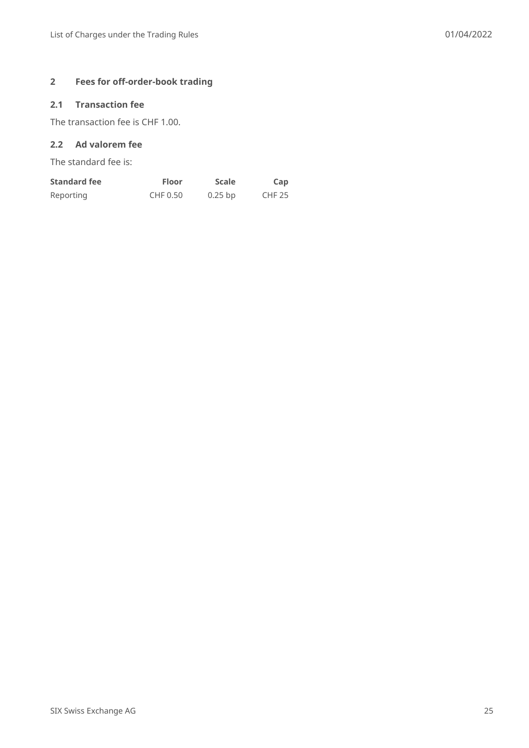## 2 Fees for off-order-book trading

### 2.1 Transaction fee

The transaction fee is CHF 1.00.

### 2.2 Ad valorem fee

The standard fee is:

| Standard fee | Floor | Scale | Cap |
|---|---|---|---|
| Reporting | CHF 0.50 | 0.25 bp | CHF 25 |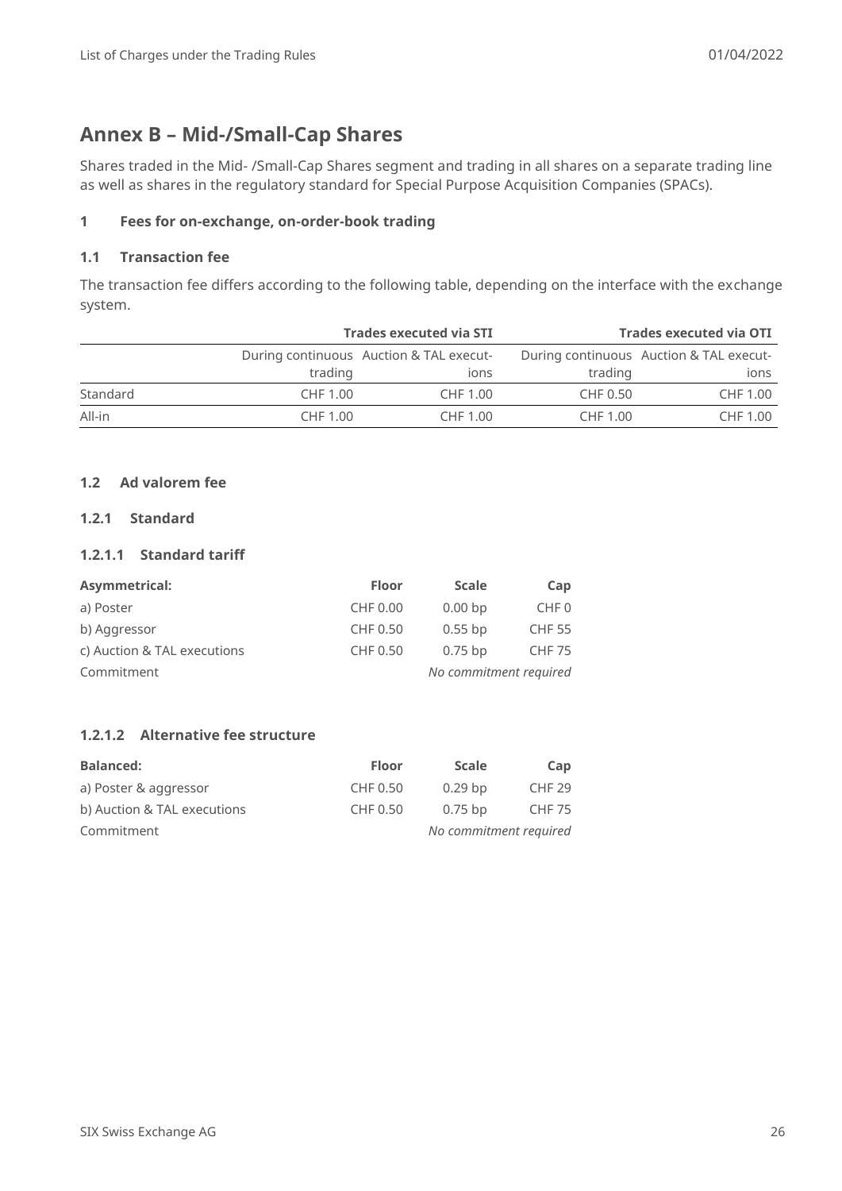# Annex B – Mid-/Small-Cap Shares

Shares traded in the Mid- /Small-Cap Shares segment and trading in all shares on a separate trading line as well as shares in the regulatory standard for Special Purpose Acquisition Companies (SPACs).

### 1 Fees for on-exchange, on-order-book trading

#### 1.1 Transaction fee

The transaction fee differs according to the following table, depending on the interface with the exchange system.

| | Trades executed via STI | | Trades executed via OTI | |
|---|---|---|---|---|
| | During continuous trading | Auction & TAL executions | During continuous trading | Auction & TAL executions |
| Standard | CHF 1.00 | CHF 1.00 | CHF 0.50 | CHF 1.00 |
| All-in | CHF 1.00 | CHF 1.00 | CHF 1.00 | CHF 1.00 |

#### 1.2 Ad valorem fee

##### 1.2.1 Standard

##### 1.2.1.1 Standard tariff

| **Asymmetrical:** | **Floor** | **Scale** | **Cap** |
|---|---|---|---|
| a) Poster | CHF 0.00 | 0.00 bp | CHF 0 |
| b) Aggressor | CHF 0.50 | 0.55 bp | CHF 55 |
| c) Auction & TAL executions | CHF 0.50 | 0.75 bp | CHF 75 |
| Commitment | | *No commitment required* | |

##### 1.2.1.2 Alternative fee structure

| **Balanced:** | **Floor** | **Scale** | **Cap** |
|---|---|---|---|
| a) Poster & aggressor | CHF 0.50 | 0.29 bp | CHF 29 |
| b) Auction & TAL executions | CHF 0.50 | 0.75 bp | CHF 75 |
| Commitment | | *No commitment required* | |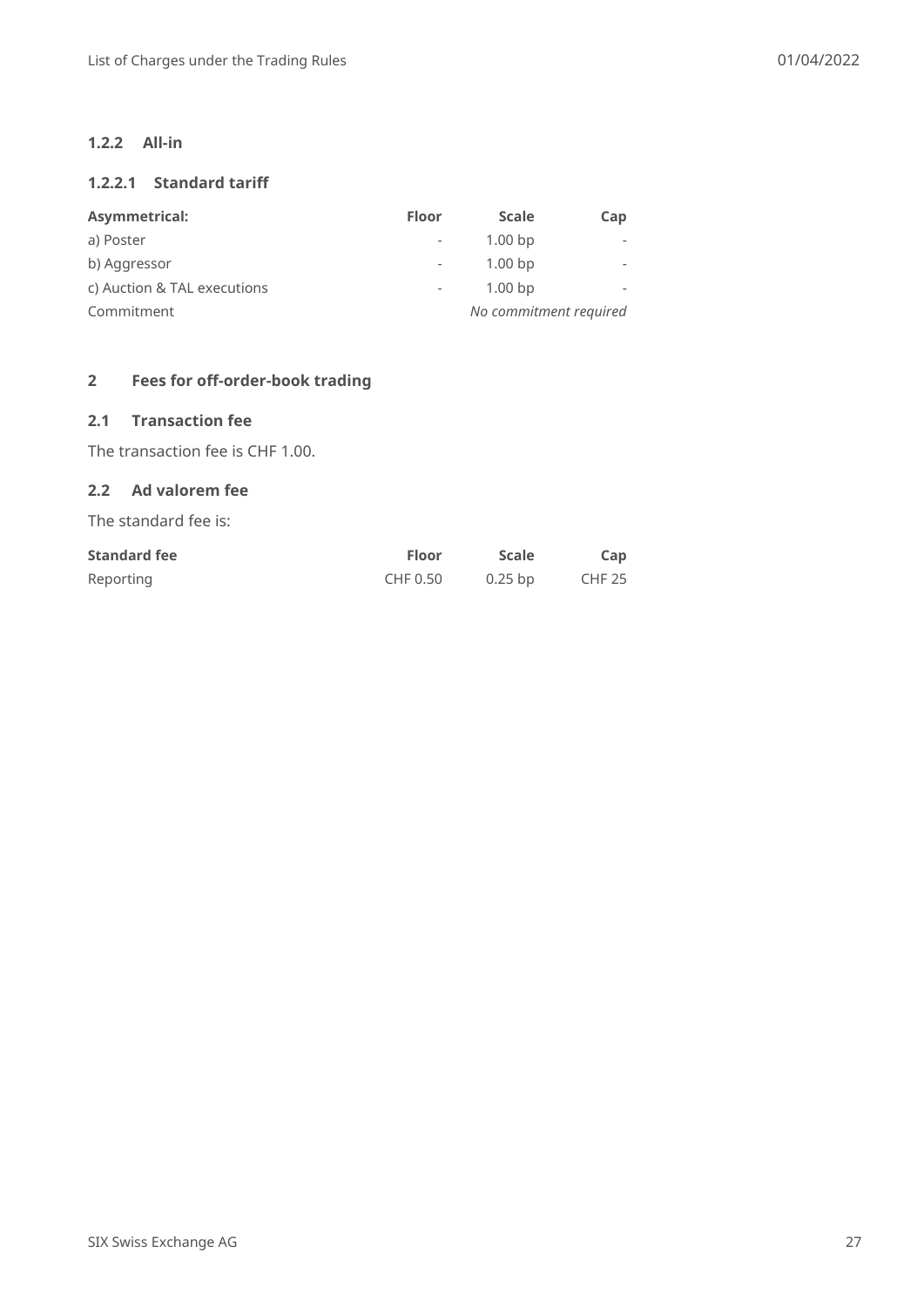#### 1.2.2 All-in

##### 1.2.2.1 Standard tariff

| Asymmetrical: | Floor | Scale | Cap |
|---|---|---|---|
| a) Poster | - | 1.00 bp | - |
| b) Aggressor | - | 1.00 bp | - |
| c) Auction & TAL executions | - | 1.00 bp | - |
| Commitment | | *No commitment required* | |

## 2 Fees for off-order-book trading

### 2.1 Transaction fee

The transaction fee is CHF 1.00.

### 2.2 Ad valorem fee

The standard fee is:

| Standard fee | Floor | Scale | Cap |
|---|---|---|---|
| Reporting | CHF 0.50 | 0.25 bp | CHF 25 |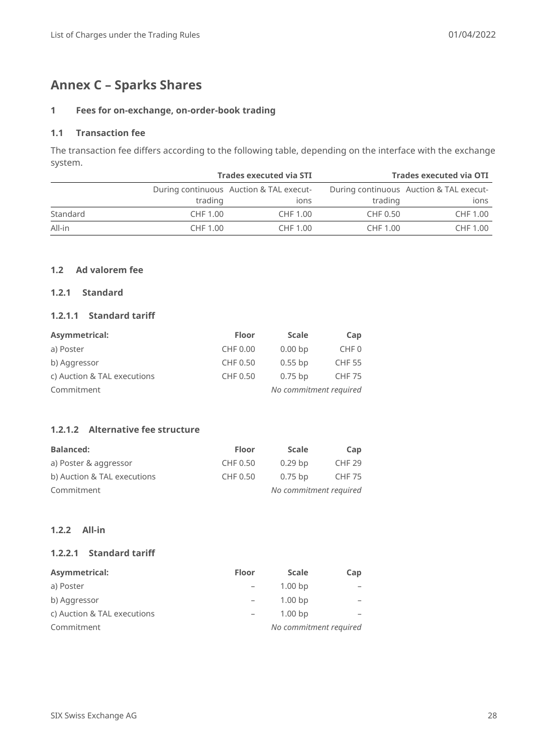# Annex C – Sparks Shares

## 1 Fees for on-exchange, on-order-book trading

### 1.1 Transaction fee

The transaction fee differs according to the following table, depending on the interface with the exchange system.

| | Trades executed via STI | | Trades executed via OTI | |
|---|---|---|---|---|
| | During continuous trading | Auction & TAL executions | During continuous trading | Auction & TAL executions |
| Standard | CHF 1.00 | CHF 1.00 | CHF 0.50 | CHF 1.00 |
| All-in | CHF 1.00 | CHF 1.00 | CHF 1.00 | CHF 1.00 |

### 1.2 Ad valorem fee

#### 1.2.1 Standard

##### 1.2.1.1 Standard tariff

| Asymmetrical: | Floor | Scale | Cap |
|---|---|---|---|
| a) Poster | CHF 0.00 | 0.00 bp | CHF 0 |
| b) Aggressor | CHF 0.50 | 0.55 bp | CHF 55 |
| c) Auction & TAL executions | CHF 0.50 | 0.75 bp | CHF 75 |
| Commitment | *No commitment required* | | |

##### 1.2.1.2 Alternative fee structure

| Balanced: | Floor | Scale | Cap |
|---|---|---|---|
| a) Poster & aggressor | CHF 0.50 | 0.29 bp | CHF 29 |
| b) Auction & TAL executions | CHF 0.50 | 0.75 bp | CHF 75 |
| Commitment | *No commitment required* | | |

#### 1.2.2 All-in

##### 1.2.2.1 Standard tariff

| Asymmetrical: | Floor | Scale | Cap |
|---|---|---|---|
| a) Poster | – | 1.00 bp | – |
| b) Aggressor | – | 1.00 bp | – |
| c) Auction & TAL executions | – | 1.00 bp | – |
| Commitment | *No commitment required* | | |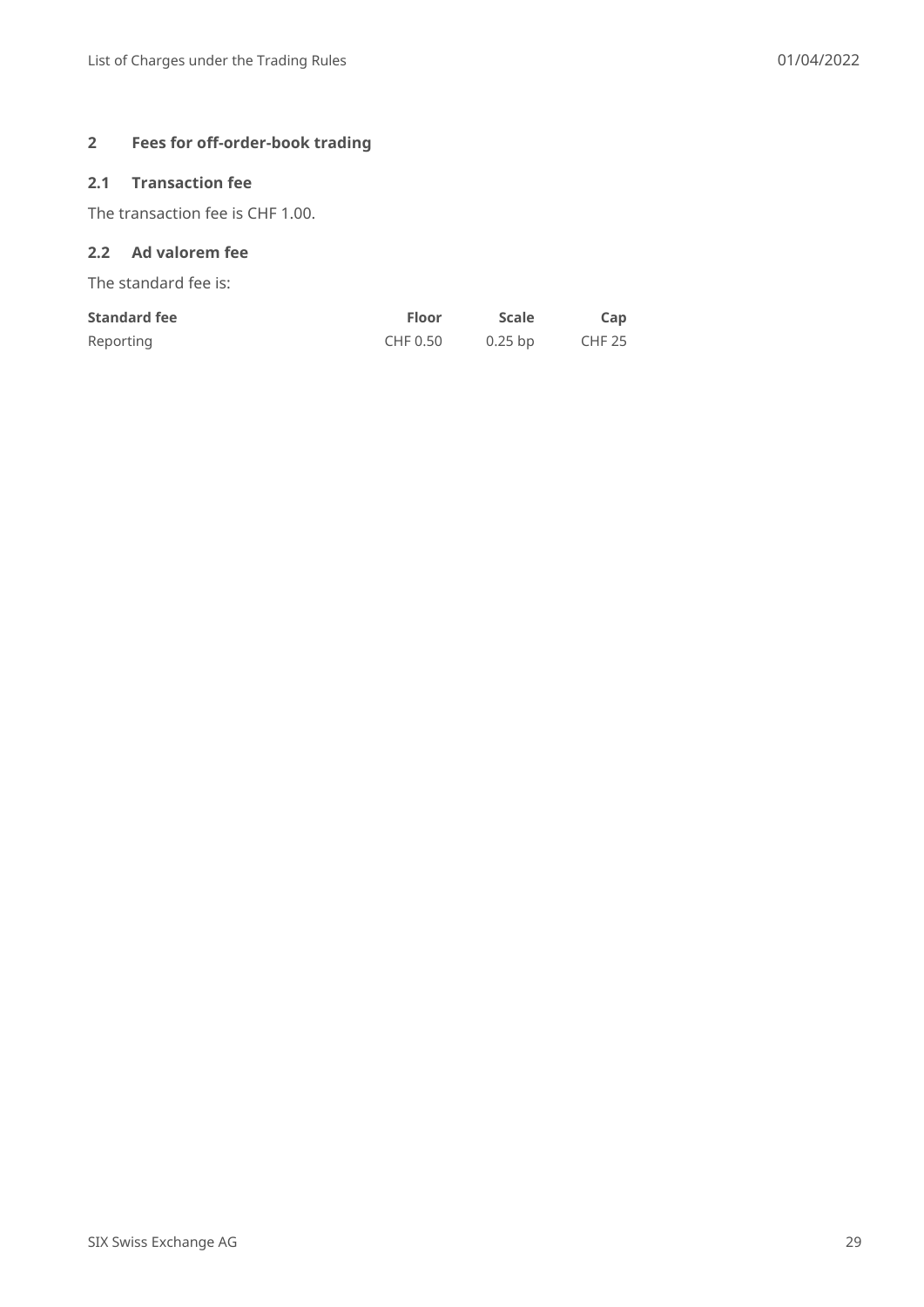## 2 Fees for off-order-book trading

### 2.1 Transaction fee

The transaction fee is CHF 1.00.

### 2.2 Ad valorem fee

The standard fee is:

| Standard fee | Floor | Scale | Cap |
|---|---|---|---|
| Reporting | CHF 0.50 | 0.25 bp | CHF 25 |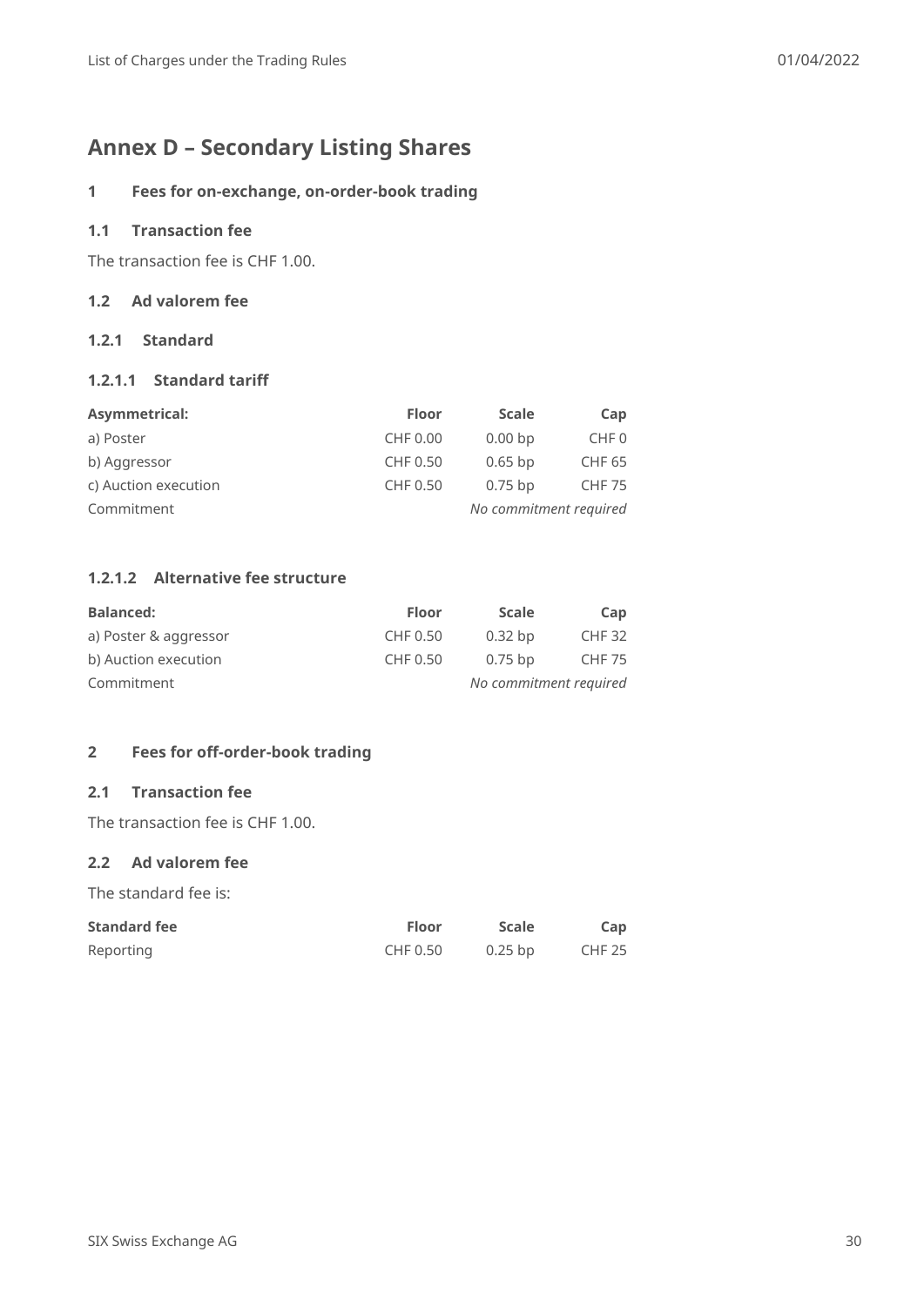# Annex D – Secondary Listing Shares

## 1 Fees for on-exchange, on-order-book trading

### 1.1 Transaction fee

The transaction fee is CHF 1.00.

### 1.2 Ad valorem fee

#### 1.2.1 Standard

##### 1.2.1.1 Standard tariff

| **Asymmetrical:** | **Floor** | **Scale** | **Cap** |
|---|---|---|---|
| a) Poster | CHF 0.00 | 0.00 bp | CHF 0 |
| b) Aggressor | CHF 0.50 | 0.65 bp | CHF 65 |
| c) Auction execution | CHF 0.50 | 0.75 bp | CHF 75 |
| Commitment | *No commitment required* | | |

##### 1.2.1.2 Alternative fee structure

| **Balanced:** | **Floor** | **Scale** | **Cap** |
|---|---|---|---|
| a) Poster & aggressor | CHF 0.50 | 0.32 bp | CHF 32 |
| b) Auction execution | CHF 0.50 | 0.75 bp | CHF 75 |
| Commitment | *No commitment required* | | |

## 2 Fees for off-order-book trading

### 2.1 Transaction fee

The transaction fee is CHF 1.00.

### 2.2 Ad valorem fee

The standard fee is:

| **Standard fee** | **Floor** | **Scale** | **Cap** |
|---|---|---|---|
| Reporting | CHF 0.50 | 0.25 bp | CHF 25 |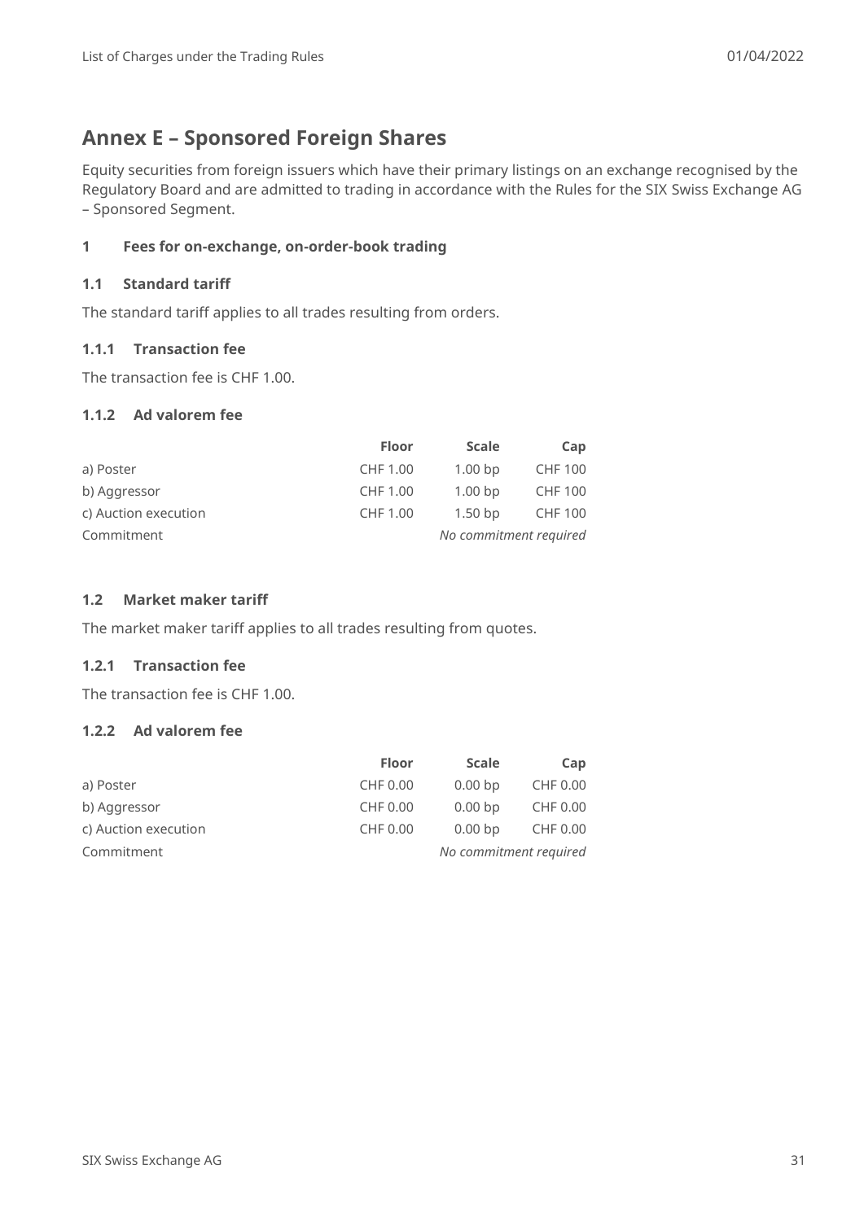# Annex E – Sponsored Foreign Shares

Equity securities from foreign issuers which have their primary listings on an exchange recognised by the Regulatory Board and are admitted to trading in accordance with the Rules for the SIX Swiss Exchange AG – Sponsored Segment.

## 1 Fees for on-exchange, on-order-book trading

### 1.1 Standard tariff

The standard tariff applies to all trades resulting from orders.

#### 1.1.1 Transaction fee

The transaction fee is CHF 1.00.

#### 1.1.2 Ad valorem fee

| | Floor | Scale | Cap |
|---|---|---|---|
| a) Poster | CHF 1.00 | 1.00 bp | CHF 100 |
| b) Aggressor | CHF 1.00 | 1.00 bp | CHF 100 |
| c) Auction execution | CHF 1.00 | 1.50 bp | CHF 100 |
| Commitment | *No commitment required* | | |

### 1.2 Market maker tariff

The market maker tariff applies to all trades resulting from quotes.

#### 1.2.1 Transaction fee

The transaction fee is CHF 1.00.

#### 1.2.2 Ad valorem fee

| | Floor | Scale | Cap |
|---|---|---|---|
| a) Poster | CHF 0.00 | 0.00 bp | CHF 0.00 |
| b) Aggressor | CHF 0.00 | 0.00 bp | CHF 0.00 |
| c) Auction execution | CHF 0.00 | 0.00 bp | CHF 0.00 |
| Commitment | *No commitment required* | | |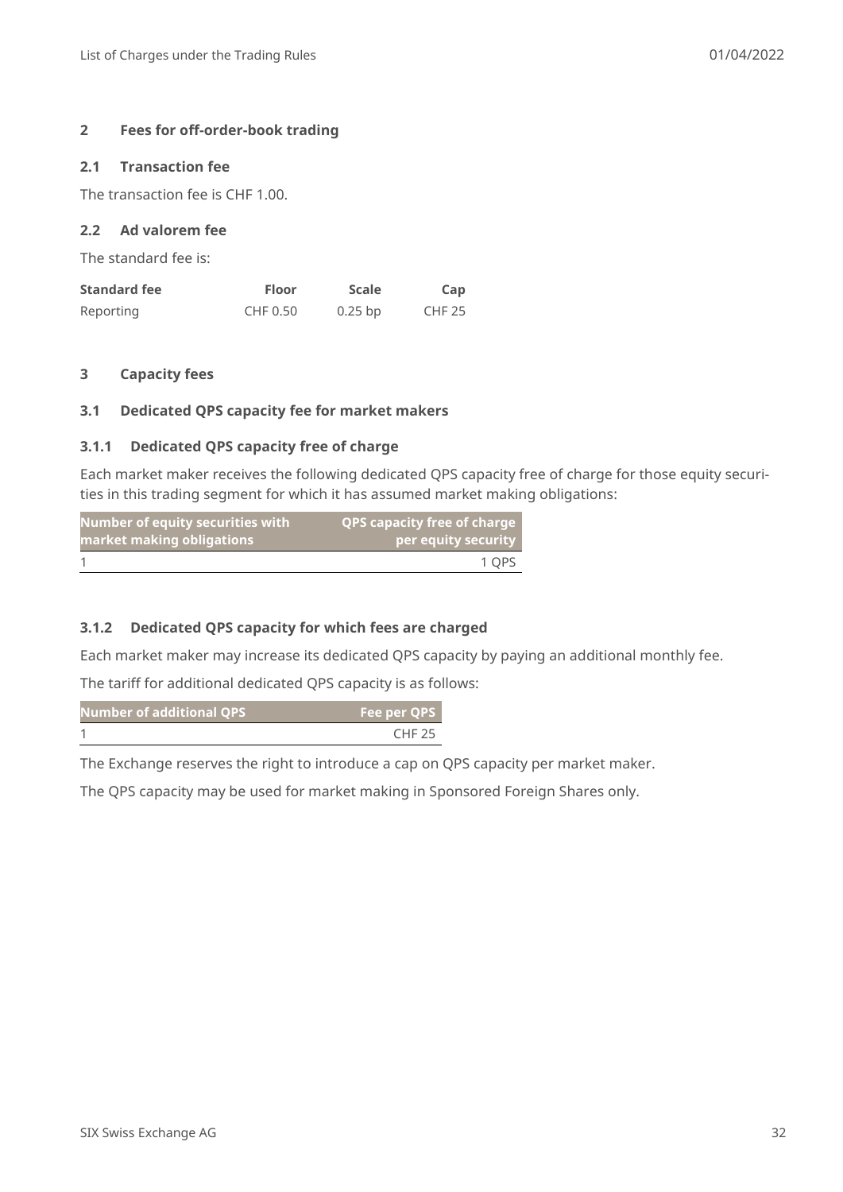## 2 Fees for off-order-book trading

### 2.1 Transaction fee

The transaction fee is CHF 1.00.

### 2.2 Ad valorem fee

The standard fee is:

| Standard fee | Floor | Scale | Cap |
|---|---|---|---|
| Reporting | CHF 0.50 | 0.25 bp | CHF 25 |

## 3 Capacity fees

### 3.1 Dedicated QPS capacity fee for market makers

#### 3.1.1 Dedicated QPS capacity free of charge

Each market maker receives the following dedicated QPS capacity free of charge for those equity securities in this trading segment for which it has assumed market making obligations:

| Number of equity securities with market making obligations | QPS capacity free of charge per equity security |
|---|---|
| 1 | 1 QPS |

#### 3.1.2 Dedicated QPS capacity for which fees are charged

Each market maker may increase its dedicated QPS capacity by paying an additional monthly fee.

The tariff for additional dedicated QPS capacity is as follows:

| Number of additional QPS | Fee per QPS |
|---|---|
| 1 | CHF 25 |

The Exchange reserves the right to introduce a cap on QPS capacity per market maker.

The QPS capacity may be used for market making in Sponsored Foreign Shares only.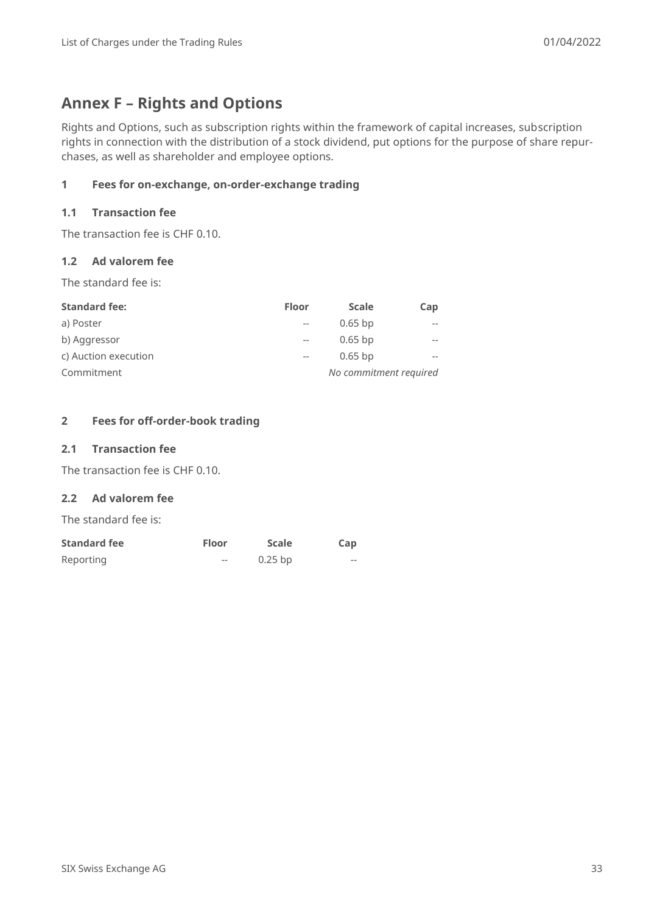# Annex F – Rights and Options

Rights and Options, such as subscription rights within the framework of capital increases, subscription rights in connection with the distribution of a stock dividend, put options for the purpose of share repurchases, as well as shareholder and employee options.

## 1 Fees for on-exchange, on-order-exchange trading

### 1.1 Transaction fee

The transaction fee is CHF 0.10.

### 1.2 Ad valorem fee

The standard fee is:

| **Standard fee:** | **Floor** | **Scale** | **Cap** |
|---|---|---|---|
| a) Poster | -- | 0.65 bp | -- |
| b) Aggressor | -- | 0.65 bp | -- |
| c) Auction execution | -- | 0.65 bp | -- |
| Commitment | | *No commitment required* | |

## 2 Fees for off-order-book trading

### 2.1 Transaction fee

The transaction fee is CHF 0.10.

### 2.2 Ad valorem fee

The standard fee is:

| **Standard fee** | **Floor** | **Scale** | **Cap** |
|---|---|---|---|
| Reporting | -- | 0.25 bp | -- |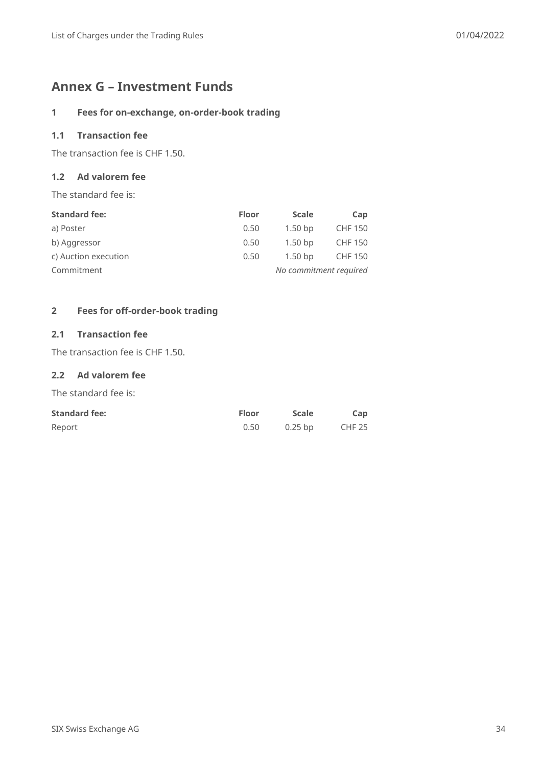# Annex G – Investment Funds

## 1 Fees for on-exchange, on-order-book trading

### 1.1 Transaction fee

The transaction fee is CHF 1.50.

### 1.2 Ad valorem fee

The standard fee is:

| **Standard fee:** | **Floor** | **Scale** | **Cap** |
|---|---|---|---|
| a) Poster | 0.50 | 1.50 bp | CHF 150 |
| b) Aggressor | 0.50 | 1.50 bp | CHF 150 |
| c) Auction execution | 0.50 | 1.50 bp | CHF 150 |
| Commitment | | *No commitment required* | |

## 2 Fees for off-order-book trading

### 2.1 Transaction fee

The transaction fee is CHF 1.50.

### 2.2 Ad valorem fee

The standard fee is:

| **Standard fee:** | **Floor** | **Scale** | **Cap** |
|---|---|---|---|
| Report | 0.50 | 0.25 bp | CHF 25 |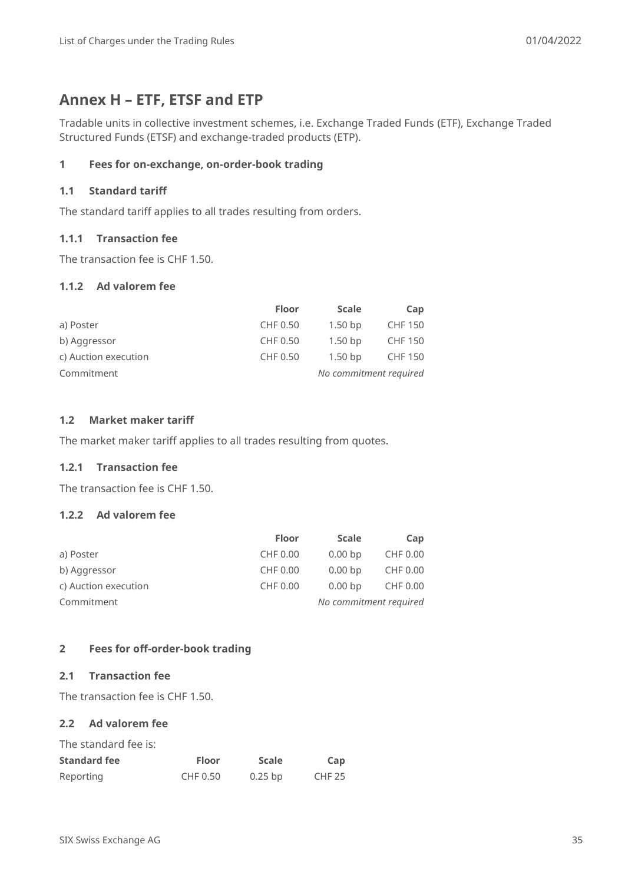# Annex H – ETF, ETSF and ETP

Tradable units in collective investment schemes, i.e. Exchange Traded Funds (ETF), Exchange Traded Structured Funds (ETSF) and exchange-traded products (ETP).

## 1 Fees for on-exchange, on-order-book trading

### 1.1 Standard tariff

The standard tariff applies to all trades resulting from orders.

#### 1.1.1 Transaction fee

The transaction fee is CHF 1.50.

#### 1.1.2 Ad valorem fee

| | Floor | Scale | Cap |
|---|---|---|---|
| a) Poster | CHF 0.50 | 1.50 bp | CHF 150 |
| b) Aggressor | CHF 0.50 | 1.50 bp | CHF 150 |
| c) Auction execution | CHF 0.50 | 1.50 bp | CHF 150 |
| Commitment | *No commitment required* | | |

### 1.2 Market maker tariff

The market maker tariff applies to all trades resulting from quotes.

#### 1.2.1 Transaction fee

The transaction fee is CHF 1.50.

#### 1.2.2 Ad valorem fee

| | Floor | Scale | Cap |
|---|---|---|---|
| a) Poster | CHF 0.00 | 0.00 bp | CHF 0.00 |
| b) Aggressor | CHF 0.00 | 0.00 bp | CHF 0.00 |
| c) Auction execution | CHF 0.00 | 0.00 bp | CHF 0.00 |
| Commitment | *No commitment required* | | |

## 2 Fees for off-order-book trading

### 2.1 Transaction fee

The transaction fee is CHF 1.50.

### 2.2 Ad valorem fee

The standard fee is:

| Standard fee | Floor | Scale | Cap |
|---|---|---|---|
| Reporting | CHF 0.50 | 0.25 bp | CHF 25 |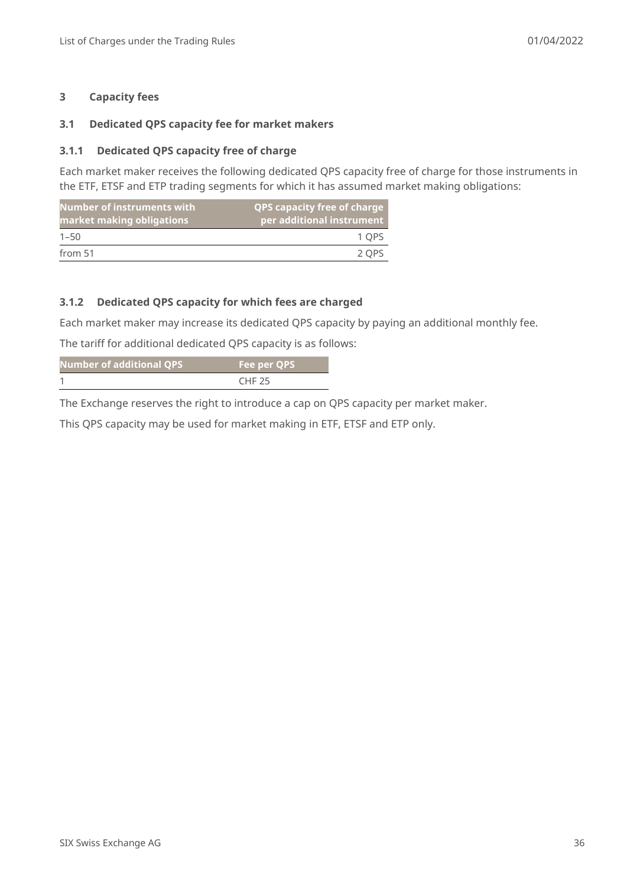# 3 Capacity fees

## 3.1 Dedicated QPS capacity fee for market makers

### 3.1.1 Dedicated QPS capacity free of charge

Each market maker receives the following dedicated QPS capacity free of charge for those instruments in the ETF, ETSF and ETP trading segments for which it has assumed market making obligations:

| Number of instruments with market making obligations | QPS capacity free of charge per additional instrument |
|---|---|
| 1–50 | 1 QPS |
| from 51 | 2 QPS |

### 3.1.2 Dedicated QPS capacity for which fees are charged

Each market maker may increase its dedicated QPS capacity by paying an additional monthly fee.

The tariff for additional dedicated QPS capacity is as follows:

| Number of additional QPS | Fee per QPS |
|---|---|
| 1 | CHF 25 |

The Exchange reserves the right to introduce a cap on QPS capacity per market maker.

This QPS capacity may be used for market making in ETF, ETSF and ETP only.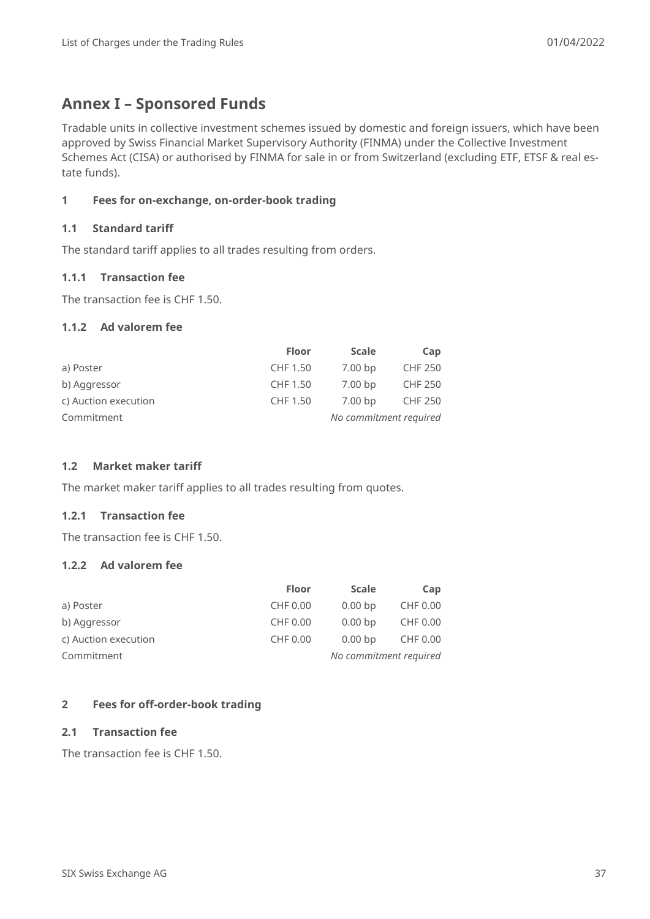# Annex I – Sponsored Funds

Tradable units in collective investment schemes issued by domestic and foreign issuers, which have been approved by Swiss Financial Market Supervisory Authority (FINMA) under the Collective Investment Schemes Act (CISA) or authorised by FINMA for sale in or from Switzerland (excluding ETF, ETSF & real estate funds).

## 1 Fees for on-exchange, on-order-book trading

### 1.1 Standard tariff

The standard tariff applies to all trades resulting from orders.

#### 1.1.1 Transaction fee

The transaction fee is CHF 1.50.

#### 1.1.2 Ad valorem fee

| | Floor | Scale | Cap |
|---|---|---|---|
| a) Poster | CHF 1.50 | 7.00 bp | CHF 250 |
| b) Aggressor | CHF 1.50 | 7.00 bp | CHF 250 |
| c) Auction execution | CHF 1.50 | 7.00 bp | CHF 250 |
| Commitment | *No commitment required* | | |

### 1.2 Market maker tariff

The market maker tariff applies to all trades resulting from quotes.

#### 1.2.1 Transaction fee

The transaction fee is CHF 1.50.

#### 1.2.2 Ad valorem fee

| | Floor | Scale | Cap |
|---|---|---|---|
| a) Poster | CHF 0.00 | 0.00 bp | CHF 0.00 |
| b) Aggressor | CHF 0.00 | 0.00 bp | CHF 0.00 |
| c) Auction execution | CHF 0.00 | 0.00 bp | CHF 0.00 |
| Commitment | *No commitment required* | | |

## 2 Fees for off-order-book trading

### 2.1 Transaction fee

The transaction fee is CHF 1.50.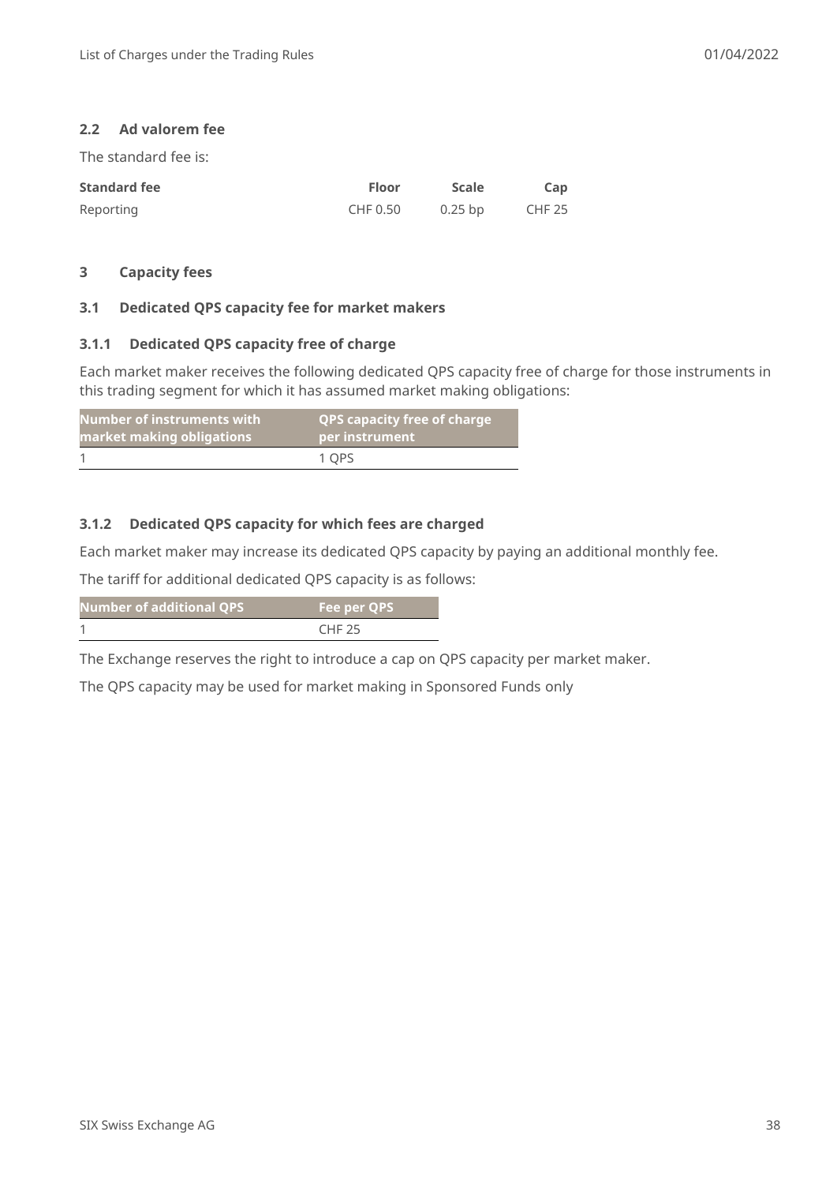### 2.2 Ad valorem fee

The standard fee is:

| Standard fee | Floor | Scale | Cap |
|---|---|---|---|
| Reporting | CHF 0.50 | 0.25 bp | CHF 25 |

## 3 Capacity fees

### 3.1 Dedicated QPS capacity fee for market makers

#### 3.1.1 Dedicated QPS capacity free of charge

Each market maker receives the following dedicated QPS capacity free of charge for those instruments in this trading segment for which it has assumed market making obligations:

| Number of instruments with market making obligations | QPS capacity free of charge per instrument |
|---|---|
| 1 | 1 QPS |

#### 3.1.2 Dedicated QPS capacity for which fees are charged

Each market maker may increase its dedicated QPS capacity by paying an additional monthly fee.

The tariff for additional dedicated QPS capacity is as follows:

| Number of additional QPS | Fee per QPS |
|---|---|
| 1 | CHF 25 |

The Exchange reserves the right to introduce a cap on QPS capacity per market maker.

The QPS capacity may be used for market making in Sponsored Funds only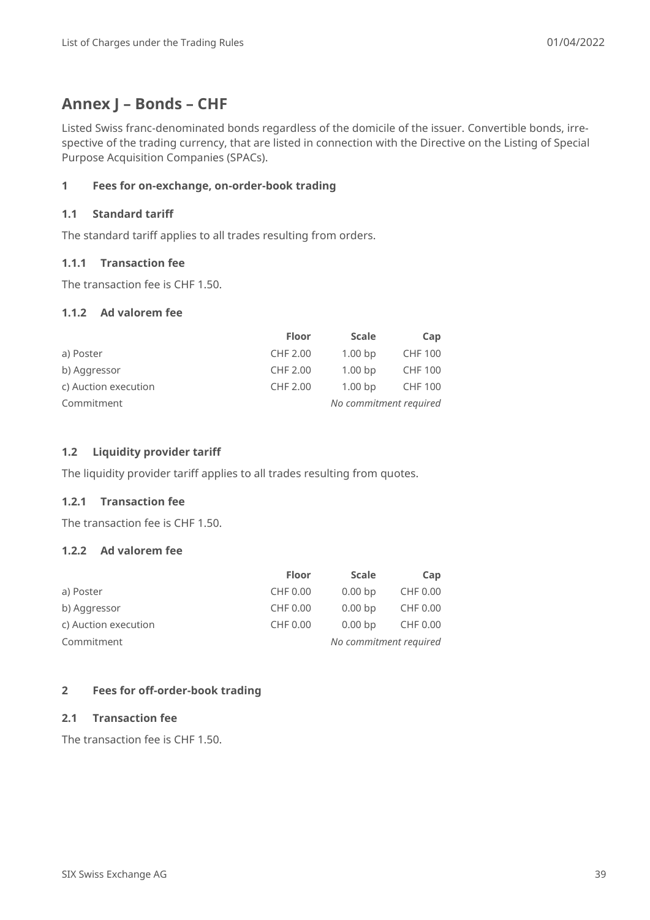# Annex J – Bonds – CHF

Listed Swiss franc-denominated bonds regardless of the domicile of the issuer. Convertible bonds, irrespective of the trading currency, that are listed in connection with the Directive on the Listing of Special Purpose Acquisition Companies (SPACs).

## 1 Fees for on-exchange, on-order-book trading

### 1.1 Standard tariff

The standard tariff applies to all trades resulting from orders.

#### 1.1.1 Transaction fee

The transaction fee is CHF 1.50.

#### 1.1.2 Ad valorem fee

| | Floor | Scale | Cap |
|---|---|---|---|
| a) Poster | CHF 2.00 | 1.00 bp | CHF 100 |
| b) Aggressor | CHF 2.00 | 1.00 bp | CHF 100 |
| c) Auction execution | CHF 2.00 | 1.00 bp | CHF 100 |
| Commitment | *No commitment required* | | |

### 1.2 Liquidity provider tariff

The liquidity provider tariff applies to all trades resulting from quotes.

#### 1.2.1 Transaction fee

The transaction fee is CHF 1.50.

#### 1.2.2 Ad valorem fee

| | Floor | Scale | Cap |
|---|---|---|---|
| a) Poster | CHF 0.00 | 0.00 bp | CHF 0.00 |
| b) Aggressor | CHF 0.00 | 0.00 bp | CHF 0.00 |
| c) Auction execution | CHF 0.00 | 0.00 bp | CHF 0.00 |
| Commitment | *No commitment required* | | |

## 2 Fees for off-order-book trading

### 2.1 Transaction fee

The transaction fee is CHF 1.50.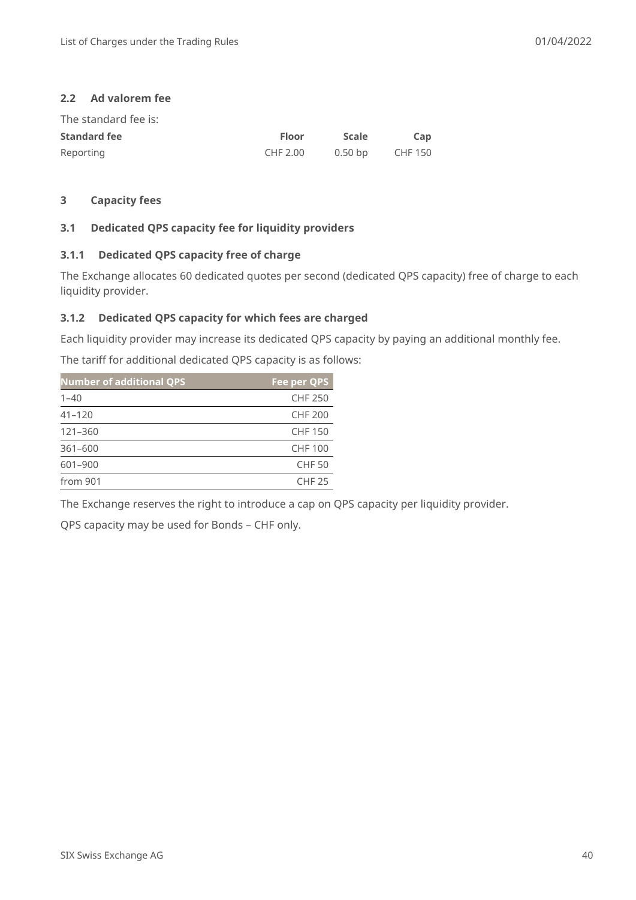### 2.2 Ad valorem fee

The standard fee is:

| Standard fee | Floor | Scale | Cap |
|---|---|---|---|
| Reporting | CHF 2.00 | 0.50 bp | CHF 150 |

## 3 Capacity fees

### 3.1 Dedicated QPS capacity fee for liquidity providers

#### 3.1.1 Dedicated QPS capacity free of charge

The Exchange allocates 60 dedicated quotes per second (dedicated QPS capacity) free of charge to each liquidity provider.

#### 3.1.2 Dedicated QPS capacity for which fees are charged

Each liquidity provider may increase its dedicated QPS capacity by paying an additional monthly fee.

The tariff for additional dedicated QPS capacity is as follows:

| Number of additional QPS | Fee per QPS |
|---|---|
| 1–40 | CHF 250 |
| 41–120 | CHF 200 |
| 121–360 | CHF 150 |
| 361–600 | CHF 100 |
| 601–900 | CHF 50 |
| from 901 | CHF 25 |

The Exchange reserves the right to introduce a cap on QPS capacity per liquidity provider.

QPS capacity may be used for Bonds – CHF only.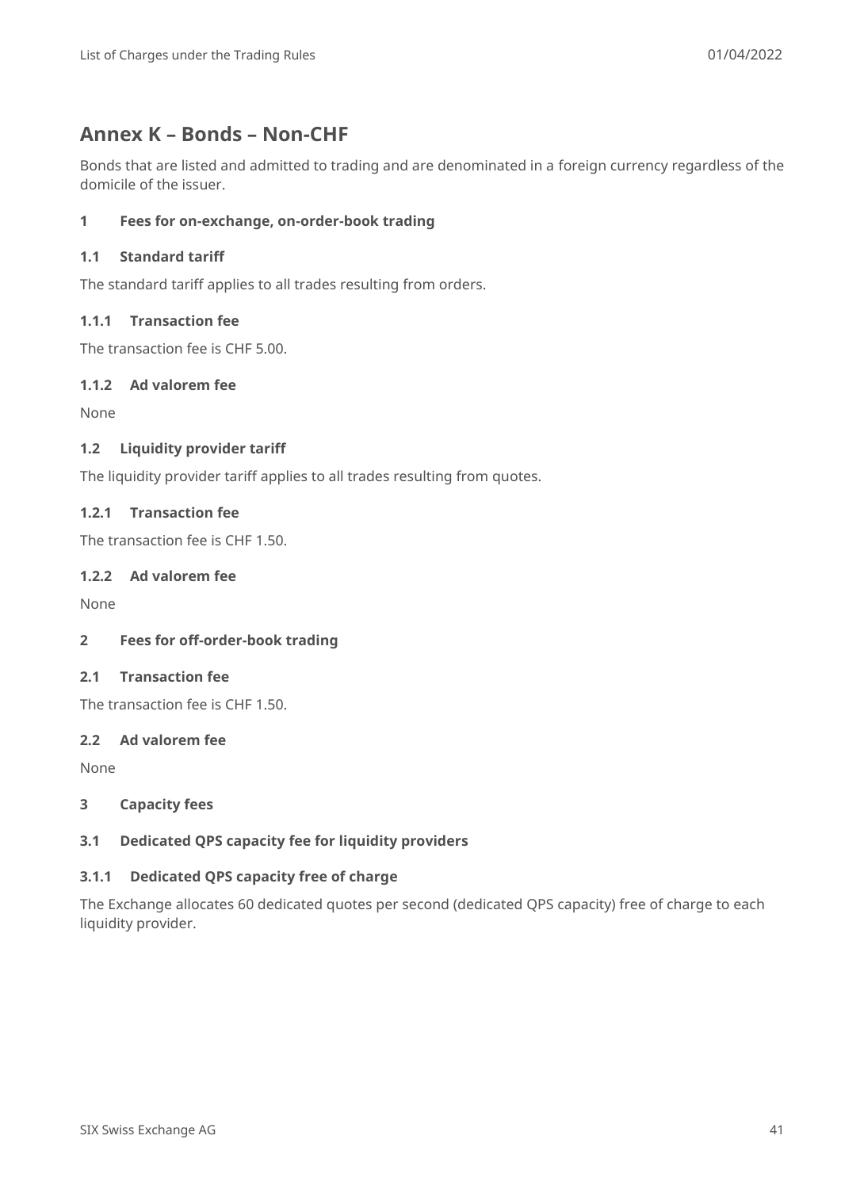# Annex K – Bonds – Non-CHF

Bonds that are listed and admitted to trading and are denominated in a foreign currency regardless of the domicile of the issuer.

## 1 Fees for on-exchange, on-order-book trading

### 1.1 Standard tariff

The standard tariff applies to all trades resulting from orders.

#### 1.1.1 Transaction fee

The transaction fee is CHF 5.00.

#### 1.1.2 Ad valorem fee

None

### 1.2 Liquidity provider tariff

The liquidity provider tariff applies to all trades resulting from quotes.

#### 1.2.1 Transaction fee

The transaction fee is CHF 1.50.

#### 1.2.2 Ad valorem fee

None

## 2 Fees for off-order-book trading

### 2.1 Transaction fee

The transaction fee is CHF 1.50.

### 2.2 Ad valorem fee

None

## 3 Capacity fees

### 3.1 Dedicated QPS capacity fee for liquidity providers

#### 3.1.1 Dedicated QPS capacity free of charge

The Exchange allocates 60 dedicated quotes per second (dedicated QPS capacity) free of charge to each liquidity provider.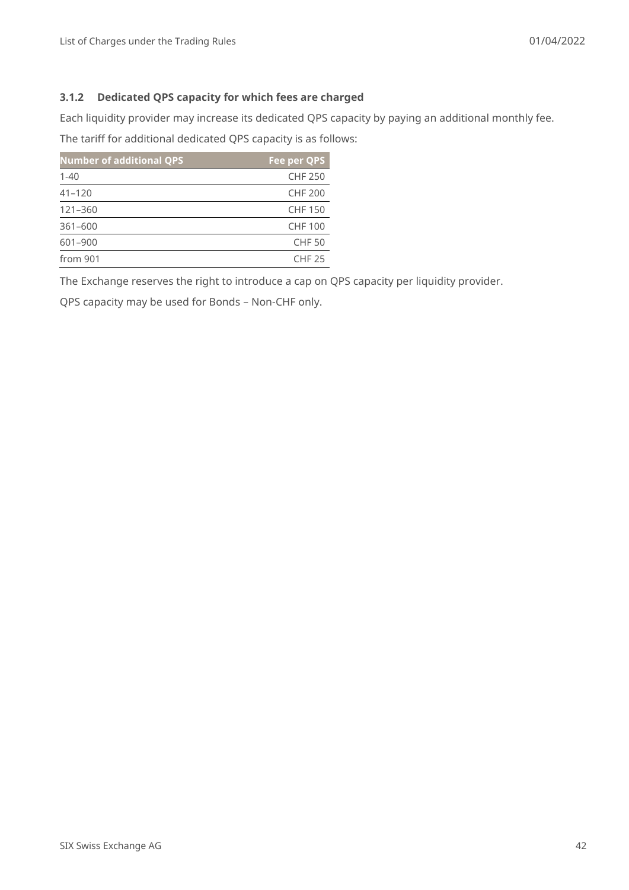### 3.1.2 Dedicated QPS capacity for which fees are charged

Each liquidity provider may increase its dedicated QPS capacity by paying an additional monthly fee.

The tariff for additional dedicated QPS capacity is as follows:

| Number of additional QPS | Fee per QPS |
|---|---:|
| 1-40 | CHF 250 |
| 41–120 | CHF 200 |
| 121–360 | CHF 150 |
| 361–600 | CHF 100 |
| 601–900 | CHF 50 |
| from 901 | CHF 25 |

The Exchange reserves the right to introduce a cap on QPS capacity per liquidity provider.

QPS capacity may be used for Bonds – Non-CHF only.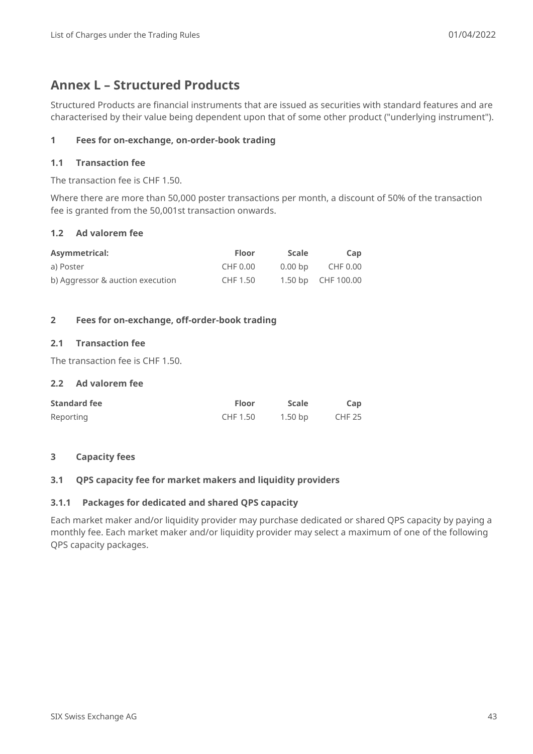## Annex L – Structured Products

Structured Products are financial instruments that are issued as securities with standard features and are characterised by their value being dependent upon that of some other product ("underlying instrument").

### 1 Fees for on-exchange, on-order-book trading

#### 1.1 Transaction fee

The transaction fee is CHF 1.50.

Where there are more than 50,000 poster transactions per month, a discount of 50% of the transaction fee is granted from the 50,001st transaction onwards.

#### 1.2 Ad valorem fee

| Asymmetrical: | Floor | Scale | Cap |
|---|---|---|---|
| a) Poster | CHF 0.00 | 0.00 bp | CHF 0.00 |
| b) Aggressor & auction execution | CHF 1.50 | 1.50 bp | CHF 100.00 |

### 2 Fees for on-exchange, off-order-book trading

#### 2.1 Transaction fee

The transaction fee is CHF 1.50.

#### 2.2 Ad valorem fee

| Standard fee | Floor | Scale | Cap |
|---|---|---|---|
| Reporting | CHF 1.50 | 1.50 bp | CHF 25 |

### 3 Capacity fees

#### 3.1 QPS capacity fee for market makers and liquidity providers

##### 3.1.1 Packages for dedicated and shared QPS capacity

Each market maker and/or liquidity provider may purchase dedicated or shared QPS capacity by paying a monthly fee. Each market maker and/or liquidity provider may select a maximum of one of the following QPS capacity packages.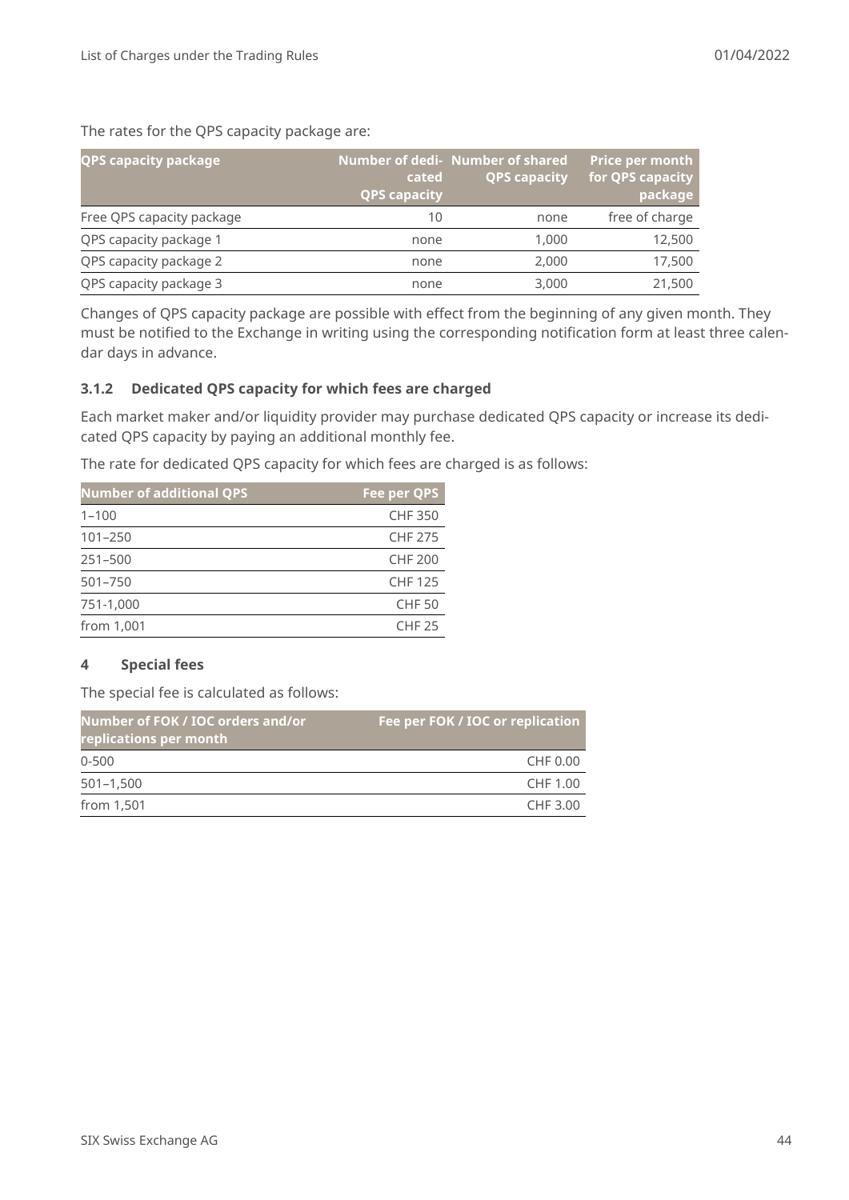The rates for the QPS capacity package are:

| QPS capacity package | Number of dedicated QPS capacity | Number of shared QPS capacity | Price per month for QPS capacity package |
|---|---|---|---|
| Free QPS capacity package | 10 | none | free of charge |
| QPS capacity package 1 | none | 1,000 | 12,500 |
| QPS capacity package 2 | none | 2,000 | 17,500 |
| QPS capacity package 3 | none | 3,000 | 21,500 |

Changes of QPS capacity package are possible with effect from the beginning of any given month. They must be notified to the Exchange in writing using the corresponding notification form at least three calendar days in advance.

### 3.1.2 Dedicated QPS capacity for which fees are charged

Each market maker and/or liquidity provider may purchase dedicated QPS capacity or increase its dedicated QPS capacity by paying an additional monthly fee.

The rate for dedicated QPS capacity for which fees are charged is as follows:

| Number of additional QPS | Fee per QPS |
|---|---|
| 1–100 | CHF 350 |
| 101–250 | CHF 275 |
| 251–500 | CHF 200 |
| 501–750 | CHF 125 |
| 751-1,000 | CHF 50 |
| from 1,001 | CHF 25 |

## 4 Special fees

The special fee is calculated as follows:

| Number of FOK / IOC orders and/or replications per month | Fee per FOK / IOC or replication |
|---|---|
| 0-500 | CHF 0.00 |
| 501–1,500 | CHF 1.00 |
| from 1,501 | CHF 3.00 |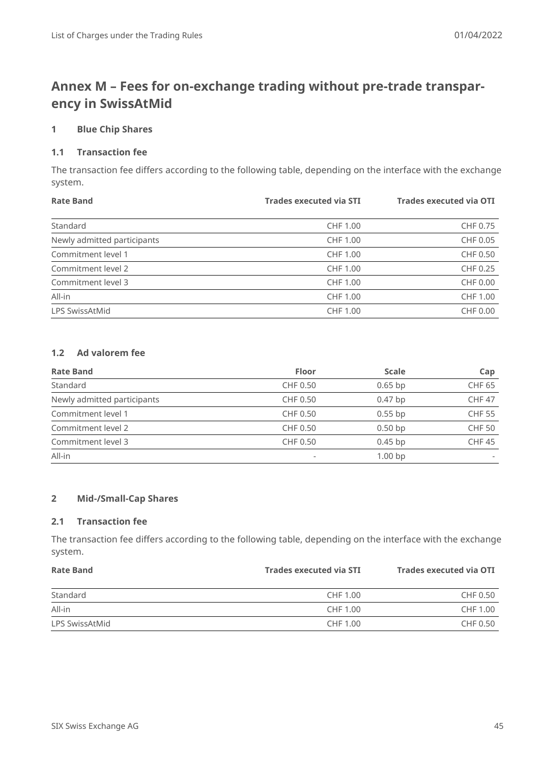# Annex M – Fees for on-exchange trading without pre-trade transparency in SwissAtMid

## 1 Blue Chip Shares

### 1.1 Transaction fee

The transaction fee differs according to the following table, depending on the interface with the exchange system.

| Rate Band | Trades executed via STI | Trades executed via OTI |
|---|---|---|
| Standard | CHF 1.00 | CHF 0.75 |
| Newly admitted participants | CHF 1.00 | CHF 0.05 |
| Commitment level 1 | CHF 1.00 | CHF 0.50 |
| Commitment level 2 | CHF 1.00 | CHF 0.25 |
| Commitment level 3 | CHF 1.00 | CHF 0.00 |
| All-in | CHF 1.00 | CHF 1.00 |
| LPS SwissAtMid | CHF 1.00 | CHF 0.00 |

### 1.2 Ad valorem fee

| Rate Band | Floor | Scale | Cap |
|---|---|---|---|
| Standard | CHF 0.50 | 0.65 bp | CHF 65 |
| Newly admitted participants | CHF 0.50 | 0.47 bp | CHF 47 |
| Commitment level 1 | CHF 0.50 | 0.55 bp | CHF 55 |
| Commitment level 2 | CHF 0.50 | 0.50 bp | CHF 50 |
| Commitment level 3 | CHF 0.50 | 0.45 bp | CHF 45 |
| All-in | - | 1.00 bp | - |

## 2 Mid-/Small-Cap Shares

### 2.1 Transaction fee

The transaction fee differs according to the following table, depending on the interface with the exchange system.

| Rate Band | Trades executed via STI | Trades executed via OTI |
|---|---|---|
| Standard | CHF 1.00 | CHF 0.50 |
| All-in | CHF 1.00 | CHF 1.00 |
| LPS SwissAtMid | CHF 1.00 | CHF 0.50 |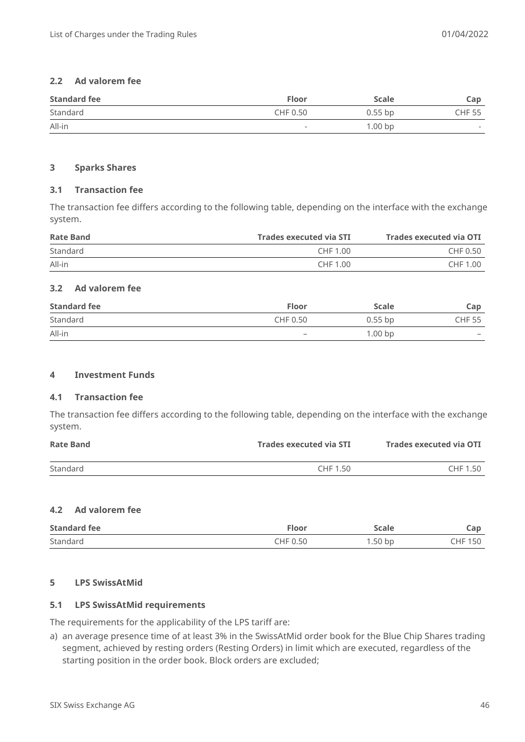### 2.2 Ad valorem fee

| Standard fee | Floor | Scale | Cap |
|---|---|---|---|
| Standard | CHF 0.50 | 0.55 bp | CHF 55 |
| All-in | - | 1.00 bp | - |

## 3 Sparks Shares

### 3.1 Transaction fee

The transaction fee differs according to the following table, depending on the interface with the exchange system.

| Rate Band | Trades executed via STI | Trades executed via OTI |
|---|---|---|
| Standard | CHF 1.00 | CHF 0.50 |
| All-in | CHF 1.00 | CHF 1.00 |

### 3.2 Ad valorem fee

| Standard fee | Floor | Scale | Cap |
|---|---|---|---|
| Standard | CHF 0.50 | 0.55 bp | CHF 55 |
| All-in | – | 1.00 bp | – |

## 4 Investment Funds

### 4.1 Transaction fee

The transaction fee differs according to the following table, depending on the interface with the exchange system.

| Rate Band | Trades executed via STI | Trades executed via OTI |
|---|---|---|
| Standard | CHF 1.50 | CHF 1.50 |

### 4.2 Ad valorem fee

| Standard fee | Floor | Scale | Cap |
|---|---|---|---|
| Standard | CHF 0.50 | 1.50 bp | CHF 150 |

## 5 LPS SwissAtMid

### 5.1 LPS SwissAtMid requirements

The requirements for the applicability of the LPS tariff are:

a) an average presence time of at least 3% in the SwissAtMid order book for the Blue Chip Shares trading segment, achieved by resting orders (Resting Orders) in limit which are executed, regardless of the starting position in the order book. Block orders are excluded;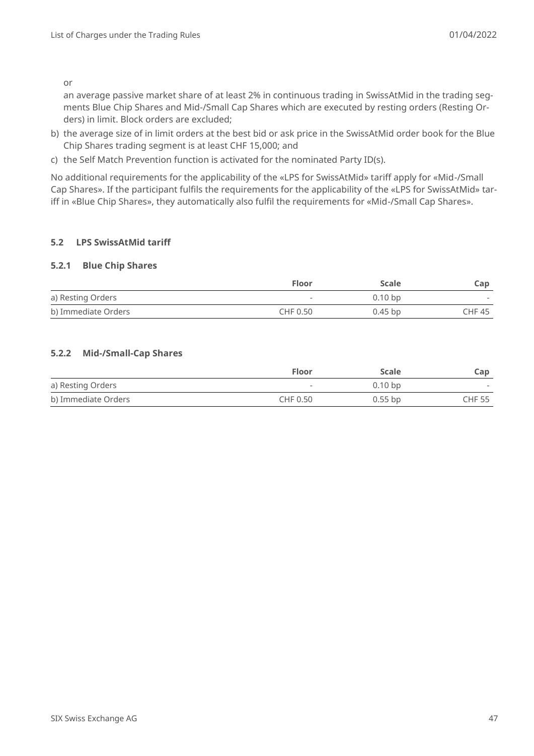or

an average passive market share of at least 2% in continuous trading in SwissAtMid in the trading segments Blue Chip Shares and Mid-/Small Cap Shares which are executed by resting orders (Resting Orders) in limit. Block orders are excluded;

b) the average size of in limit orders at the best bid or ask price in the SwissAtMid order book for the Blue Chip Shares trading segment is at least CHF 15,000; and

c) the Self Match Prevention function is activated for the nominated Party ID(s).

No additional requirements for the applicability of the «LPS for SwissAtMid» tariff apply for «Mid-/Small Cap Shares». If the participant fulfils the requirements for the applicability of the «LPS for SwissAtMid» tariff in «Blue Chip Shares», they automatically also fulfil the requirements for «Mid-/Small Cap Shares».

### 5.2 LPS SwissAtMid tariff

#### 5.2.1 Blue Chip Shares

| | Floor | Scale | Cap |
|---|---:|---:|---:|
| a) Resting Orders | - | 0.10 bp | - |
| b) Immediate Orders | CHF 0.50 | 0.45 bp | CHF 45 |

#### 5.2.2 Mid-/Small-Cap Shares

| | Floor | Scale | Cap |
|---|---:|---:|---:|
| a) Resting Orders | - | 0.10 bp | - |
| b) Immediate Orders | CHF 0.50 | 0.55 bp | CHF 55 |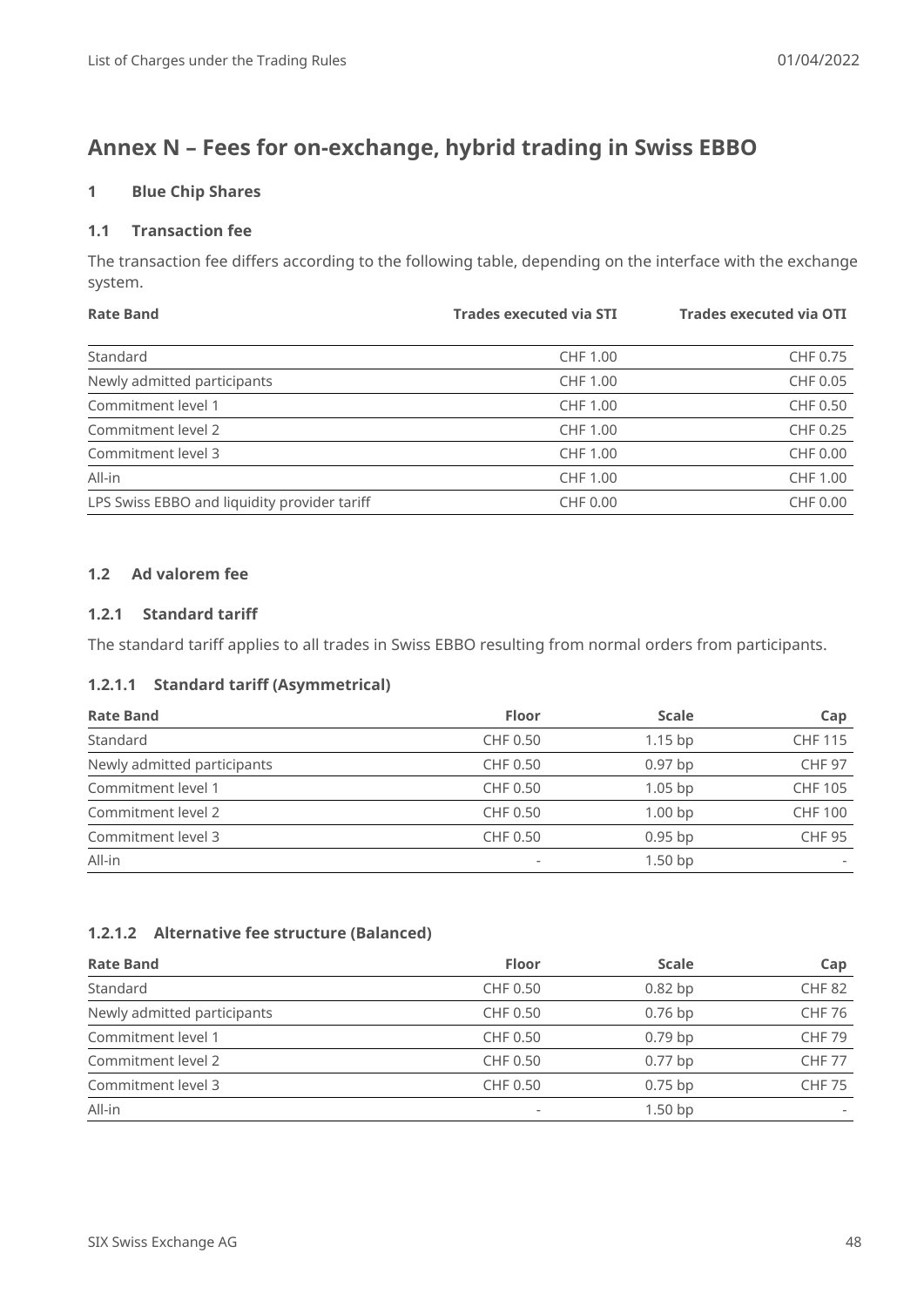# Annex N – Fees for on-exchange, hybrid trading in Swiss EBBO

## 1 Blue Chip Shares

### 1.1 Transaction fee

The transaction fee differs according to the following table, depending on the interface with the exchange system.

| Rate Band | Trades executed via STI | Trades executed via OTI |
|---|---:|---:|
| Standard | CHF 1.00 | CHF 0.75 |
| Newly admitted participants | CHF 1.00 | CHF 0.05 |
| Commitment level 1 | CHF 1.00 | CHF 0.50 |
| Commitment level 2 | CHF 1.00 | CHF 0.25 |
| Commitment level 3 | CHF 1.00 | CHF 0.00 |
| All-in | CHF 1.00 | CHF 1.00 |
| LPS Swiss EBBO and liquidity provider tariff | CHF 0.00 | CHF 0.00 |

### 1.2 Ad valorem fee

#### 1.2.1 Standard tariff

The standard tariff applies to all trades in Swiss EBBO resulting from normal orders from participants.

##### 1.2.1.1 Standard tariff (Asymmetrical)

| Rate Band | Floor | Scale | Cap |
|---|---:|---:|---:|
| Standard | CHF 0.50 | 1.15 bp | CHF 115 |
| Newly admitted participants | CHF 0.50 | 0.97 bp | CHF 97 |
| Commitment level 1 | CHF 0.50 | 1.05 bp | CHF 105 |
| Commitment level 2 | CHF 0.50 | 1.00 bp | CHF 100 |
| Commitment level 3 | CHF 0.50 | 0.95 bp | CHF 95 |
| All-in | - | 1.50 bp | - |

##### 1.2.1.2 Alternative fee structure (Balanced)

| Rate Band | Floor | Scale | Cap |
|---|---:|---:|---:|
| Standard | CHF 0.50 | 0.82 bp | CHF 82 |
| Newly admitted participants | CHF 0.50 | 0.76 bp | CHF 76 |
| Commitment level 1 | CHF 0.50 | 0.79 bp | CHF 79 |
| Commitment level 2 | CHF 0.50 | 0.77 bp | CHF 77 |
| Commitment level 3 | CHF 0.50 | 0.75 bp | CHF 75 |
| All-in | - | 1.50 bp | - |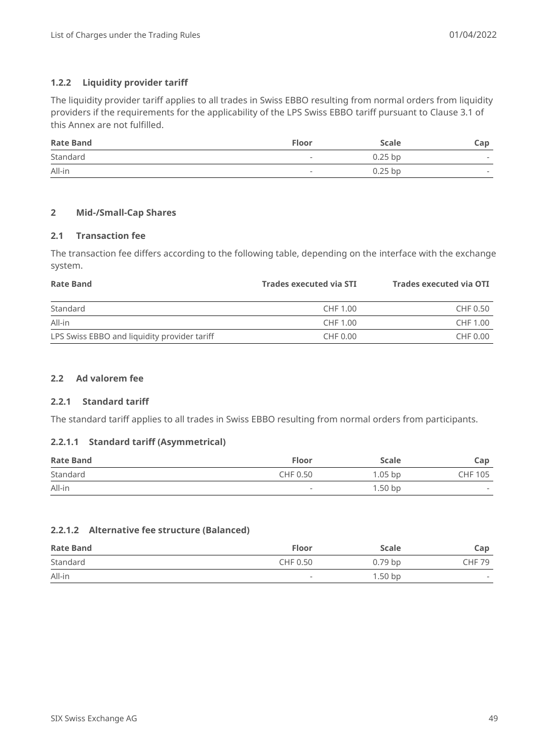#### 1.2.2 Liquidity provider tariff

The liquidity provider tariff applies to all trades in Swiss EBBO resulting from normal orders from liquidity providers if the requirements for the applicability of the LPS Swiss EBBO tariff pursuant to Clause 3.1 of this Annex are not fulfilled.

| Rate Band | Floor | Scale | Cap |
|---|---|---|---|
| Standard | - | 0.25 bp | - |
| All-in | - | 0.25 bp | - |

## 2 Mid-/Small-Cap Shares

### 2.1 Transaction fee

The transaction fee differs according to the following table, depending on the interface with the exchange system.

| Rate Band | Trades executed via STI | Trades executed via OTI |
|---|---|---|
| Standard | CHF 1.00 | CHF 0.50 |
| All-in | CHF 1.00 | CHF 1.00 |
| LPS Swiss EBBO and liquidity provider tariff | CHF 0.00 | CHF 0.00 |

### 2.2 Ad valorem fee

#### 2.2.1 Standard tariff

The standard tariff applies to all trades in Swiss EBBO resulting from normal orders from participants.

##### 2.2.1.1 Standard tariff (Asymmetrical)

| Rate Band | Floor | Scale | Cap |
|---|---|---|---|
| Standard | CHF 0.50 | 1.05 bp | CHF 105 |
| All-in | - | 1.50 bp | - |

##### 2.2.1.2 Alternative fee structure (Balanced)

| Rate Band | Floor | Scale | Cap |
|---|---|---|---|
| Standard | CHF 0.50 | 0.79 bp | CHF 79 |
| All-in | - | 1.50 bp | - |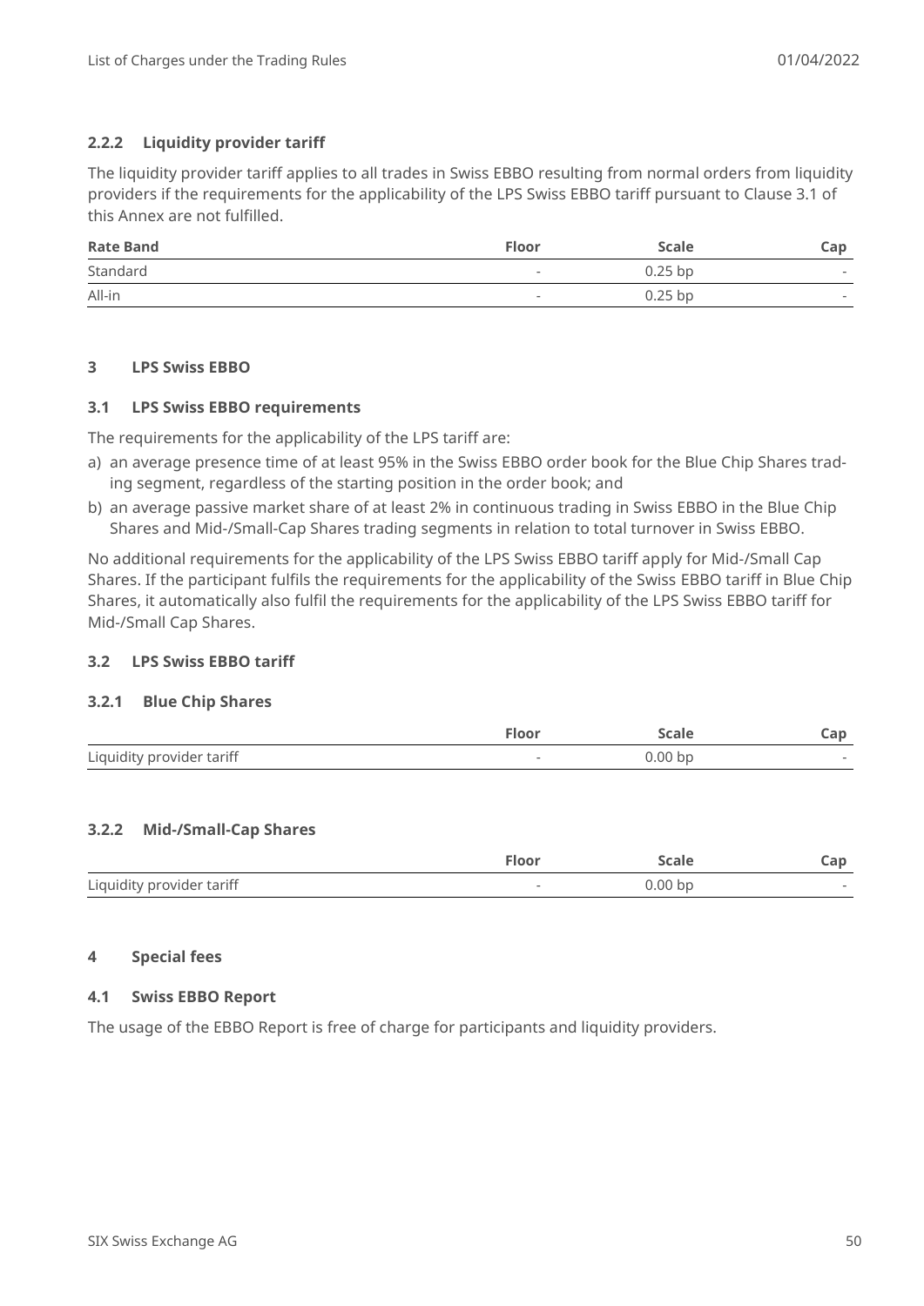### 2.2.2 Liquidity provider tariff

The liquidity provider tariff applies to all trades in Swiss EBBO resulting from normal orders from liquidity providers if the requirements for the applicability of the LPS Swiss EBBO tariff pursuant to Clause 3.1 of this Annex are not fulfilled.

| Rate Band | Floor | Scale | Cap |
|---|---|---|---|
| Standard | - | 0.25 bp | - |
| All-in | - | 0.25 bp | - |

## 3 LPS Swiss EBBO

### 3.1 LPS Swiss EBBO requirements

The requirements for the applicability of the LPS tariff are:

a) an average presence time of at least 95% in the Swiss EBBO order book for the Blue Chip Shares trading segment, regardless of the starting position in the order book; and

b) an average passive market share of at least 2% in continuous trading in Swiss EBBO in the Blue Chip Shares and Mid-/Small-Cap Shares trading segments in relation to total turnover in Swiss EBBO.

No additional requirements for the applicability of the LPS Swiss EBBO tariff apply for Mid-/Small Cap Shares. If the participant fulfils the requirements for the applicability of the Swiss EBBO tariff in Blue Chip Shares, it automatically also fulfil the requirements for the applicability of the LPS Swiss EBBO tariff for Mid-/Small Cap Shares.

### 3.2 LPS Swiss EBBO tariff

#### 3.2.1 Blue Chip Shares

| | Floor | Scale | Cap |
|---|---|---|---|
| Liquidity provider tariff | - | 0.00 bp | - |

#### 3.2.2 Mid-/Small-Cap Shares

| | Floor | Scale | Cap |
|---|---|---|---|
| Liquidity provider tariff | - | 0.00 bp | - |

## 4 Special fees

### 4.1 Swiss EBBO Report

The usage of the EBBO Report is free of charge for participants and liquidity providers.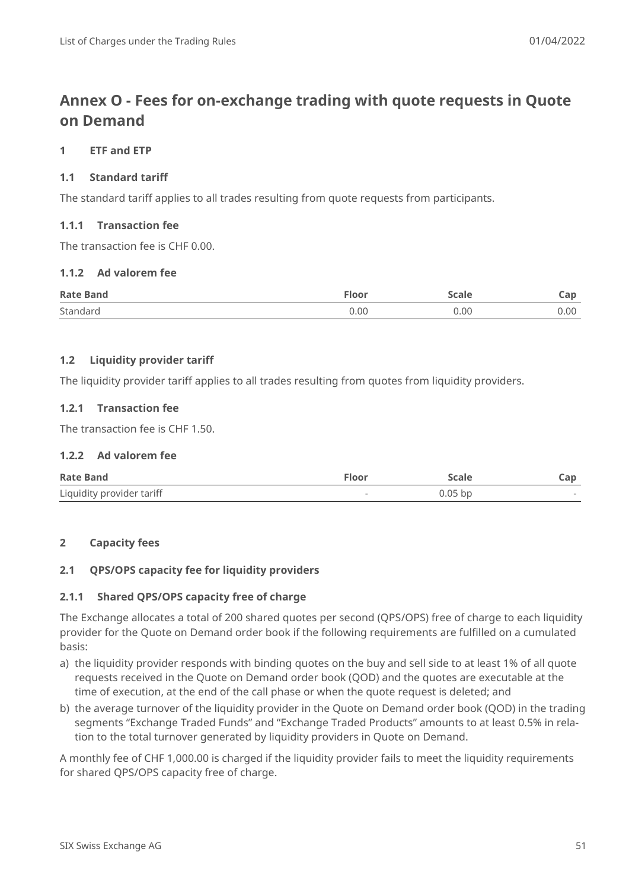# Annex O - Fees for on-exchange trading with quote requests in Quote on Demand

## 1 ETF and ETP

### 1.1 Standard tariff

The standard tariff applies to all trades resulting from quote requests from participants.

#### 1.1.1 Transaction fee

The transaction fee is CHF 0.00.

#### 1.1.2 Ad valorem fee

| Rate Band | Floor | Scale | Cap |
|---|---|---|---|
| Standard | 0.00 | 0.00 | 0.00 |

### 1.2 Liquidity provider tariff

The liquidity provider tariff applies to all trades resulting from quotes from liquidity providers.

#### 1.2.1 Transaction fee

The transaction fee is CHF 1.50.

#### 1.2.2 Ad valorem fee

| Rate Band | Floor | Scale | Cap |
|---|---|---|---|
| Liquidity provider tariff | - | 0.05 bp | - |

## 2 Capacity fees

### 2.1 QPS/OPS capacity fee for liquidity providers

#### 2.1.1 Shared QPS/OPS capacity free of charge

The Exchange allocates a total of 200 shared quotes per second (QPS/OPS) free of charge to each liquidity provider for the Quote on Demand order book if the following requirements are fulfilled on a cumulated basis:

a) the liquidity provider responds with binding quotes on the buy and sell side to at least 1% of all quote requests received in the Quote on Demand order book (QOD) and the quotes are executable at the time of execution, at the end of the call phase or when the quote request is deleted; and
b) the average turnover of the liquidity provider in the Quote on Demand order book (QOD) in the trading segments “Exchange Traded Funds” and “Exchange Traded Products” amounts to at least 0.5% in relation to the total turnover generated by liquidity providers in Quote on Demand.

A monthly fee of CHF 1,000.00 is charged if the liquidity provider fails to meet the liquidity requirements for shared QPS/OPS capacity free of charge.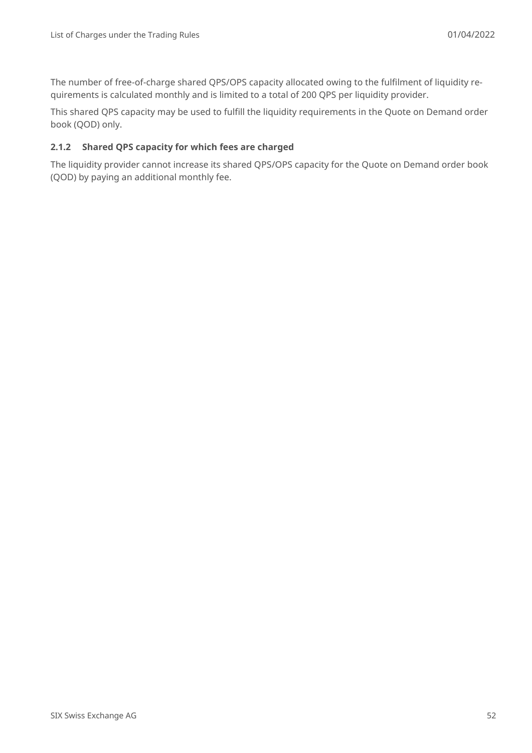The number of free-of-charge shared QPS/OPS capacity allocated owing to the fulfilment of liquidity requirements is calculated monthly and is limited to a total of 200 QPS per liquidity provider.

This shared QPS capacity may be used to fulfill the liquidity requirements in the Quote on Demand order book (QOD) only.

#### 2.1.2 Shared QPS capacity for which fees are charged

The liquidity provider cannot increase its shared QPS/OPS capacity for the Quote on Demand order book (QOD) by paying an additional monthly fee.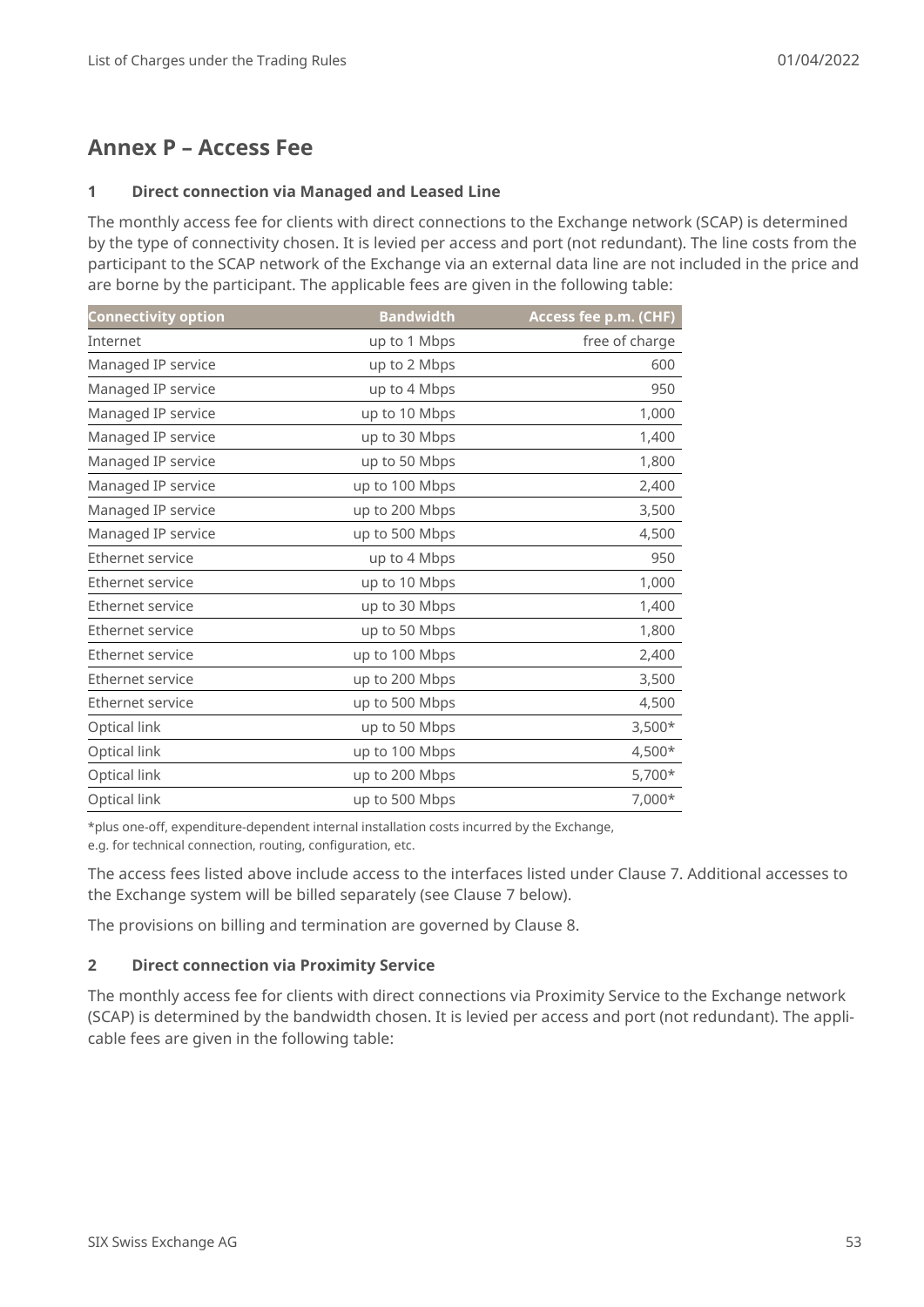## Annex P – Access Fee

### 1 Direct connection via Managed and Leased Line

The monthly access fee for clients with direct connections to the Exchange network (SCAP) is determined by the type of connectivity chosen. It is levied per access and port (not redundant). The line costs from the participant to the SCAP network of the Exchange via an external data line are not included in the price and are borne by the participant. The applicable fees are given in the following table:

| Connectivity option | Bandwidth | Access fee p.m. (CHF) |
|---|---:|---:|
| Internet | up to 1 Mbps | free of charge |
| Managed IP service | up to 2 Mbps | 600 |
| Managed IP service | up to 4 Mbps | 950 |
| Managed IP service | up to 10 Mbps | 1,000 |
| Managed IP service | up to 30 Mbps | 1,400 |
| Managed IP service | up to 50 Mbps | 1,800 |
| Managed IP service | up to 100 Mbps | 2,400 |
| Managed IP service | up to 200 Mbps | 3,500 |
| Managed IP service | up to 500 Mbps | 4,500 |
| Ethernet service | up to 4 Mbps | 950 |
| Ethernet service | up to 10 Mbps | 1,000 |
| Ethernet service | up to 30 Mbps | 1,400 |
| Ethernet service | up to 50 Mbps | 1,800 |
| Ethernet service | up to 100 Mbps | 2,400 |
| Ethernet service | up to 200 Mbps | 3,500 |
| Ethernet service | up to 500 Mbps | 4,500 |
| Optical link | up to 50 Mbps | 3,500* |
| Optical link | up to 100 Mbps | 4,500* |
| Optical link | up to 200 Mbps | 5,700* |
| Optical link | up to 500 Mbps | 7,000* |

*plus one-off, expenditure-dependent internal installation costs incurred by the Exchange, e.g. for technical connection, routing, configuration, etc.

The access fees listed above include access to the interfaces listed under Clause 7. Additional accesses to the Exchange system will be billed separately (see Clause 7 below).

The provisions on billing and termination are governed by Clause 8.

### 2 Direct connection via Proximity Service

The monthly access fee for clients with direct connections via Proximity Service to the Exchange network (SCAP) is determined by the bandwidth chosen. It is levied per access and port (not redundant). The applicable fees are given in the following table: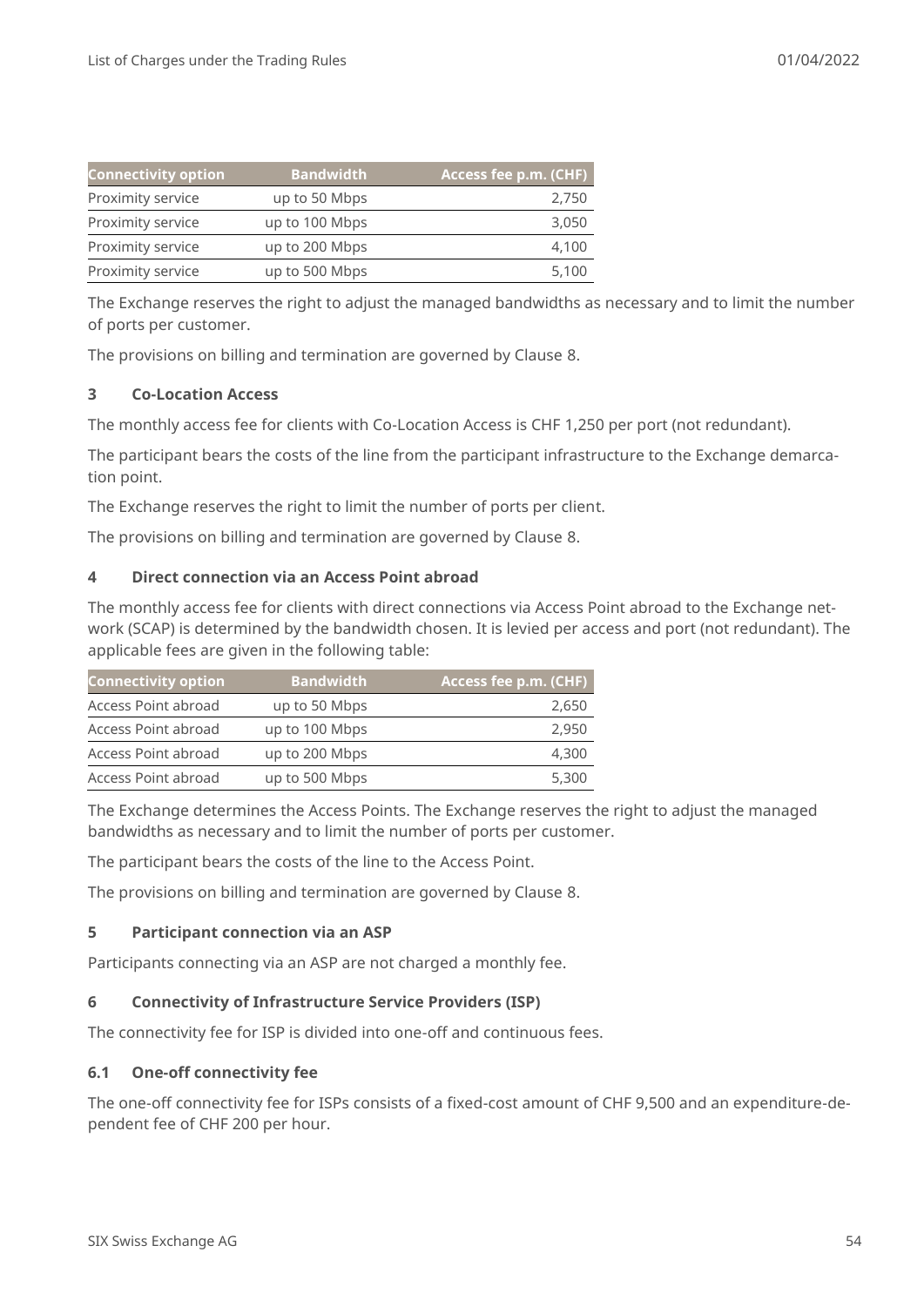| Connectivity option | Bandwidth | Access fee p.m. (CHF) |
|---|---|---|
| Proximity service | up to 50 Mbps | 2,750 |
| Proximity service | up to 100 Mbps | 3,050 |
| Proximity service | up to 200 Mbps | 4,100 |
| Proximity service | up to 500 Mbps | 5,100 |

The Exchange reserves the right to adjust the managed bandwidths as necessary and to limit the number of ports per customer.

The provisions on billing and termination are governed by Clause 8.

## 3 Co-Location Access

The monthly access fee for clients with Co-Location Access is CHF 1,250 per port (not redundant).

The participant bears the costs of the line from the participant infrastructure to the Exchange demarcation point.

The Exchange reserves the right to limit the number of ports per client.

The provisions on billing and termination are governed by Clause 8.

## 4 Direct connection via an Access Point abroad

The monthly access fee for clients with direct connections via Access Point abroad to the Exchange network (SCAP) is determined by the bandwidth chosen. It is levied per access and port (not redundant). The applicable fees are given in the following table:

| Connectivity option | Bandwidth | Access fee p.m. (CHF) |
|---|---|---|
| Access Point abroad | up to 50 Mbps | 2,650 |
| Access Point abroad | up to 100 Mbps | 2,950 |
| Access Point abroad | up to 200 Mbps | 4,300 |
| Access Point abroad | up to 500 Mbps | 5,300 |

The Exchange determines the Access Points. The Exchange reserves the right to adjust the managed bandwidths as necessary and to limit the number of ports per customer.

The participant bears the costs of the line to the Access Point.

The provisions on billing and termination are governed by Clause 8.

## 5 Participant connection via an ASP

Participants connecting via an ASP are not charged a monthly fee.

## 6 Connectivity of Infrastructure Service Providers (ISP)

The connectivity fee for ISP is divided into one-off and continuous fees.

### 6.1 One-off connectivity fee

The one-off connectivity fee for ISPs consists of a fixed-cost amount of CHF 9,500 and an expenditure-dependent fee of CHF 200 per hour.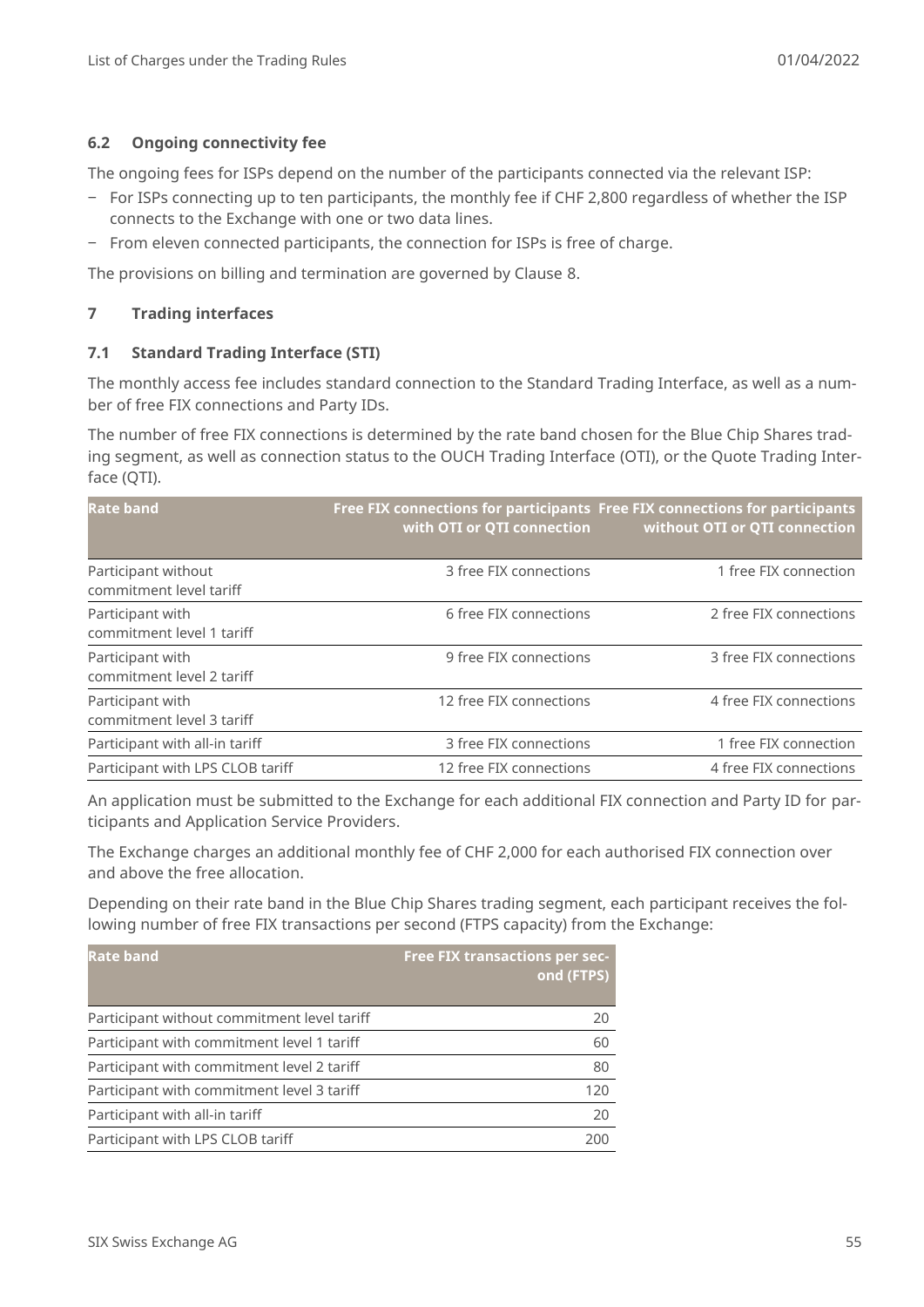### 6.2 Ongoing connectivity fee

The ongoing fees for ISPs depend on the number of the participants connected via the relevant ISP:

- For ISPs connecting up to ten participants, the monthly fee if CHF 2,800 regardless of whether the ISP connects to the Exchange with one or two data lines.
- From eleven connected participants, the connection for ISPs is free of charge.

The provisions on billing and termination are governed by Clause 8.

## 7 Trading interfaces

### 7.1 Standard Trading Interface (STI)

The monthly access fee includes standard connection to the Standard Trading Interface, as well as a number of free FIX connections and Party IDs.

The number of free FIX connections is determined by the rate band chosen for the Blue Chip Shares trading segment, as well as connection status to the OUCH Trading Interface (OTI), or the Quote Trading Interface (QTI).

| Rate band | Free FIX connections for participants with OTI or QTI connection | Free FIX connections for participants without OTI or QTI connection |
|---|---:|---:|
| Participant without commitment level tariff | 3 free FIX connections | 1 free FIX connection |
| Participant with commitment level 1 tariff | 6 free FIX connections | 2 free FIX connections |
| Participant with commitment level 2 tariff | 9 free FIX connections | 3 free FIX connections |
| Participant with commitment level 3 tariff | 12 free FIX connections | 4 free FIX connections |
| Participant with all-in tariff | 3 free FIX connections | 1 free FIX connection |
| Participant with LPS CLOB tariff | 12 free FIX connections | 4 free FIX connections |

An application must be submitted to the Exchange for each additional FIX connection and Party ID for participants and Application Service Providers.

The Exchange charges an additional monthly fee of CHF 2,000 for each authorised FIX connection over and above the free allocation.

Depending on their rate band in the Blue Chip Shares trading segment, each participant receives the following number of free FIX transactions per second (FTPS capacity) from the Exchange:

| Rate band | Free FIX transactions per second (FTPS) |
|---|---:|
| Participant without commitment level tariff | 20 |
| Participant with commitment level 1 tariff | 60 |
| Participant with commitment level 2 tariff | 80 |
| Participant with commitment level 3 tariff | 120 |
| Participant with all-in tariff | 20 |
| Participant with LPS CLOB tariff | 200 |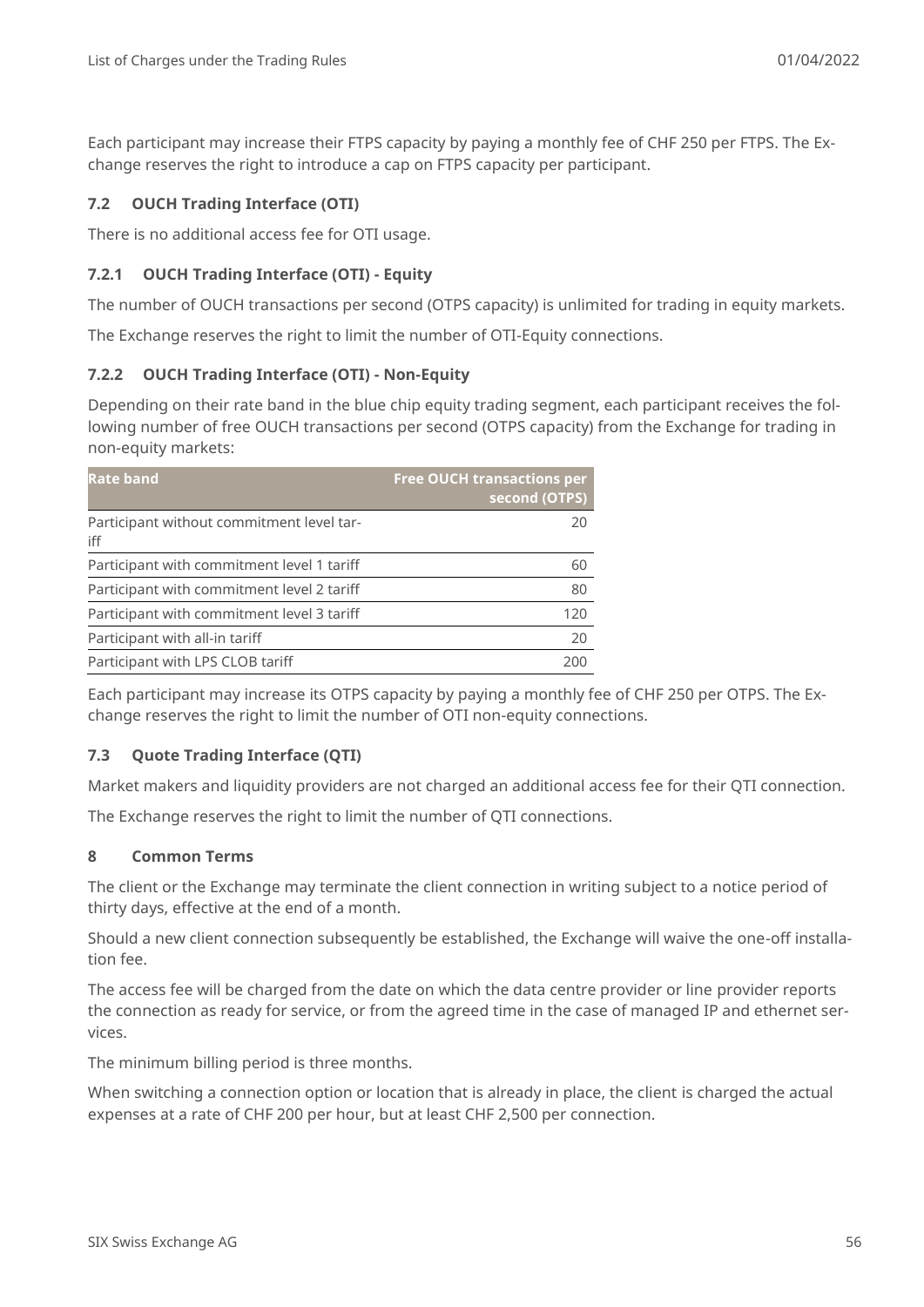Each participant may increase their FTPS capacity by paying a monthly fee of CHF 250 per FTPS. The Exchange reserves the right to introduce a cap on FTPS capacity per participant.

### 7.2 OUCH Trading Interface (OTI)

There is no additional access fee for OTI usage.

#### 7.2.1 OUCH Trading Interface (OTI) - Equity

The number of OUCH transactions per second (OTPS capacity) is unlimited for trading in equity markets.

The Exchange reserves the right to limit the number of OTI-Equity connections.

#### 7.2.2 OUCH Trading Interface (OTI) - Non-Equity

Depending on their rate band in the blue chip equity trading segment, each participant receives the following number of free OUCH transactions per second (OTPS capacity) from the Exchange for trading in non-equity markets:

| Rate band | Free OUCH transactions per second (OTPS) |
|---|---:|
| Participant without commitment level tariff | 20 |
| Participant with commitment level 1 tariff | 60 |
| Participant with commitment level 2 tariff | 80 |
| Participant with commitment level 3 tariff | 120 |
| Participant with all-in tariff | 20 |
| Participant with LPS CLOB tariff | 200 |

Each participant may increase its OTPS capacity by paying a monthly fee of CHF 250 per OTPS. The Exchange reserves the right to limit the number of OTI non-equity connections.

### 7.3 Quote Trading Interface (QTI)

Market makers and liquidity providers are not charged an additional access fee for their QTI connection.

The Exchange reserves the right to limit the number of QTI connections.

## 8 Common Terms

The client or the Exchange may terminate the client connection in writing subject to a notice period of thirty days, effective at the end of a month.

Should a new client connection subsequently be established, the Exchange will waive the one-off installation fee.

The access fee will be charged from the date on which the data centre provider or line provider reports the connection as ready for service, or from the agreed time in the case of managed IP and ethernet services.

The minimum billing period is three months.

When switching a connection option or location that is already in place, the client is charged the actual expenses at a rate of CHF 200 per hour, but at least CHF 2,500 per connection.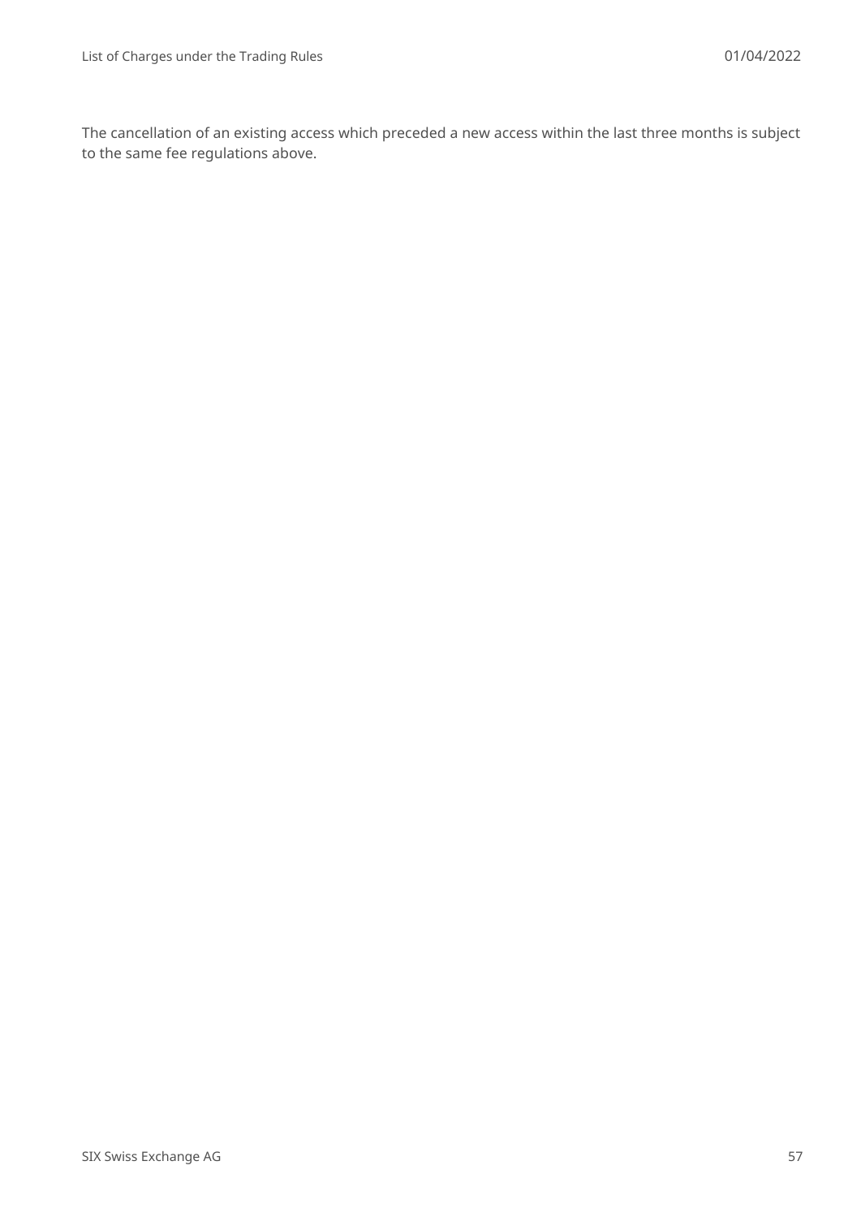The cancellation of an existing access which preceded a new access within the last three months is subject to the same fee regulations above.